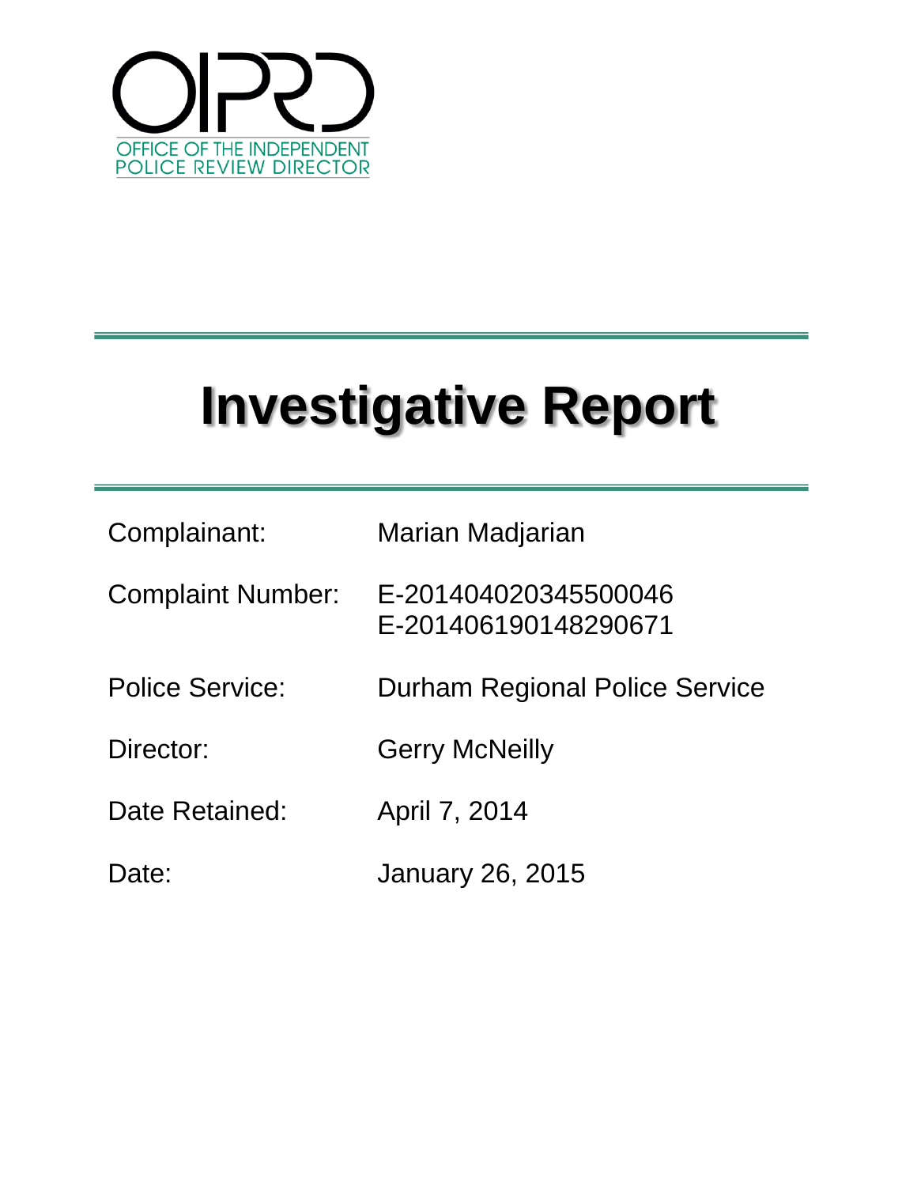OIPRD

OFFICE OF THE INDEPENDENT POLICE REVIEW DIRECTOR

# Investigative Report

| | |
|---|---|
| Complainant: | Marian Madjarian |
| Complaint Number: | E-2014040203455000​46<br>E-201406190148290671 |
| Police Service: | Durham Regional Police Service |
| Director: | Gerry McNeilly |
| Date Retained: | April 7, 2014 |
| Date: | January 26, 2015 |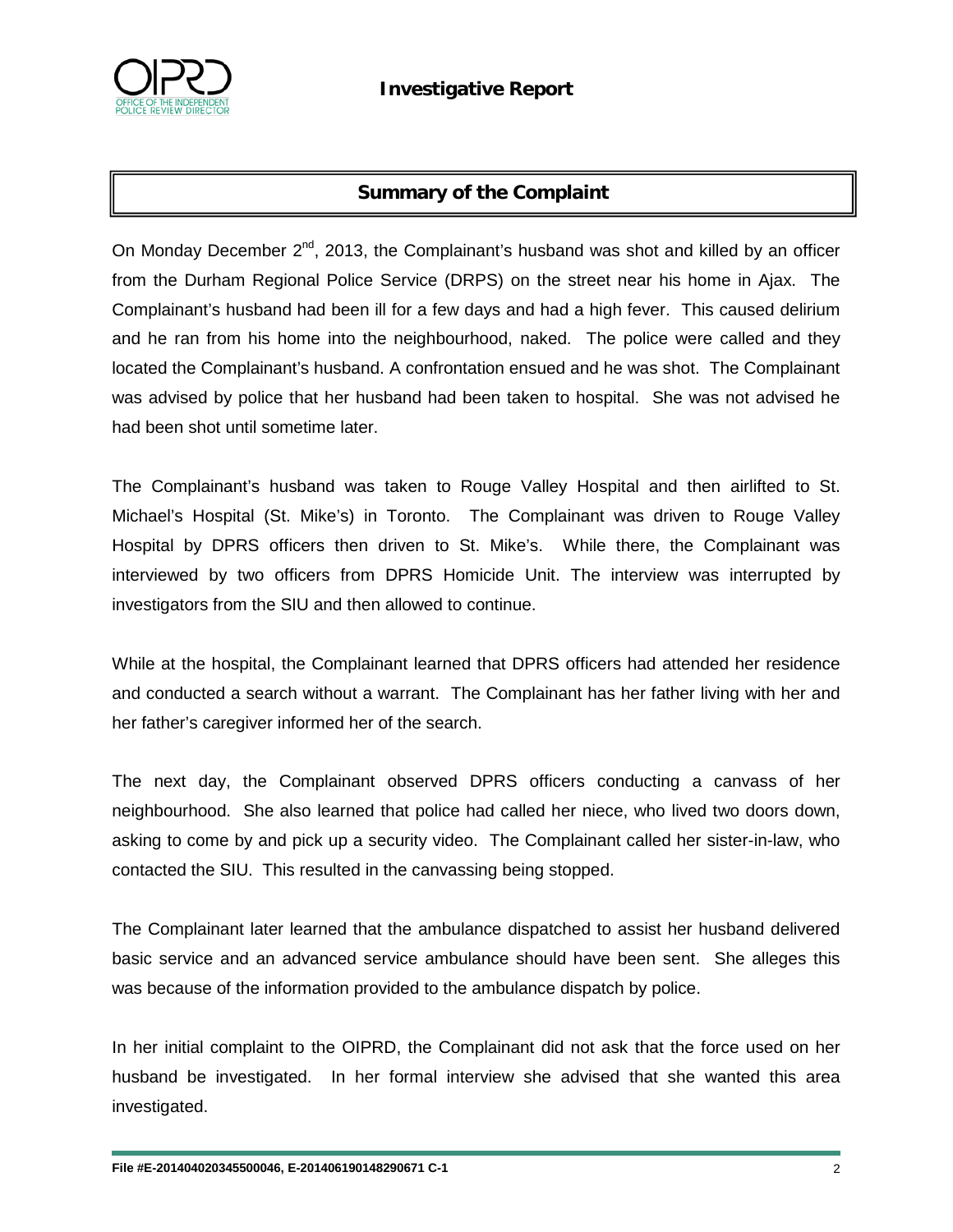## Summary of the Complaint

On Monday December 2nd, 2013, the Complainant's husband was shot and killed by an officer from the Durham Regional Police Service (DRPS) on the street near his home in Ajax. The Complainant's husband had been ill for a few days and had a high fever. This caused delirium and he ran from his home into the neighbourhood, naked. The police were called and they located the Complainant's husband. A confrontation ensued and he was shot. The Complainant was advised by police that her husband had been taken to hospital. She was not advised he had been shot until sometime later.

The Complainant's husband was taken to Rouge Valley Hospital and then airlifted to St. Michael's Hospital (St. Mike's) in Toronto. The Complainant was driven to Rouge Valley Hospital by DPRS officers then driven to St. Mike's. While there, the Complainant was interviewed by two officers from DPRS Homicide Unit. The interview was interrupted by investigators from the SIU and then allowed to continue.

While at the hospital, the Complainant learned that DPRS officers had attended her residence and conducted a search without a warrant. The Complainant has her father living with her and her father's caregiver informed her of the search.

The next day, the Complainant observed DPRS officers conducting a canvass of her neighbourhood. She also learned that police had called her niece, who lived two doors down, asking to come by and pick up a security video. The Complainant called her sister-in-law, who contacted the SIU. This resulted in the canvassing being stopped.

The Complainant later learned that the ambulance dispatched to assist her husband delivered basic service and an advanced service ambulance should have been sent. She alleges this was because of the information provided to the ambulance dispatch by police.

In her initial complaint to the OIPRD, the Complainant did not ask that the force used on her husband be investigated. In her formal interview she advised that she wanted this area investigated.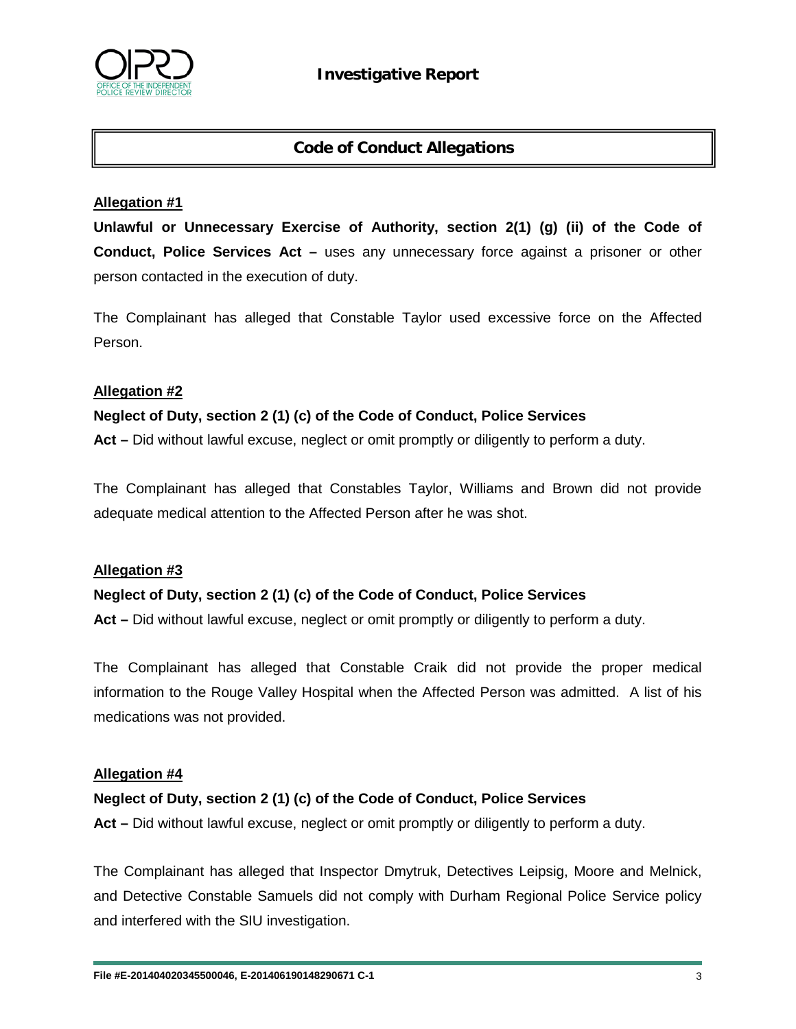## Code of Conduct Allegations

**Allegation #1**

**Unlawful or Unnecessary Exercise of Authority, section 2(1) (g) (ii) of the Code of Conduct, Police Services Act –** uses any unnecessary force against a prisoner or other person contacted in the execution of duty.

The Complainant has alleged that Constable Taylor used excessive force on the Affected Person.

**Allegation #2**

**Neglect of Duty, section 2 (1) (c) of the Code of Conduct, Police Services Act –** Did without lawful excuse, neglect or omit promptly or diligently to perform a duty.

The Complainant has alleged that Constables Taylor, Williams and Brown did not provide adequate medical attention to the Affected Person after he was shot.

**Allegation #3**

**Neglect of Duty, section 2 (1) (c) of the Code of Conduct, Police Services Act –** Did without lawful excuse, neglect or omit promptly or diligently to perform a duty.

The Complainant has alleged that Constable Craik did not provide the proper medical information to the Rouge Valley Hospital when the Affected Person was admitted. A list of his medications was not provided.

**Allegation #4**

**Neglect of Duty, section 2 (1) (c) of the Code of Conduct, Police Services Act –** Did without lawful excuse, neglect or omit promptly or diligently to perform a duty.

The Complainant has alleged that Inspector Dmytruk, Detectives Leipsig, Moore and Melnick, and Detective Constable Samuels did not comply with Durham Regional Police Service policy and interfered with the SIU investigation.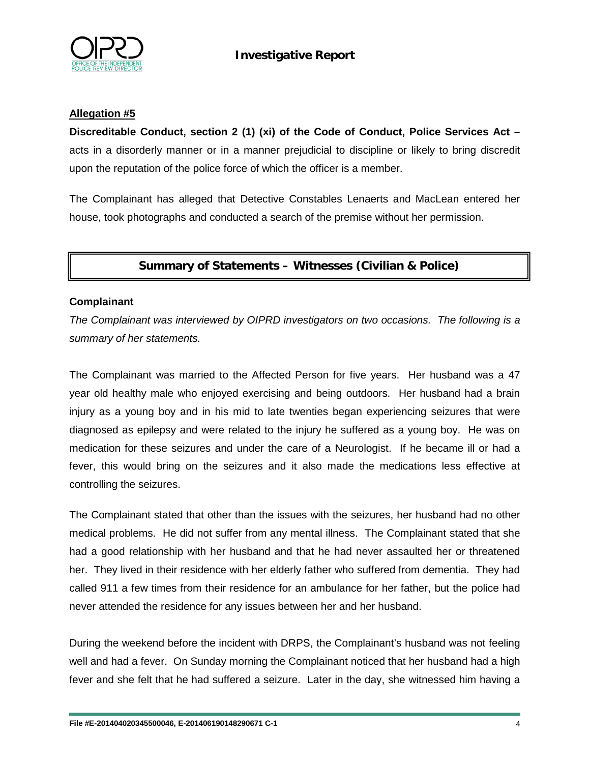**Allegation #5**

**Discreditable Conduct, section 2 (1) (xi) of the Code of Conduct, Police Services Act –** acts in a disorderly manner or in a manner prejudicial to discipline or likely to bring discredit upon the reputation of the police force of which the officer is a member.

The Complainant has alleged that Detective Constables Lenaerts and MacLean entered her house, took photographs and conducted a search of the premise without her permission.

## Summary of Statements – Witnesses (Civilian & Police)

**Complainant**

*The Complainant was interviewed by OIPRD investigators on two occasions. The following is a summary of her statements.*

The Complainant was married to the Affected Person for five years. Her husband was a 47 year old healthy male who enjoyed exercising and being outdoors. Her husband had a brain injury as a young boy and in his mid to late twenties began experiencing seizures that were diagnosed as epilepsy and were related to the injury he suffered as a young boy. He was on medication for these seizures and under the care of a Neurologist. If he became ill or had a fever, this would bring on the seizures and it also made the medications less effective at controlling the seizures.

The Complainant stated that other than the issues with the seizures, her husband had no other medical problems. He did not suffer from any mental illness. The Complainant stated that she had a good relationship with her husband and that he had never assaulted her or threatened her. They lived in their residence with her elderly father who suffered from dementia. They had called 911 a few times from their residence for an ambulance for her father, but the police had never attended the residence for any issues between her and her husband.

During the weekend before the incident with DRPS, the Complainant's husband was not feeling well and had a fever. On Sunday morning the Complainant noticed that her husband had a high fever and she felt that he had suffered a seizure. Later in the day, she witnessed him having a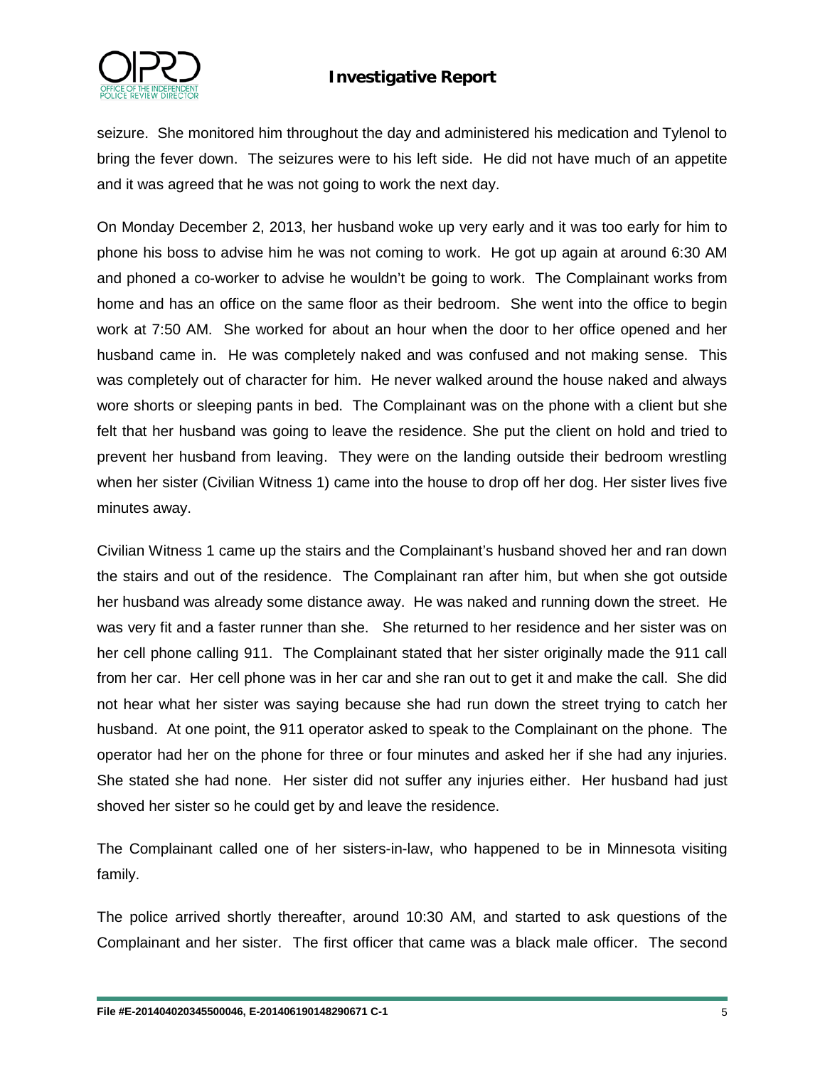seizure. She monitored him throughout the day and administered his medication and Tylenol to bring the fever down. The seizures were to his left side. He did not have much of an appetite and it was agreed that he was not going to work the next day.

On Monday December 2, 2013, her husband woke up very early and it was too early for him to phone his boss to advise him he was not coming to work. He got up again at around 6:30 AM and phoned a co-worker to advise he wouldn't be going to work. The Complainant works from home and has an office on the same floor as their bedroom. She went into the office to begin work at 7:50 AM. She worked for about an hour when the door to her office opened and her husband came in. He was completely naked and was confused and not making sense. This was completely out of character for him. He never walked around the house naked and always wore shorts or sleeping pants in bed. The Complainant was on the phone with a client but she felt that her husband was going to leave the residence. She put the client on hold and tried to prevent her husband from leaving. They were on the landing outside their bedroom wrestling when her sister (Civilian Witness 1) came into the house to drop off her dog. Her sister lives five minutes away.

Civilian Witness 1 came up the stairs and the Complainant's husband shoved her and ran down the stairs and out of the residence. The Complainant ran after him, but when she got outside her husband was already some distance away. He was naked and running down the street. He was very fit and a faster runner than she. She returned to her residence and her sister was on her cell phone calling 911. The Complainant stated that her sister originally made the 911 call from her car. Her cell phone was in her car and she ran out to get it and make the call. She did not hear what her sister was saying because she had run down the street trying to catch her husband. At one point, the 911 operator asked to speak to the Complainant on the phone. The operator had her on the phone for three or four minutes and asked her if she had any injuries. She stated she had none. Her sister did not suffer any injuries either. Her husband had just shoved her sister so he could get by and leave the residence.

The Complainant called one of her sisters-in-law, who happened to be in Minnesota visiting family.

The police arrived shortly thereafter, around 10:30 AM, and started to ask questions of the Complainant and her sister. The first officer that came was a black male officer. The second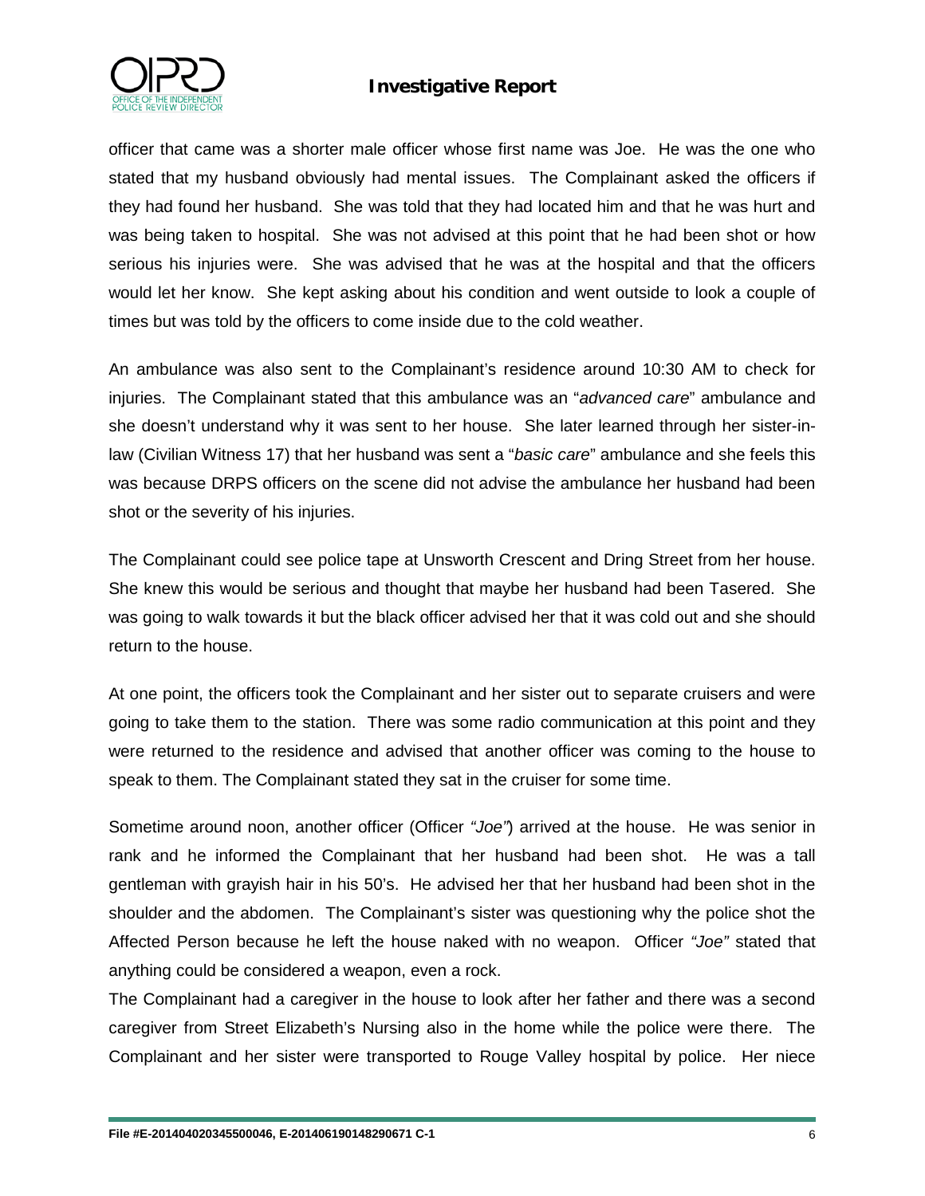officer that came was a shorter male officer whose first name was Joe. He was the one who stated that my husband obviously had mental issues. The Complainant asked the officers if they had found her husband. She was told that they had located him and that he was hurt and was being taken to hospital. She was not advised at this point that he had been shot or how serious his injuries were. She was advised that he was at the hospital and that the officers would let her know. She kept asking about his condition and went outside to look a couple of times but was told by the officers to come inside due to the cold weather.

An ambulance was also sent to the Complainant's residence around 10:30 AM to check for injuries. The Complainant stated that this ambulance was an "*advanced care*" ambulance and she doesn't understand why it was sent to her house. She later learned through her sister-in-law (Civilian Witness 17) that her husband was sent a "*basic care*" ambulance and she feels this was because DRPS officers on the scene did not advise the ambulance her husband had been shot or the severity of his injuries.

The Complainant could see police tape at Unsworth Crescent and Dring Street from her house. She knew this would be serious and thought that maybe her husband had been Tasered. She was going to walk towards it but the black officer advised her that it was cold out and she should return to the house.

At one point, the officers took the Complainant and her sister out to separate cruisers and were going to take them to the station. There was some radio communication at this point and they were returned to the residence and advised that another officer was coming to the house to speak to them. The Complainant stated they sat in the cruiser for some time.

Sometime around noon, another officer (Officer *"Joe"*) arrived at the house. He was senior in rank and he informed the Complainant that her husband had been shot. He was a tall gentleman with grayish hair in his 50's. He advised her that her husband had been shot in the shoulder and the abdomen. The Complainant's sister was questioning why the police shot the Affected Person because he left the house naked with no weapon. Officer *"Joe"* stated that anything could be considered a weapon, even a rock.

The Complainant had a caregiver in the house to look after her father and there was a second caregiver from Street Elizabeth's Nursing also in the home while the police were there. The Complainant and her sister were transported to Rouge Valley hospital by police. Her niece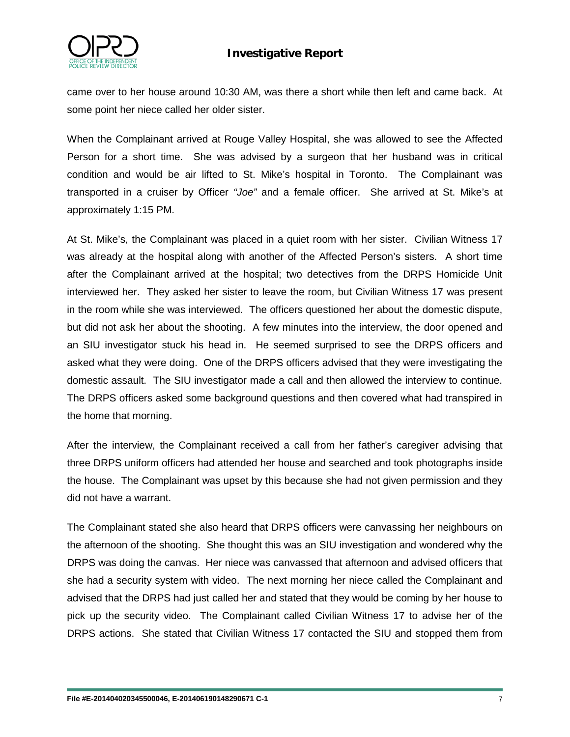came over to her house around 10:30 AM, was there a short while then left and came back. At some point her niece called her older sister.

When the Complainant arrived at Rouge Valley Hospital, she was allowed to see the Affected Person for a short time. She was advised by a surgeon that her husband was in critical condition and would be air lifted to St. Mike's hospital in Toronto. The Complainant was transported in a cruiser by Officer *"Joe"* and a female officer. She arrived at St. Mike's at approximately 1:15 PM.

At St. Mike's, the Complainant was placed in a quiet room with her sister. Civilian Witness 17 was already at the hospital along with another of the Affected Person's sisters. A short time after the Complainant arrived at the hospital; two detectives from the DRPS Homicide Unit interviewed her. They asked her sister to leave the room, but Civilian Witness 17 was present in the room while she was interviewed. The officers questioned her about the domestic dispute, but did not ask her about the shooting. A few minutes into the interview, the door opened and an SIU investigator stuck his head in. He seemed surprised to see the DRPS officers and asked what they were doing. One of the DRPS officers advised that they were investigating the domestic assault. The SIU investigator made a call and then allowed the interview to continue. The DRPS officers asked some background questions and then covered what had transpired in the home that morning.

After the interview, the Complainant received a call from her father's caregiver advising that three DRPS uniform officers had attended her house and searched and took photographs inside the house. The Complainant was upset by this because she had not given permission and they did not have a warrant.

The Complainant stated she also heard that DRPS officers were canvassing her neighbours on the afternoon of the shooting. She thought this was an SIU investigation and wondered why the DRPS was doing the canvas. Her niece was canvassed that afternoon and advised officers that she had a security system with video. The next morning her niece called the Complainant and advised that the DRPS had just called her and stated that they would be coming by her house to pick up the security video. The Complainant called Civilian Witness 17 to advise her of the DRPS actions. She stated that Civilian Witness 17 contacted the SIU and stopped them from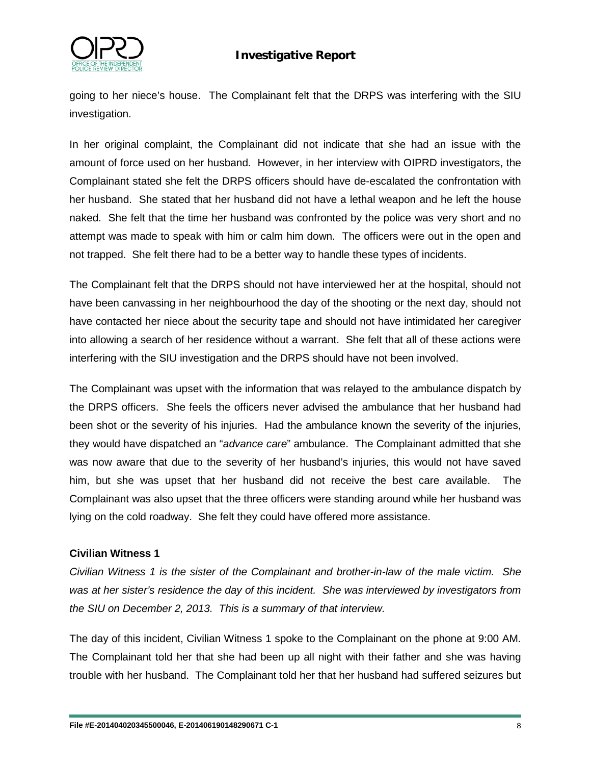going to her niece's house. The Complainant felt that the DRPS was interfering with the SIU investigation.

In her original complaint, the Complainant did not indicate that she had an issue with the amount of force used on her husband. However, in her interview with OIPRD investigators, the Complainant stated she felt the DRPS officers should have de-escalated the confrontation with her husband. She stated that her husband did not have a lethal weapon and he left the house naked. She felt that the time her husband was confronted by the police was very short and no attempt was made to speak with him or calm him down. The officers were out in the open and not trapped. She felt there had to be a better way to handle these types of incidents.

The Complainant felt that the DRPS should not have interviewed her at the hospital, should not have been canvassing in her neighbourhood the day of the shooting or the next day, should not have contacted her niece about the security tape and should not have intimidated her caregiver into allowing a search of her residence without a warrant. She felt that all of these actions were interfering with the SIU investigation and the DRPS should have not been involved.

The Complainant was upset with the information that was relayed to the ambulance dispatch by the DRPS officers. She feels the officers never advised the ambulance that her husband had been shot or the severity of his injuries. Had the ambulance known the severity of the injuries, they would have dispatched an "*advance care*" ambulance. The Complainant admitted that she was now aware that due to the severity of her husband's injuries, this would not have saved him, but she was upset that her husband did not receive the best care available. The Complainant was also upset that the three officers were standing around while her husband was lying on the cold roadway. She felt they could have offered more assistance.

**Civilian Witness 1**

*Civilian Witness 1 is the sister of the Complainant and brother-in-law of the male victim. She was at her sister's residence the day of this incident. She was interviewed by investigators from the SIU on December 2, 2013. This is a summary of that interview.*

The day of this incident, Civilian Witness 1 spoke to the Complainant on the phone at 9:00 AM. The Complainant told her that she had been up all night with their father and she was having trouble with her husband. The Complainant told her that her husband had suffered seizures but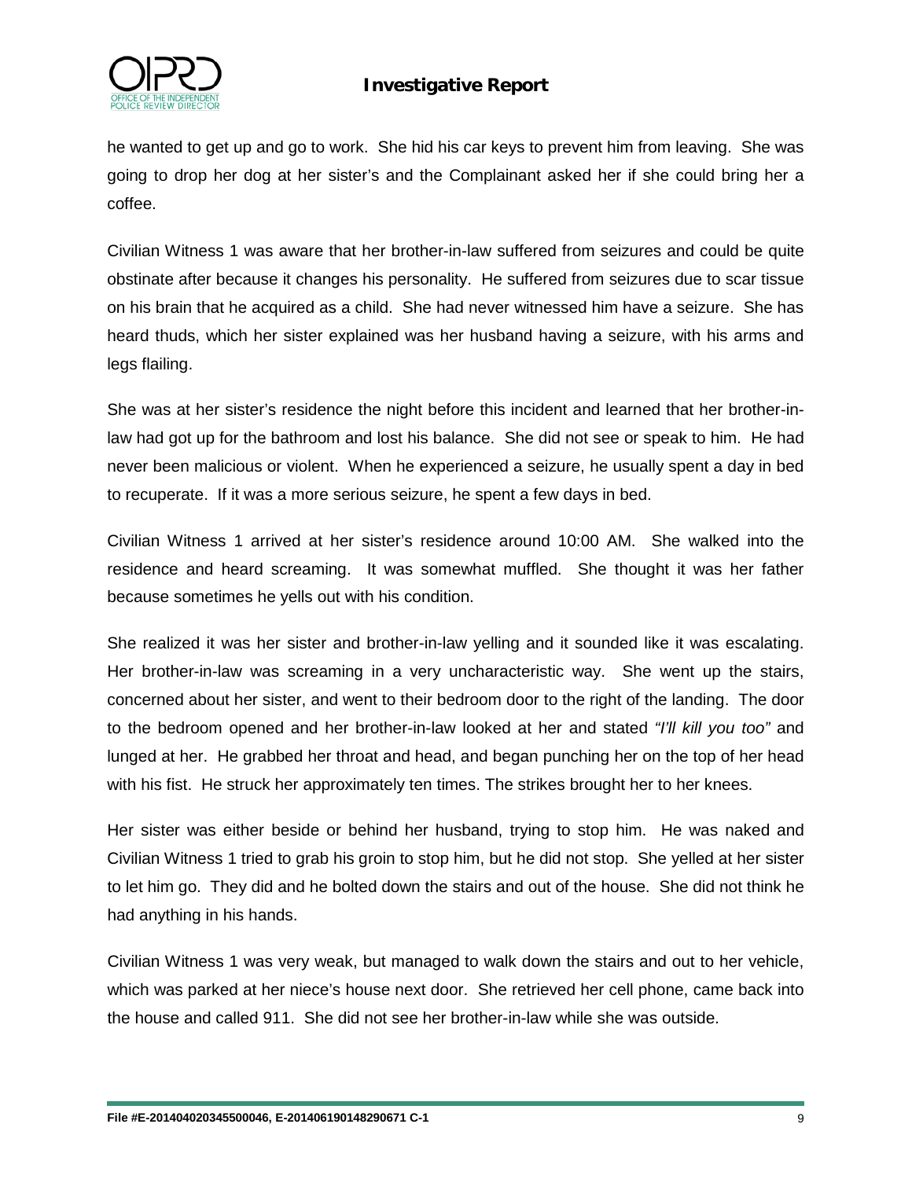he wanted to get up and go to work. She hid his car keys to prevent him from leaving. She was going to drop her dog at her sister's and the Complainant asked her if she could bring her a coffee.

Civilian Witness 1 was aware that her brother-in-law suffered from seizures and could be quite obstinate after because it changes his personality. He suffered from seizures due to scar tissue on his brain that he acquired as a child. She had never witnessed him have a seizure. She has heard thuds, which her sister explained was her husband having a seizure, with his arms and legs flailing.

She was at her sister's residence the night before this incident and learned that her brother-in-law had got up for the bathroom and lost his balance. She did not see or speak to him. He had never been malicious or violent. When he experienced a seizure, he usually spent a day in bed to recuperate. If it was a more serious seizure, he spent a few days in bed.

Civilian Witness 1 arrived at her sister's residence around 10:00 AM. She walked into the residence and heard screaming. It was somewhat muffled. She thought it was her father because sometimes he yells out with his condition.

She realized it was her sister and brother-in-law yelling and it sounded like it was escalating. Her brother-in-law was screaming in a very uncharacteristic way. She went up the stairs, concerned about her sister, and went to their bedroom door to the right of the landing. The door to the bedroom opened and her brother-in-law looked at her and stated *"I'll kill you too"* and lunged at her. He grabbed her throat and head, and began punching her on the top of her head with his fist. He struck her approximately ten times. The strikes brought her to her knees.

Her sister was either beside or behind her husband, trying to stop him. He was naked and Civilian Witness 1 tried to grab his groin to stop him, but he did not stop. She yelled at her sister to let him go. They did and he bolted down the stairs and out of the house. She did not think he had anything in his hands.

Civilian Witness 1 was very weak, but managed to walk down the stairs and out to her vehicle, which was parked at her niece's house next door. She retrieved her cell phone, came back into the house and called 911. She did not see her brother-in-law while she was outside.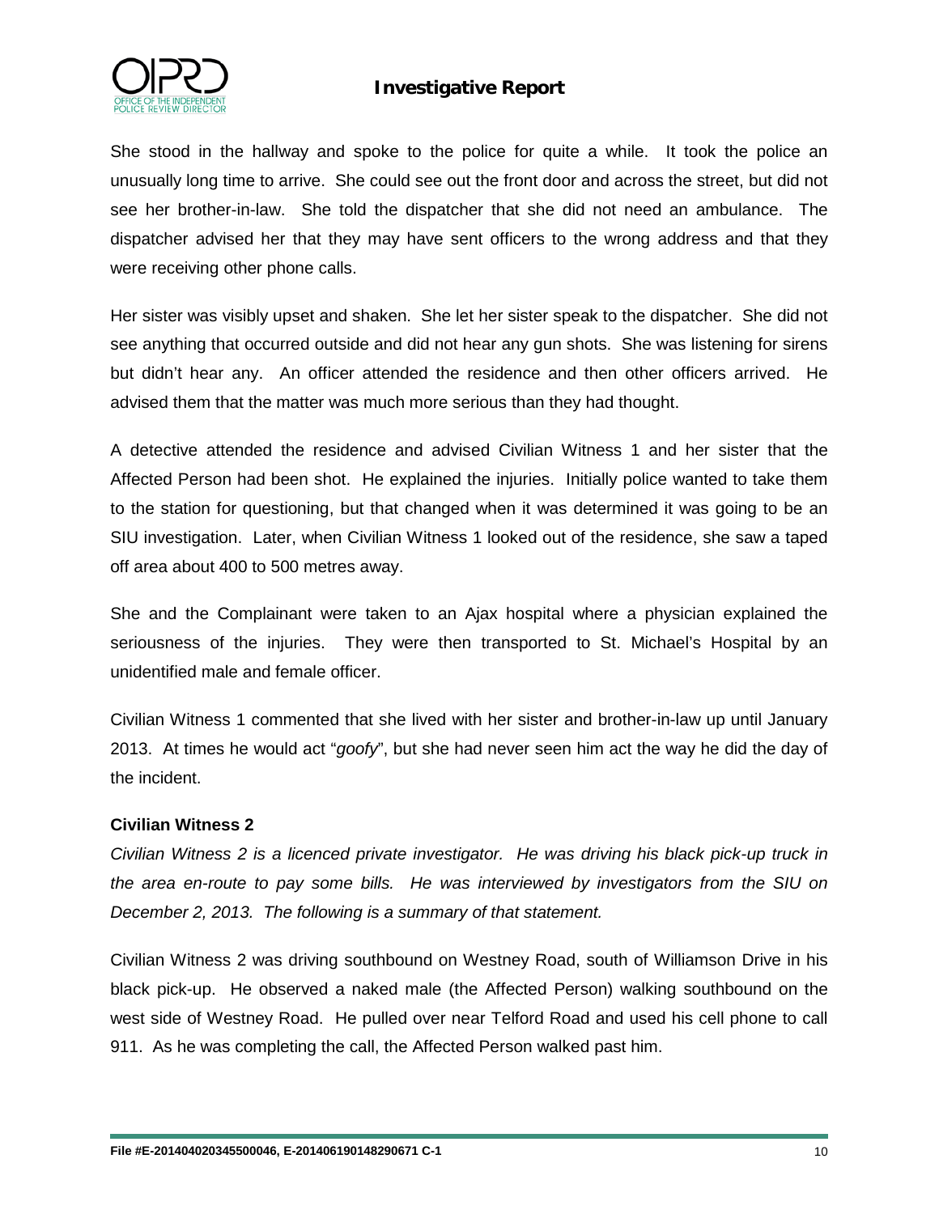She stood in the hallway and spoke to the police for quite a while. It took the police an unusually long time to arrive. She could see out the front door and across the street, but did not see her brother-in-law. She told the dispatcher that she did not need an ambulance. The dispatcher advised her that they may have sent officers to the wrong address and that they were receiving other phone calls.

Her sister was visibly upset and shaken. She let her sister speak to the dispatcher. She did not see anything that occurred outside and did not hear any gun shots. She was listening for sirens but didn't hear any. An officer attended the residence and then other officers arrived. He advised them that the matter was much more serious than they had thought.

A detective attended the residence and advised Civilian Witness 1 and her sister that the Affected Person had been shot. He explained the injuries. Initially police wanted to take them to the station for questioning, but that changed when it was determined it was going to be an SIU investigation. Later, when Civilian Witness 1 looked out of the residence, she saw a taped off area about 400 to 500 metres away.

She and the Complainant were taken to an Ajax hospital where a physician explained the seriousness of the injuries. They were then transported to St. Michael's Hospital by an unidentified male and female officer.

Civilian Witness 1 commented that she lived with her sister and brother-in-law up until January 2013. At times he would act "*goofy*", but she had never seen him act the way he did the day of the incident.

**Civilian Witness 2**

*Civilian Witness 2 is a licenced private investigator. He was driving his black pick-up truck in the area en-route to pay some bills. He was interviewed by investigators from the SIU on December 2, 2013. The following is a summary of that statement.*

Civilian Witness 2 was driving southbound on Westney Road, south of Williamson Drive in his black pick-up. He observed a naked male (the Affected Person) walking southbound on the west side of Westney Road. He pulled over near Telford Road and used his cell phone to call 911. As he was completing the call, the Affected Person walked past him.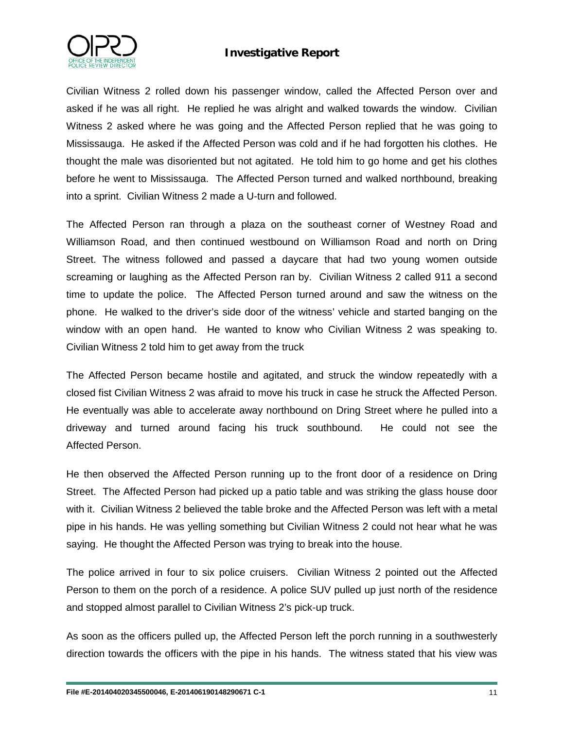Civilian Witness 2 rolled down his passenger window, called the Affected Person over and asked if he was all right. He replied he was alright and walked towards the window. Civilian Witness 2 asked where he was going and the Affected Person replied that he was going to Mississauga. He asked if the Affected Person was cold and if he had forgotten his clothes. He thought the male was disoriented but not agitated. He told him to go home and get his clothes before he went to Mississauga. The Affected Person turned and walked northbound, breaking into a sprint. Civilian Witness 2 made a U-turn and followed.

The Affected Person ran through a plaza on the southeast corner of Westney Road and Williamson Road, and then continued westbound on Williamson Road and north on Dring Street. The witness followed and passed a daycare that had two young women outside screaming or laughing as the Affected Person ran by. Civilian Witness 2 called 911 a second time to update the police. The Affected Person turned around and saw the witness on the phone. He walked to the driver's side door of the witness' vehicle and started banging on the window with an open hand. He wanted to know who Civilian Witness 2 was speaking to. Civilian Witness 2 told him to get away from the truck

The Affected Person became hostile and agitated, and struck the window repeatedly with a closed fist Civilian Witness 2 was afraid to move his truck in case he struck the Affected Person. He eventually was able to accelerate away northbound on Dring Street where he pulled into a driveway and turned around facing his truck southbound. He could not see the Affected Person.

He then observed the Affected Person running up to the front door of a residence on Dring Street. The Affected Person had picked up a patio table and was striking the glass house door with it. Civilian Witness 2 believed the table broke and the Affected Person was left with a metal pipe in his hands. He was yelling something but Civilian Witness 2 could not hear what he was saying. He thought the Affected Person was trying to break into the house.

The police arrived in four to six police cruisers. Civilian Witness 2 pointed out the Affected Person to them on the porch of a residence. A police SUV pulled up just north of the residence and stopped almost parallel to Civilian Witness 2's pick-up truck.

As soon as the officers pulled up, the Affected Person left the porch running in a southwesterly direction towards the officers with the pipe in his hands. The witness stated that his view was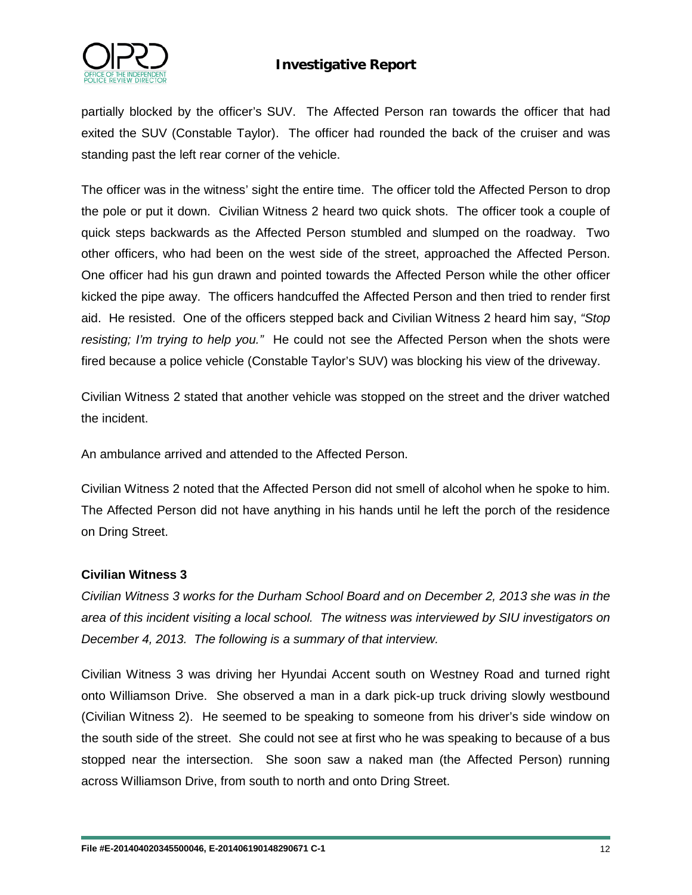partially blocked by the officer's SUV. The Affected Person ran towards the officer that had exited the SUV (Constable Taylor). The officer had rounded the back of the cruiser and was standing past the left rear corner of the vehicle.

The officer was in the witness' sight the entire time. The officer told the Affected Person to drop the pole or put it down. Civilian Witness 2 heard two quick shots. The officer took a couple of quick steps backwards as the Affected Person stumbled and slumped on the roadway. Two other officers, who had been on the west side of the street, approached the Affected Person. One officer had his gun drawn and pointed towards the Affected Person while the other officer kicked the pipe away. The officers handcuffed the Affected Person and then tried to render first aid. He resisted. One of the officers stepped back and Civilian Witness 2 heard him say, *"Stop resisting; I'm trying to help you."* He could not see the Affected Person when the shots were fired because a police vehicle (Constable Taylor's SUV) was blocking his view of the driveway.

Civilian Witness 2 stated that another vehicle was stopped on the street and the driver watched the incident.

An ambulance arrived and attended to the Affected Person.

Civilian Witness 2 noted that the Affected Person did not smell of alcohol when he spoke to him. The Affected Person did not have anything in his hands until he left the porch of the residence on Dring Street.

**Civilian Witness 3**

*Civilian Witness 3 works for the Durham School Board and on December 2, 2013 she was in the area of this incident visiting a local school. The witness was interviewed by SIU investigators on December 4, 2013. The following is a summary of that interview.*

Civilian Witness 3 was driving her Hyundai Accent south on Westney Road and turned right onto Williamson Drive. She observed a man in a dark pick-up truck driving slowly westbound (Civilian Witness 2). He seemed to be speaking to someone from his driver's side window on the south side of the street. She could not see at first who he was speaking to because of a bus stopped near the intersection. She soon saw a naked man (the Affected Person) running across Williamson Drive, from south to north and onto Dring Street.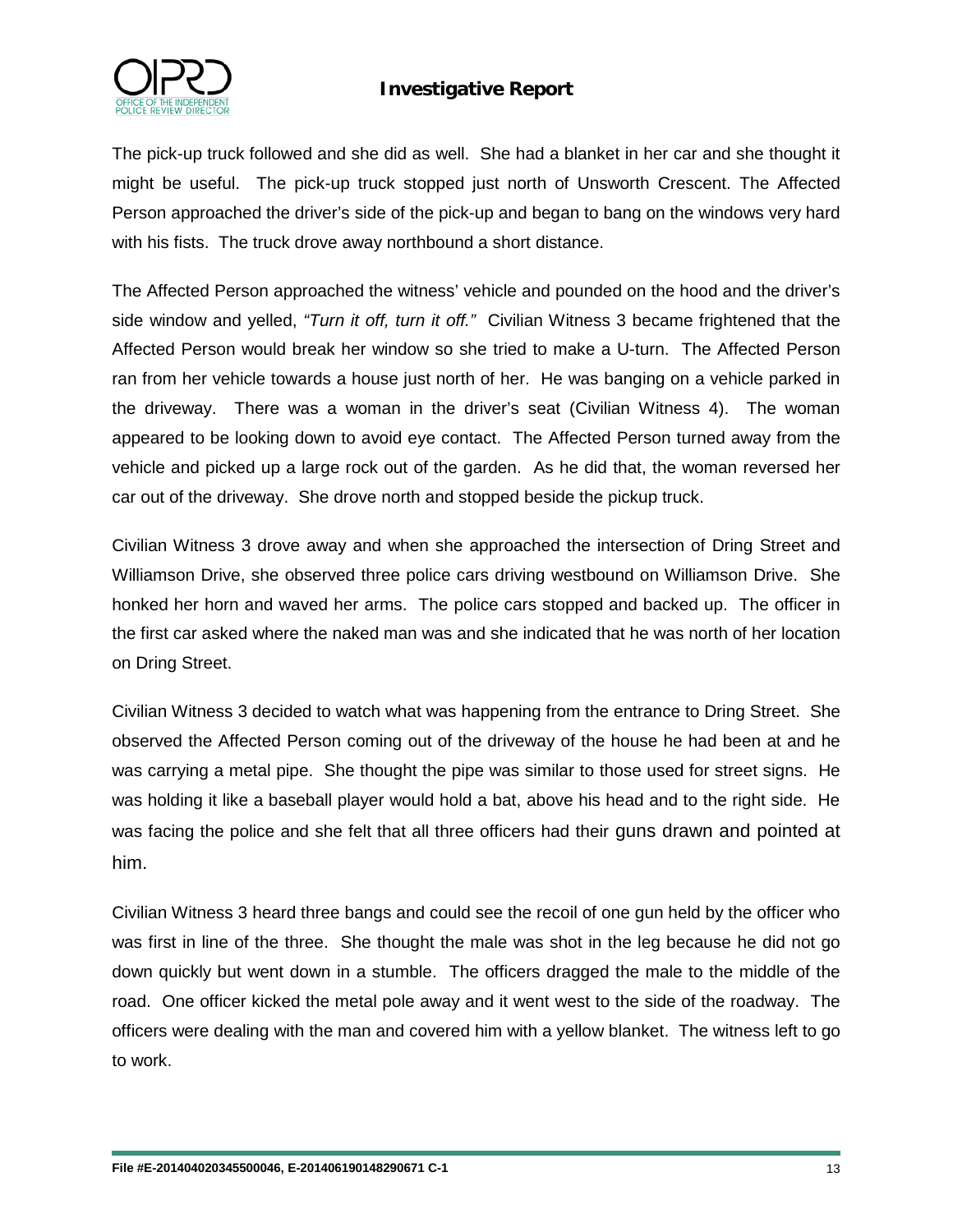The pick-up truck followed and she did as well. She had a blanket in her car and she thought it might be useful. The pick-up truck stopped just north of Unsworth Crescent. The Affected Person approached the driver's side of the pick-up and began to bang on the windows very hard with his fists. The truck drove away northbound a short distance.

The Affected Person approached the witness' vehicle and pounded on the hood and the driver's side window and yelled, *"Turn it off, turn it off."* Civilian Witness 3 became frightened that the Affected Person would break her window so she tried to make a U-turn. The Affected Person ran from her vehicle towards a house just north of her. He was banging on a vehicle parked in the driveway. There was a woman in the driver's seat (Civilian Witness 4). The woman appeared to be looking down to avoid eye contact. The Affected Person turned away from the vehicle and picked up a large rock out of the garden. As he did that, the woman reversed her car out of the driveway. She drove north and stopped beside the pickup truck.

Civilian Witness 3 drove away and when she approached the intersection of Dring Street and Williamson Drive, she observed three police cars driving westbound on Williamson Drive. She honked her horn and waved her arms. The police cars stopped and backed up. The officer in the first car asked where the naked man was and she indicated that he was north of her location on Dring Street.

Civilian Witness 3 decided to watch what was happening from the entrance to Dring Street. She observed the Affected Person coming out of the driveway of the house he had been at and he was carrying a metal pipe. She thought the pipe was similar to those used for street signs. He was holding it like a baseball player would hold a bat, above his head and to the right side. He was facing the police and she felt that all three officers had their guns drawn and pointed at him.

Civilian Witness 3 heard three bangs and could see the recoil of one gun held by the officer who was first in line of the three. She thought the male was shot in the leg because he did not go down quickly but went down in a stumble. The officers dragged the male to the middle of the road. One officer kicked the metal pole away and it went west to the side of the roadway. The officers were dealing with the man and covered him with a yellow blanket. The witness left to go to work.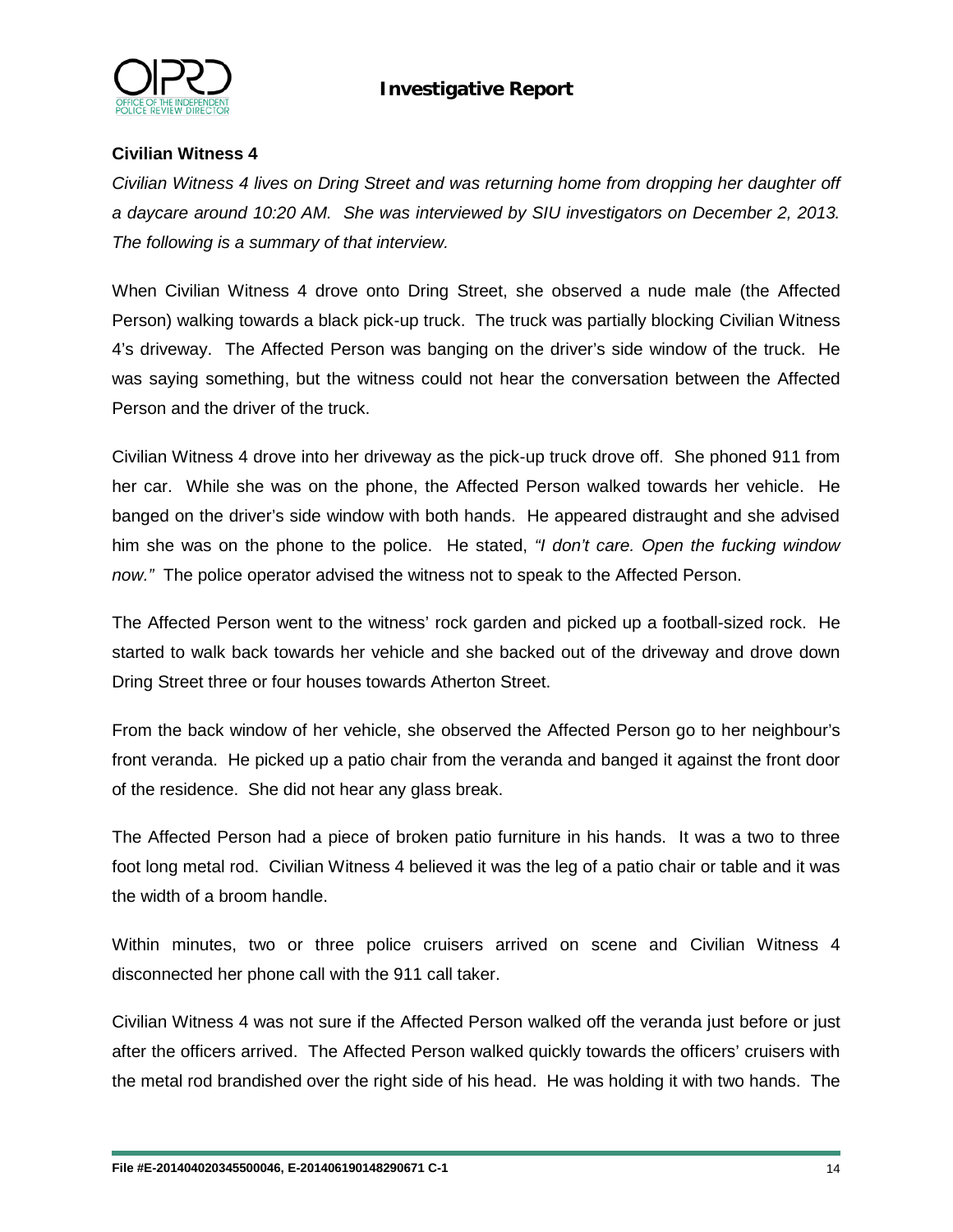**Civilian Witness 4**

*Civilian Witness 4 lives on Dring Street and was returning home from dropping her daughter off a daycare around 10:20 AM. She was interviewed by SIU investigators on December 2, 2013. The following is a summary of that interview.*

When Civilian Witness 4 drove onto Dring Street, she observed a nude male (the Affected Person) walking towards a black pick-up truck. The truck was partially blocking Civilian Witness 4's driveway. The Affected Person was banging on the driver's side window of the truck. He was saying something, but the witness could not hear the conversation between the Affected Person and the driver of the truck.

Civilian Witness 4 drove into her driveway as the pick-up truck drove off. She phoned 911 from her car. While she was on the phone, the Affected Person walked towards her vehicle. He banged on the driver's side window with both hands. He appeared distraught and she advised him she was on the phone to the police. He stated, *"I don't care. Open the fucking window now."* The police operator advised the witness not to speak to the Affected Person.

The Affected Person went to the witness' rock garden and picked up a football-sized rock. He started to walk back towards her vehicle and she backed out of the driveway and drove down Dring Street three or four houses towards Atherton Street.

From the back window of her vehicle, she observed the Affected Person go to her neighbour's front veranda. He picked up a patio chair from the veranda and banged it against the front door of the residence. She did not hear any glass break.

The Affected Person had a piece of broken patio furniture in his hands. It was a two to three foot long metal rod. Civilian Witness 4 believed it was the leg of a patio chair or table and it was the width of a broom handle.

Within minutes, two or three police cruisers arrived on scene and Civilian Witness 4 disconnected her phone call with the 911 call taker.

Civilian Witness 4 was not sure if the Affected Person walked off the veranda just before or just after the officers arrived. The Affected Person walked quickly towards the officers' cruisers with the metal rod brandished over the right side of his head. He was holding it with two hands. The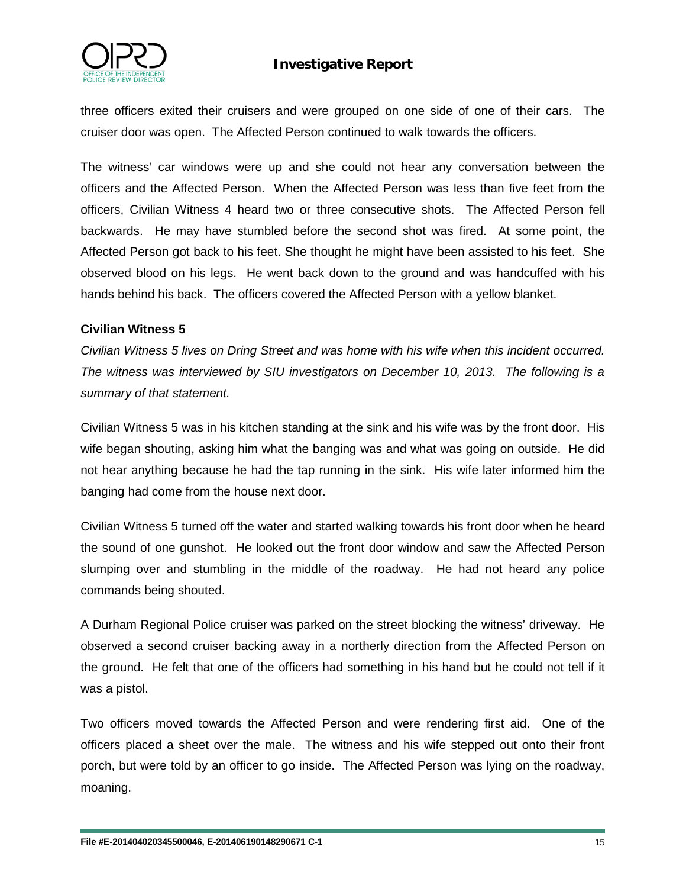three officers exited their cruisers and were grouped on one side of one of their cars. The cruiser door was open. The Affected Person continued to walk towards the officers.

The witness' car windows were up and she could not hear any conversation between the officers and the Affected Person. When the Affected Person was less than five feet from the officers, Civilian Witness 4 heard two or three consecutive shots. The Affected Person fell backwards. He may have stumbled before the second shot was fired. At some point, the Affected Person got back to his feet. She thought he might have been assisted to his feet. She observed blood on his legs. He went back down to the ground and was handcuffed with his hands behind his back. The officers covered the Affected Person with a yellow blanket.

**Civilian Witness 5**

*Civilian Witness 5 lives on Dring Street and was home with his wife when this incident occurred. The witness was interviewed by SIU investigators on December 10, 2013. The following is a summary of that statement.*

Civilian Witness 5 was in his kitchen standing at the sink and his wife was by the front door. His wife began shouting, asking him what the banging was and what was going on outside. He did not hear anything because he had the tap running in the sink. His wife later informed him the banging had come from the house next door.

Civilian Witness 5 turned off the water and started walking towards his front door when he heard the sound of one gunshot. He looked out the front door window and saw the Affected Person slumping over and stumbling in the middle of the roadway. He had not heard any police commands being shouted.

A Durham Regional Police cruiser was parked on the street blocking the witness' driveway. He observed a second cruiser backing away in a northerly direction from the Affected Person on the ground. He felt that one of the officers had something in his hand but he could not tell if it was a pistol.

Two officers moved towards the Affected Person and were rendering first aid. One of the officers placed a sheet over the male. The witness and his wife stepped out onto their front porch, but were told by an officer to go inside. The Affected Person was lying on the roadway, moaning.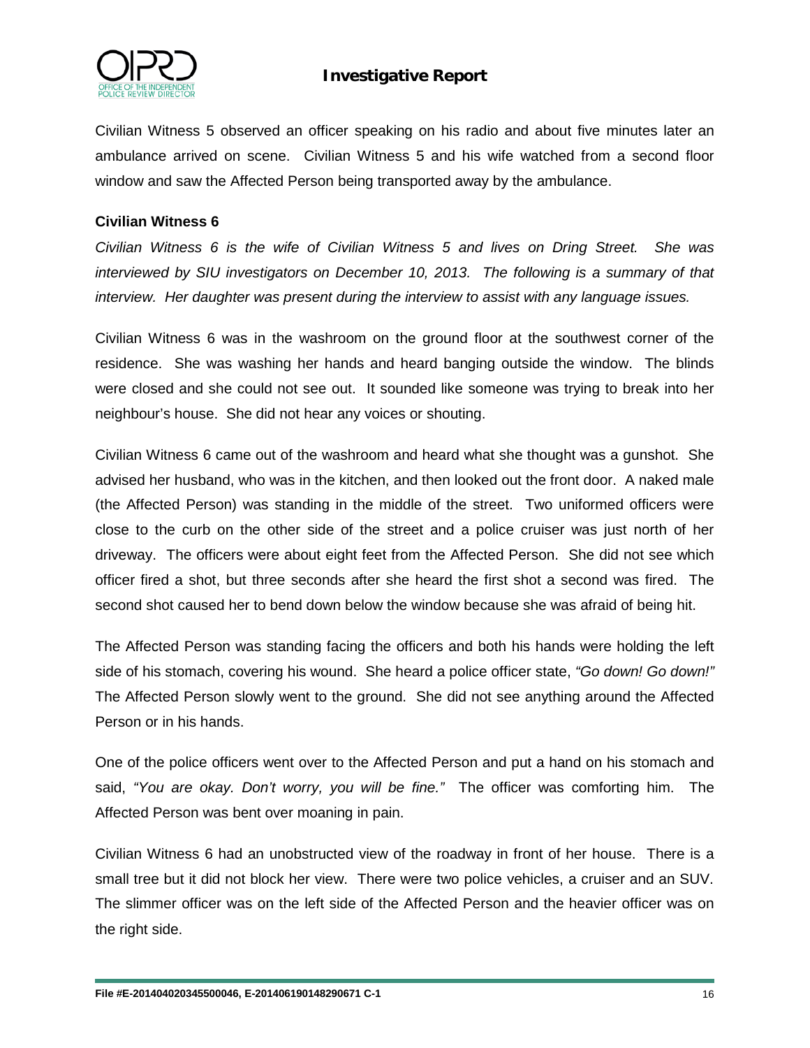Civilian Witness 5 observed an officer speaking on his radio and about five minutes later an ambulance arrived on scene. Civilian Witness 5 and his wife watched from a second floor window and saw the Affected Person being transported away by the ambulance.

**Civilian Witness 6**

*Civilian Witness 6 is the wife of Civilian Witness 5 and lives on Dring Street. She was interviewed by SIU investigators on December 10, 2013. The following is a summary of that interview. Her daughter was present during the interview to assist with any language issues.*

Civilian Witness 6 was in the washroom on the ground floor at the southwest corner of the residence. She was washing her hands and heard banging outside the window. The blinds were closed and she could not see out. It sounded like someone was trying to break into her neighbour's house. She did not hear any voices or shouting.

Civilian Witness 6 came out of the washroom and heard what she thought was a gunshot. She advised her husband, who was in the kitchen, and then looked out the front door. A naked male (the Affected Person) was standing in the middle of the street. Two uniformed officers were close to the curb on the other side of the street and a police cruiser was just north of her driveway. The officers were about eight feet from the Affected Person. She did not see which officer fired a shot, but three seconds after she heard the first shot a second was fired. The second shot caused her to bend down below the window because she was afraid of being hit.

The Affected Person was standing facing the officers and both his hands were holding the left side of his stomach, covering his wound. She heard a police officer state, *"Go down! Go down!"* The Affected Person slowly went to the ground. She did not see anything around the Affected Person or in his hands.

One of the police officers went over to the Affected Person and put a hand on his stomach and said, *"You are okay. Don't worry, you will be fine."* The officer was comforting him. The Affected Person was bent over moaning in pain.

Civilian Witness 6 had an unobstructed view of the roadway in front of her house. There is a small tree but it did not block her view. There were two police vehicles, a cruiser and an SUV. The slimmer officer was on the left side of the Affected Person and the heavier officer was on the right side.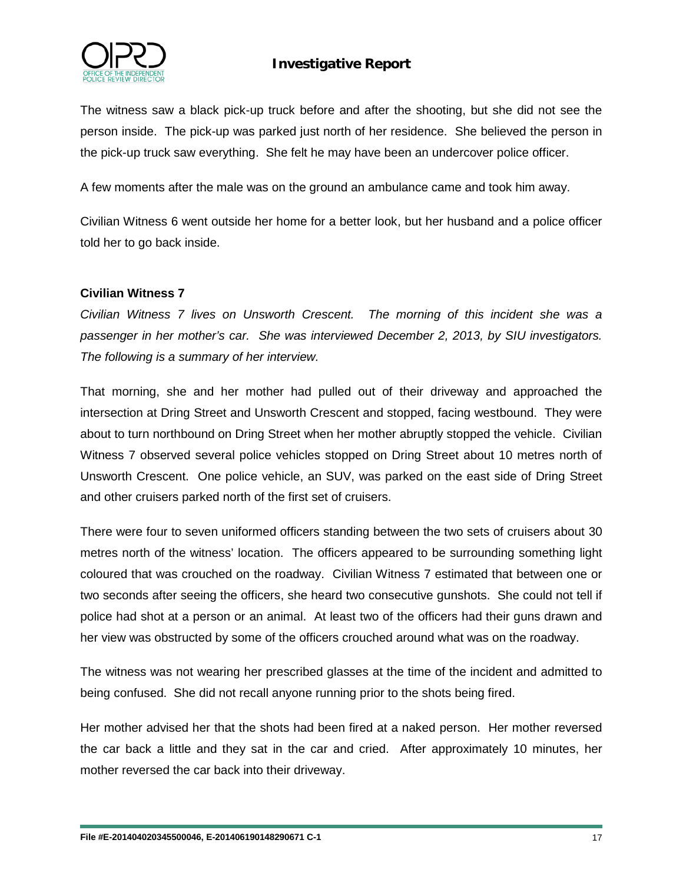The witness saw a black pick-up truck before and after the shooting, but she did not see the person inside. The pick-up was parked just north of her residence. She believed the person in the pick-up truck saw everything. She felt he may have been an undercover police officer.

A few moments after the male was on the ground an ambulance came and took him away.

Civilian Witness 6 went outside her home for a better look, but her husband and a police officer told her to go back inside.

**Civilian Witness 7**

*Civilian Witness 7 lives on Unsworth Crescent. The morning of this incident she was a passenger in her mother's car. She was interviewed December 2, 2013, by SIU investigators. The following is a summary of her interview.*

That morning, she and her mother had pulled out of their driveway and approached the intersection at Dring Street and Unsworth Crescent and stopped, facing westbound. They were about to turn northbound on Dring Street when her mother abruptly stopped the vehicle. Civilian Witness 7 observed several police vehicles stopped on Dring Street about 10 metres north of Unsworth Crescent. One police vehicle, an SUV, was parked on the east side of Dring Street and other cruisers parked north of the first set of cruisers.

There were four to seven uniformed officers standing between the two sets of cruisers about 30 metres north of the witness' location. The officers appeared to be surrounding something light coloured that was crouched on the roadway. Civilian Witness 7 estimated that between one or two seconds after seeing the officers, she heard two consecutive gunshots. She could not tell if police had shot at a person or an animal. At least two of the officers had their guns drawn and her view was obstructed by some of the officers crouched around what was on the roadway.

The witness was not wearing her prescribed glasses at the time of the incident and admitted to being confused. She did not recall anyone running prior to the shots being fired.

Her mother advised her that the shots had been fired at a naked person. Her mother reversed the car back a little and they sat in the car and cried. After approximately 10 minutes, her mother reversed the car back into their driveway.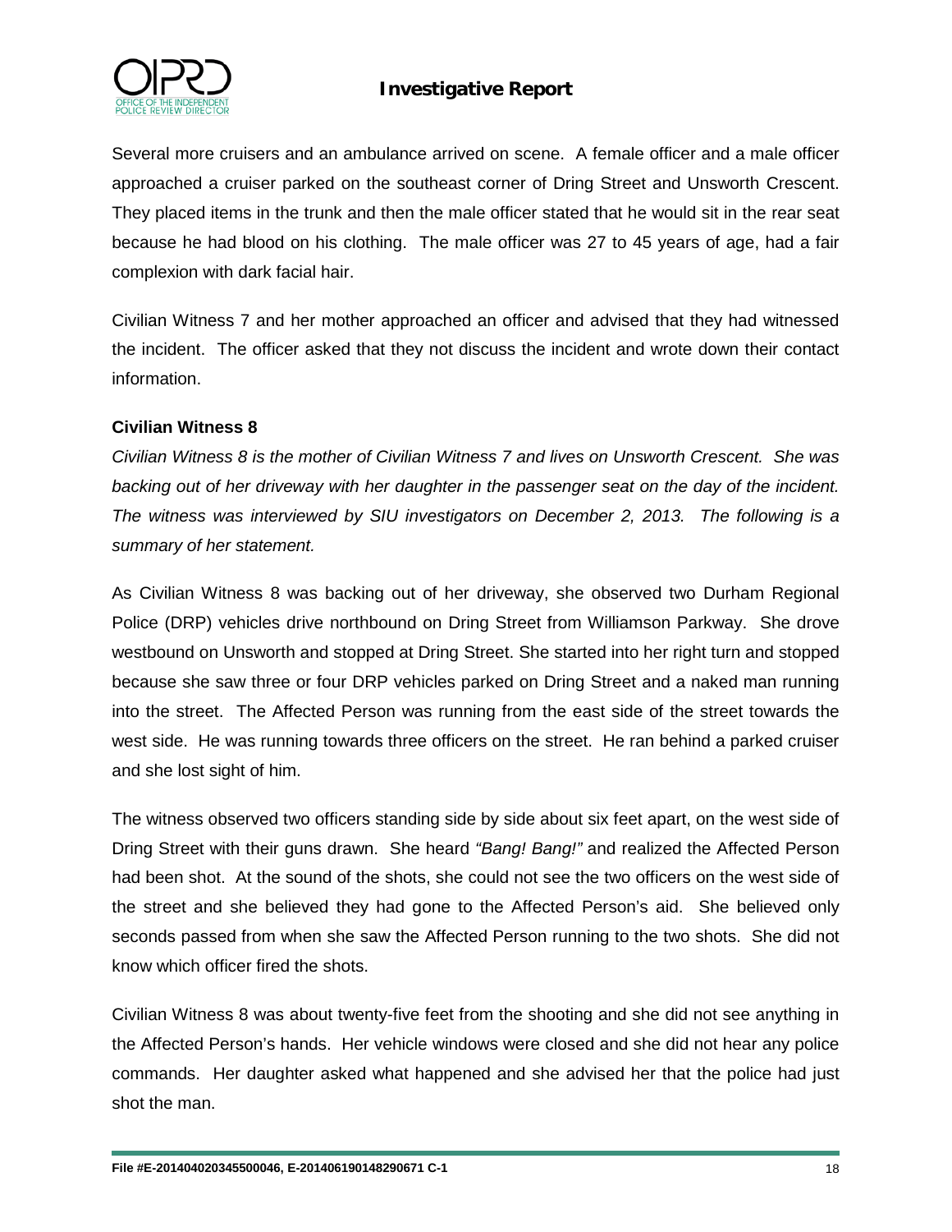Several more cruisers and an ambulance arrived on scene. A female officer and a male officer approached a cruiser parked on the southeast corner of Dring Street and Unsworth Crescent. They placed items in the trunk and then the male officer stated that he would sit in the rear seat because he had blood on his clothing. The male officer was 27 to 45 years of age, had a fair complexion with dark facial hair.

Civilian Witness 7 and her mother approached an officer and advised that they had witnessed the incident. The officer asked that they not discuss the incident and wrote down their contact information.

**Civilian Witness 8**

*Civilian Witness 8 is the mother of Civilian Witness 7 and lives on Unsworth Crescent. She was backing out of her driveway with her daughter in the passenger seat on the day of the incident. The witness was interviewed by SIU investigators on December 2, 2013. The following is a summary of her statement.*

As Civilian Witness 8 was backing out of her driveway, she observed two Durham Regional Police (DRP) vehicles drive northbound on Dring Street from Williamson Parkway. She drove westbound on Unsworth and stopped at Dring Street. She started into her right turn and stopped because she saw three or four DRP vehicles parked on Dring Street and a naked man running into the street. The Affected Person was running from the east side of the street towards the west side. He was running towards three officers on the street. He ran behind a parked cruiser and she lost sight of him.

The witness observed two officers standing side by side about six feet apart, on the west side of Dring Street with their guns drawn. She heard *"Bang! Bang!"* and realized the Affected Person had been shot. At the sound of the shots, she could not see the two officers on the west side of the street and she believed they had gone to the Affected Person's aid. She believed only seconds passed from when she saw the Affected Person running to the two shots. She did not know which officer fired the shots.

Civilian Witness 8 was about twenty-five feet from the shooting and she did not see anything in the Affected Person's hands. Her vehicle windows were closed and she did not hear any police commands. Her daughter asked what happened and she advised her that the police had just shot the man.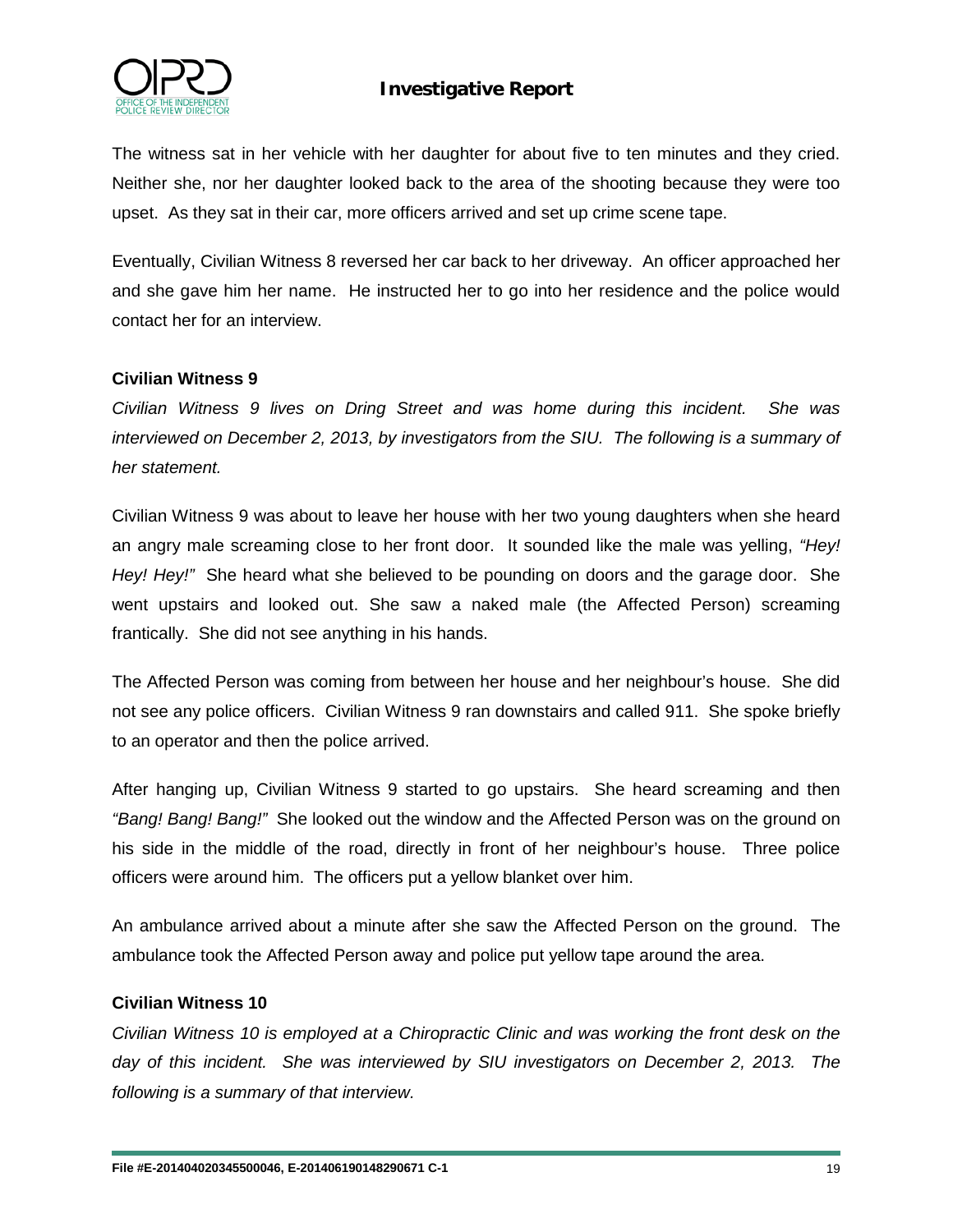The witness sat in her vehicle with her daughter for about five to ten minutes and they cried. Neither she, nor her daughter looked back to the area of the shooting because they were too upset. As they sat in their car, more officers arrived and set up crime scene tape.

Eventually, Civilian Witness 8 reversed her car back to her driveway. An officer approached her and she gave him her name. He instructed her to go into her residence and the police would contact her for an interview.

**Civilian Witness 9**

*Civilian Witness 9 lives on Dring Street and was home during this incident. She was interviewed on December 2, 2013, by investigators from the SIU. The following is a summary of her statement.*

Civilian Witness 9 was about to leave her house with her two young daughters when she heard an angry male screaming close to her front door. It sounded like the male was yelling, *"Hey! Hey! Hey!"* She heard what she believed to be pounding on doors and the garage door. She went upstairs and looked out. She saw a naked male (the Affected Person) screaming frantically. She did not see anything in his hands.

The Affected Person was coming from between her house and her neighbour's house. She did not see any police officers. Civilian Witness 9 ran downstairs and called 911. She spoke briefly to an operator and then the police arrived.

After hanging up, Civilian Witness 9 started to go upstairs. She heard screaming and then *"Bang! Bang! Bang!"* She looked out the window and the Affected Person was on the ground on his side in the middle of the road, directly in front of her neighbour's house. Three police officers were around him. The officers put a yellow blanket over him.

An ambulance arrived about a minute after she saw the Affected Person on the ground. The ambulance took the Affected Person away and police put yellow tape around the area.

**Civilian Witness 10**

*Civilian Witness 10 is employed at a Chiropractic Clinic and was working the front desk on the day of this incident. She was interviewed by SIU investigators on December 2, 2013. The following is a summary of that interview.*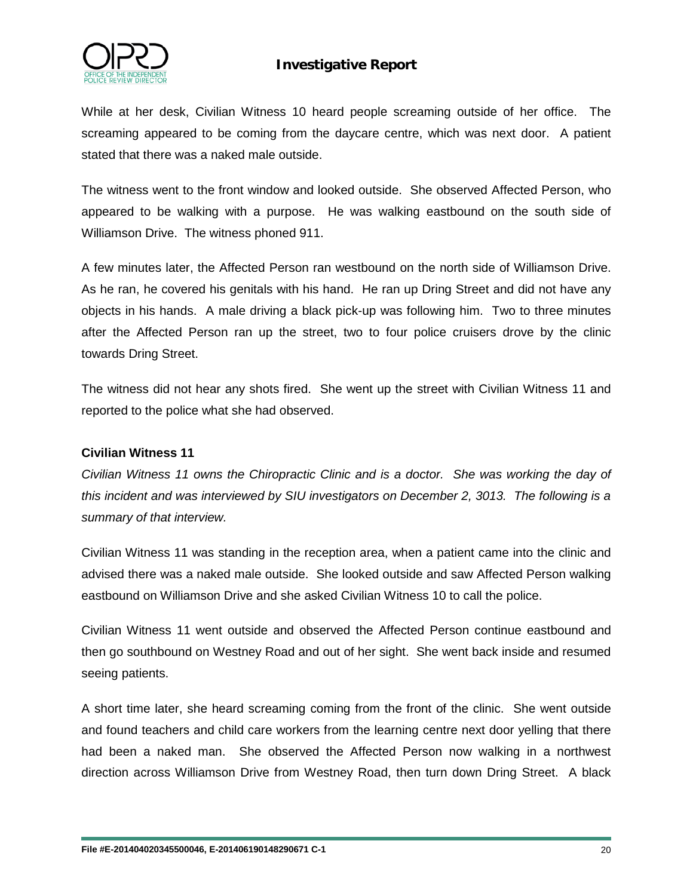While at her desk, Civilian Witness 10 heard people screaming outside of her office. The screaming appeared to be coming from the daycare centre, which was next door. A patient stated that there was a naked male outside.

The witness went to the front window and looked outside. She observed Affected Person, who appeared to be walking with a purpose. He was walking eastbound on the south side of Williamson Drive. The witness phoned 911.

A few minutes later, the Affected Person ran westbound on the north side of Williamson Drive. As he ran, he covered his genitals with his hand. He ran up Dring Street and did not have any objects in his hands. A male driving a black pick-up was following him. Two to three minutes after the Affected Person ran up the street, two to four police cruisers drove by the clinic towards Dring Street.

The witness did not hear any shots fired. She went up the street with Civilian Witness 11 and reported to the police what she had observed.

**Civilian Witness 11**

*Civilian Witness 11 owns the Chiropractic Clinic and is a doctor. She was working the day of this incident and was interviewed by SIU investigators on December 2, 3013. The following is a summary of that interview.*

Civilian Witness 11 was standing in the reception area, when a patient came into the clinic and advised there was a naked male outside. She looked outside and saw Affected Person walking eastbound on Williamson Drive and she asked Civilian Witness 10 to call the police.

Civilian Witness 11 went outside and observed the Affected Person continue eastbound and then go southbound on Westney Road and out of her sight. She went back inside and resumed seeing patients.

A short time later, she heard screaming coming from the front of the clinic. She went outside and found teachers and child care workers from the learning centre next door yelling that there had been a naked man. She observed the Affected Person now walking in a northwest direction across Williamson Drive from Westney Road, then turn down Dring Street. A black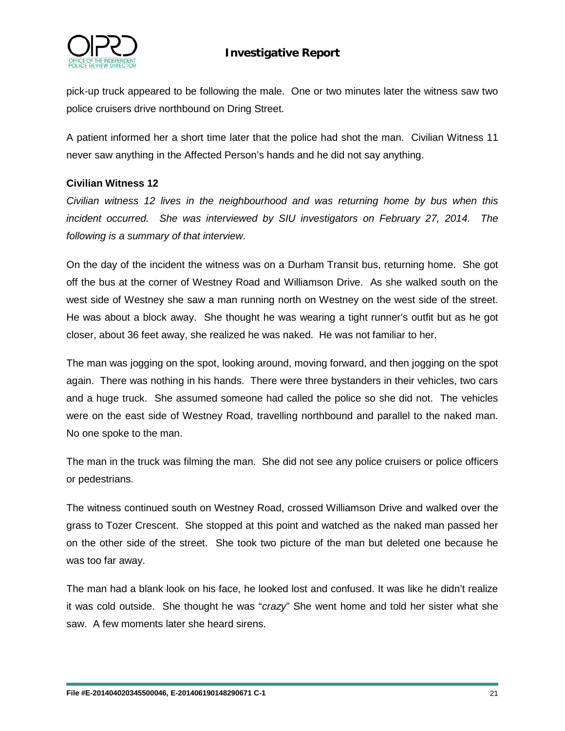pick-up truck appeared to be following the male. One or two minutes later the witness saw two police cruisers drive northbound on Dring Street.

A patient informed her a short time later that the police had shot the man. Civilian Witness 11 never saw anything in the Affected Person's hands and he did not say anything.

**Civilian Witness 12**

*Civilian witness 12 lives in the neighbourhood and was returning home by bus when this incident occurred. She was interviewed by SIU investigators on February 27, 2014. The following is a summary of that interview.*

On the day of the incident the witness was on a Durham Transit bus, returning home. She got off the bus at the corner of Westney Road and Williamson Drive. As she walked south on the west side of Westney she saw a man running north on Westney on the west side of the street. He was about a block away. She thought he was wearing a tight runner's outfit but as he got closer, about 36 feet away, she realized he was naked. He was not familiar to her.

The man was jogging on the spot, looking around, moving forward, and then jogging on the spot again. There was nothing in his hands. There were three bystanders in their vehicles, two cars and a huge truck. She assumed someone had called the police so she did not. The vehicles were on the east side of Westney Road, travelling northbound and parallel to the naked man. No one spoke to the man.

The man in the truck was filming the man. She did not see any police cruisers or police officers or pedestrians.

The witness continued south on Westney Road, crossed Williamson Drive and walked over the grass to Tozer Crescent. She stopped at this point and watched as the naked man passed her on the other side of the street. She took two picture of the man but deleted one because he was too far away.

The man had a blank look on his face, he looked lost and confused. It was like he didn't realize it was cold outside. She thought he was "*crazy*" She went home and told her sister what she saw. A few moments later she heard sirens.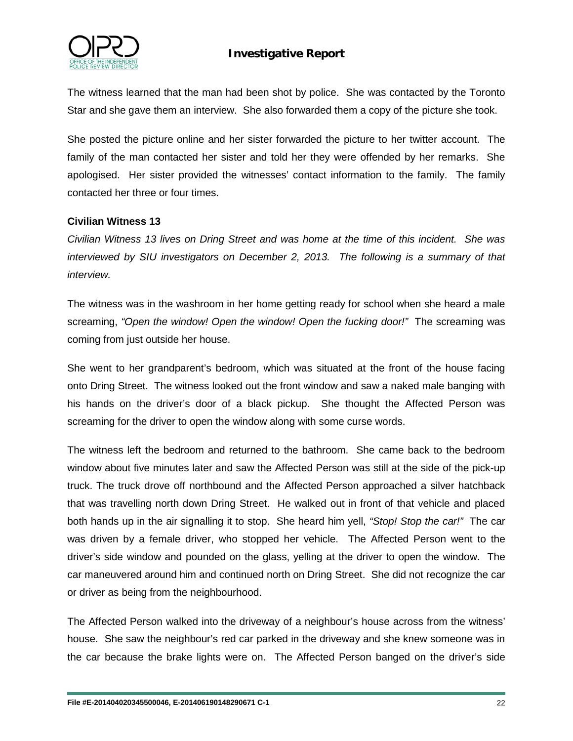The witness learned that the man had been shot by police. She was contacted by the Toronto Star and she gave them an interview. She also forwarded them a copy of the picture she took.

She posted the picture online and her sister forwarded the picture to her twitter account. The family of the man contacted her sister and told her they were offended by her remarks. She apologised. Her sister provided the witnesses' contact information to the family. The family contacted her three or four times.

**Civilian Witness 13**

*Civilian Witness 13 lives on Dring Street and was home at the time of this incident. She was interviewed by SIU investigators on December 2, 2013. The following is a summary of that interview.*

The witness was in the washroom in her home getting ready for school when she heard a male screaming, *"Open the window! Open the window! Open the fucking door!"* The screaming was coming from just outside her house.

She went to her grandparent's bedroom, which was situated at the front of the house facing onto Dring Street. The witness looked out the front window and saw a naked male banging with his hands on the driver's door of a black pickup. She thought the Affected Person was screaming for the driver to open the window along with some curse words.

The witness left the bedroom and returned to the bathroom. She came back to the bedroom window about five minutes later and saw the Affected Person was still at the side of the pick-up truck. The truck drove off northbound and the Affected Person approached a silver hatchback that was travelling north down Dring Street. He walked out in front of that vehicle and placed both hands up in the air signalling it to stop. She heard him yell, *"Stop! Stop the car!"* The car was driven by a female driver, who stopped her vehicle. The Affected Person went to the driver's side window and pounded on the glass, yelling at the driver to open the window. The car maneuvered around him and continued north on Dring Street. She did not recognize the car or driver as being from the neighbourhood.

The Affected Person walked into the driveway of a neighbour's house across from the witness' house. She saw the neighbour's red car parked in the driveway and she knew someone was in the car because the brake lights were on. The Affected Person banged on the driver's side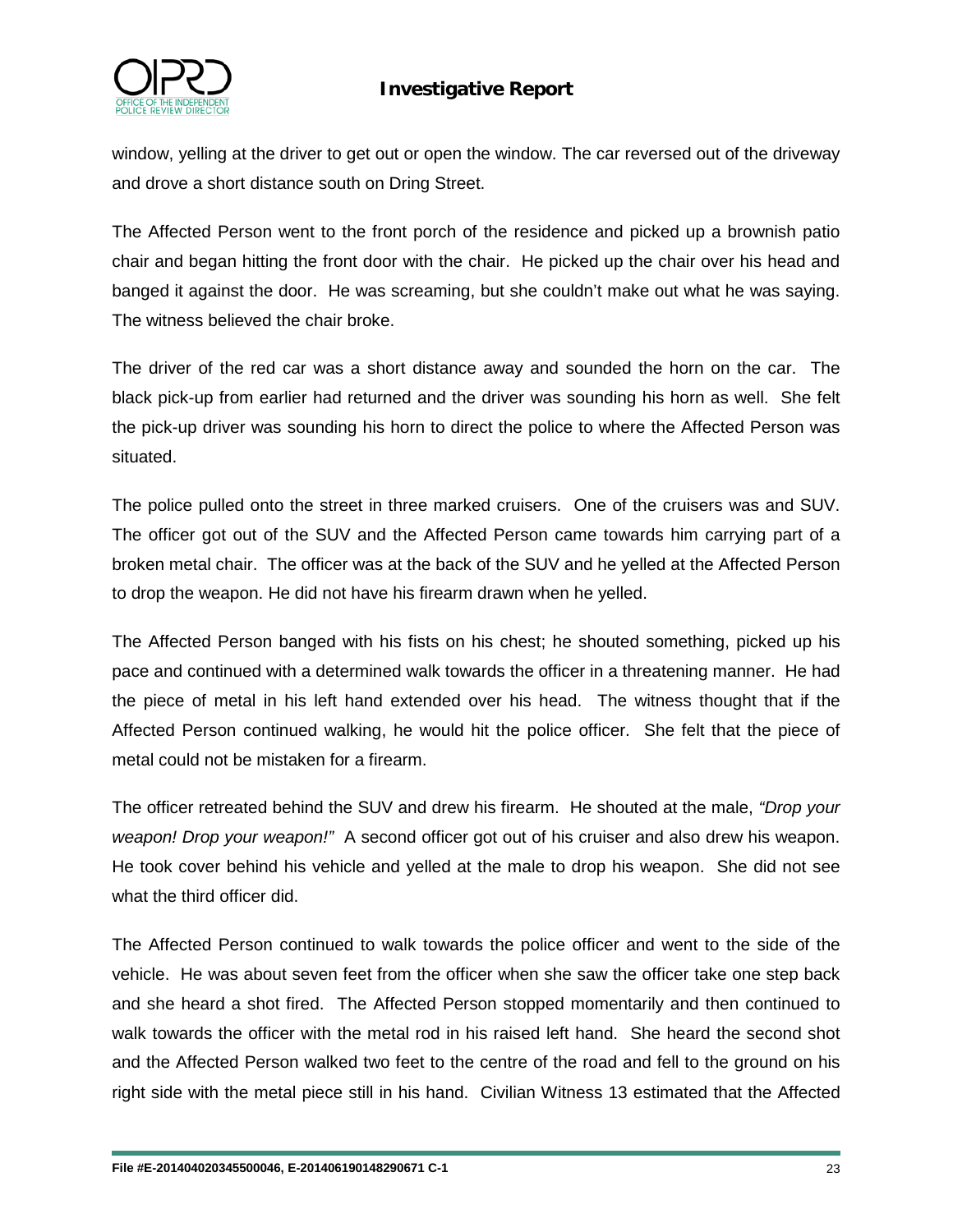window, yelling at the driver to get out or open the window. The car reversed out of the driveway and drove a short distance south on Dring Street.

The Affected Person went to the front porch of the residence and picked up a brownish patio chair and began hitting the front door with the chair. He picked up the chair over his head and banged it against the door. He was screaming, but she couldn't make out what he was saying. The witness believed the chair broke.

The driver of the red car was a short distance away and sounded the horn on the car. The black pick-up from earlier had returned and the driver was sounding his horn as well. She felt the pick-up driver was sounding his horn to direct the police to where the Affected Person was situated.

The police pulled onto the street in three marked cruisers. One of the cruisers was and SUV. The officer got out of the SUV and the Affected Person came towards him carrying part of a broken metal chair. The officer was at the back of the SUV and he yelled at the Affected Person to drop the weapon. He did not have his firearm drawn when he yelled.

The Affected Person banged with his fists on his chest; he shouted something, picked up his pace and continued with a determined walk towards the officer in a threatening manner. He had the piece of metal in his left hand extended over his head. The witness thought that if the Affected Person continued walking, he would hit the police officer. She felt that the piece of metal could not be mistaken for a firearm.

The officer retreated behind the SUV and drew his firearm. He shouted at the male, *"Drop your weapon! Drop your weapon!"* A second officer got out of his cruiser and also drew his weapon. He took cover behind his vehicle and yelled at the male to drop his weapon. She did not see what the third officer did.

The Affected Person continued to walk towards the police officer and went to the side of the vehicle. He was about seven feet from the officer when she saw the officer take one step back and she heard a shot fired. The Affected Person stopped momentarily and then continued to walk towards the officer with the metal rod in his raised left hand. She heard the second shot and the Affected Person walked two feet to the centre of the road and fell to the ground on his right side with the metal piece still in his hand. Civilian Witness 13 estimated that the Affected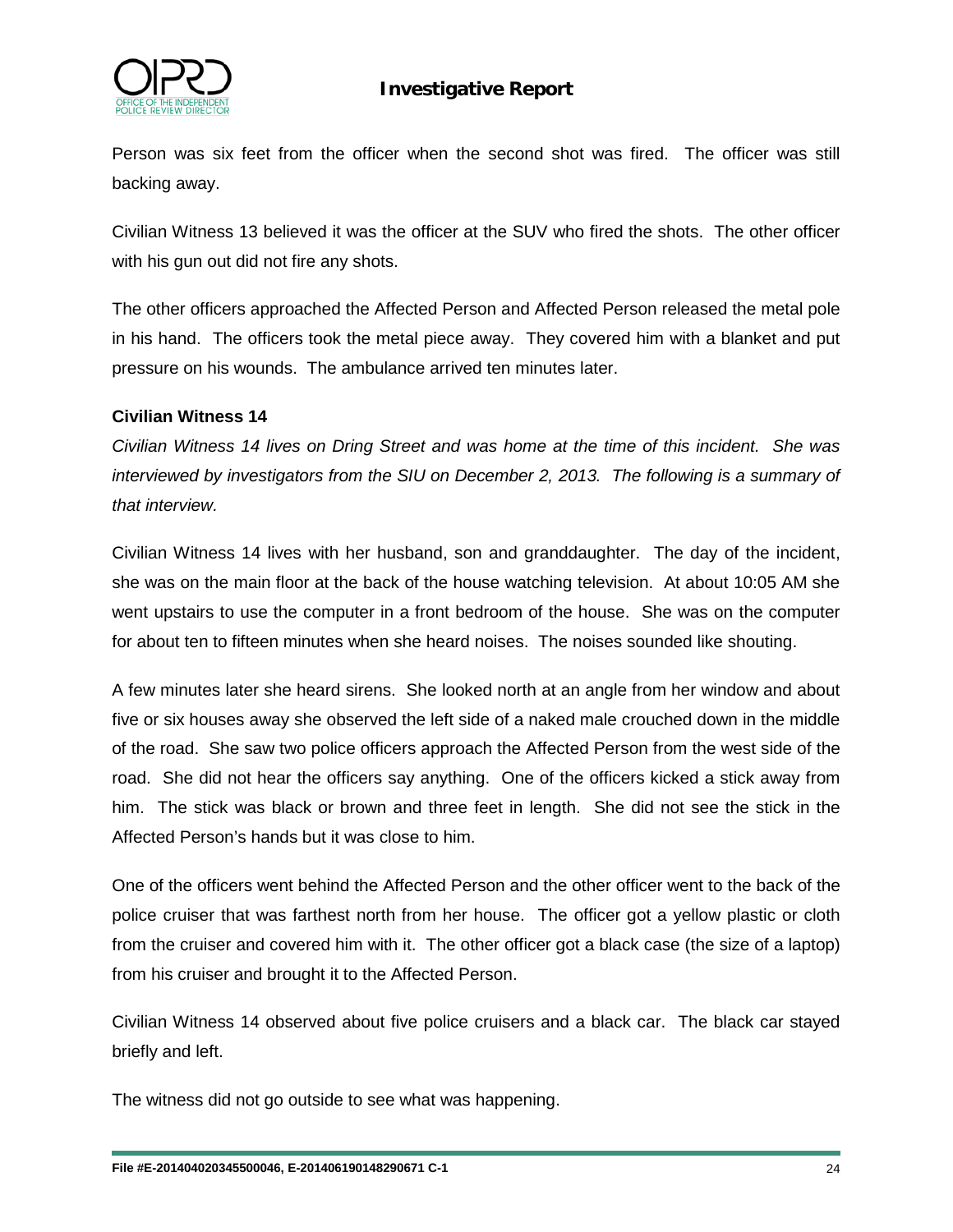Person was six feet from the officer when the second shot was fired. The officer was still backing away.

Civilian Witness 13 believed it was the officer at the SUV who fired the shots. The other officer with his gun out did not fire any shots.

The other officers approached the Affected Person and Affected Person released the metal pole in his hand. The officers took the metal piece away. They covered him with a blanket and put pressure on his wounds. The ambulance arrived ten minutes later.

**Civilian Witness 14**

*Civilian Witness 14 lives on Dring Street and was home at the time of this incident. She was interviewed by investigators from the SIU on December 2, 2013. The following is a summary of that interview.*

Civilian Witness 14 lives with her husband, son and granddaughter. The day of the incident, she was on the main floor at the back of the house watching television. At about 10:05 AM she went upstairs to use the computer in a front bedroom of the house. She was on the computer for about ten to fifteen minutes when she heard noises. The noises sounded like shouting.

A few minutes later she heard sirens. She looked north at an angle from her window and about five or six houses away she observed the left side of a naked male crouched down in the middle of the road. She saw two police officers approach the Affected Person from the west side of the road. She did not hear the officers say anything. One of the officers kicked a stick away from him. The stick was black or brown and three feet in length. She did not see the stick in the Affected Person's hands but it was close to him.

One of the officers went behind the Affected Person and the other officer went to the back of the police cruiser that was farthest north from her house. The officer got a yellow plastic or cloth from the cruiser and covered him with it. The other officer got a black case (the size of a laptop) from his cruiser and brought it to the Affected Person.

Civilian Witness 14 observed about five police cruisers and a black car. The black car stayed briefly and left.

The witness did not go outside to see what was happening.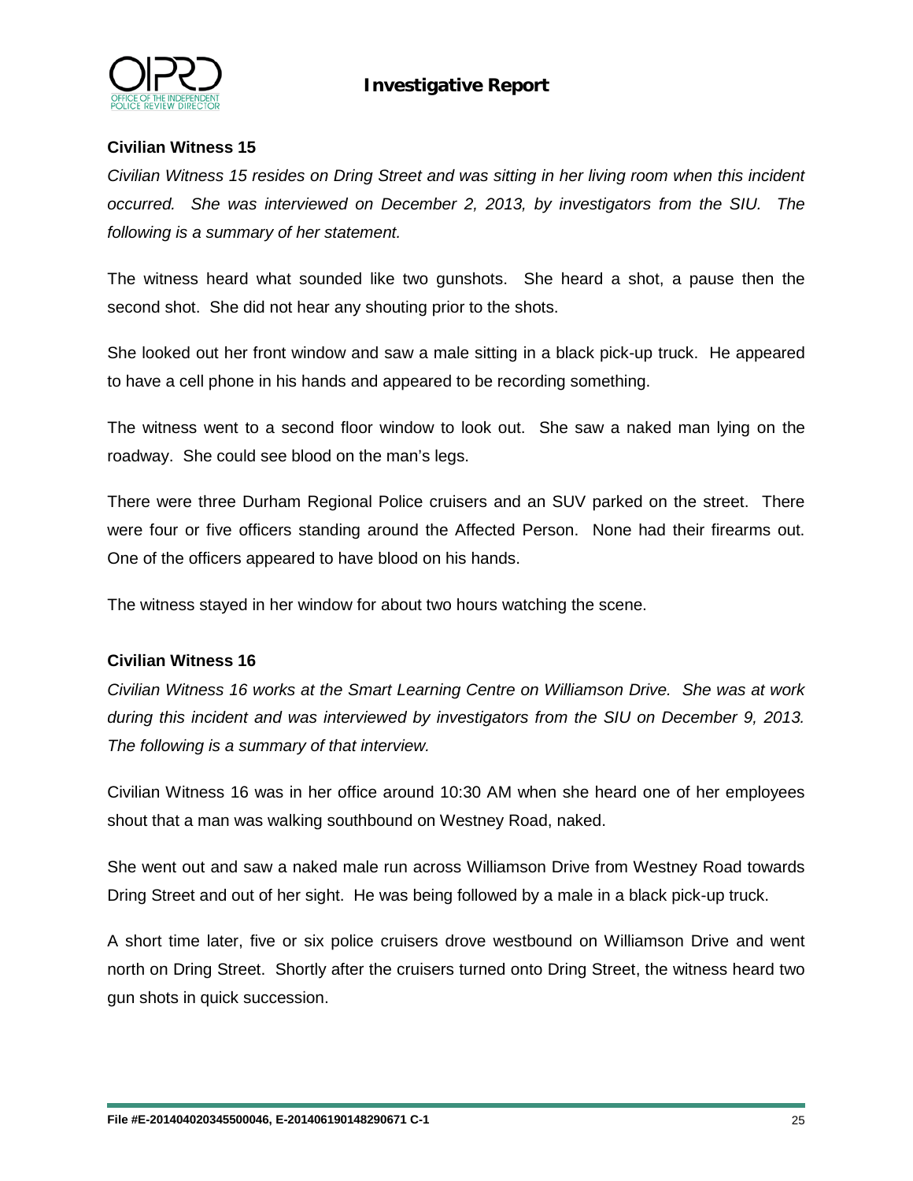**Civilian Witness 15**

*Civilian Witness 15 resides on Dring Street and was sitting in her living room when this incident occurred. She was interviewed on December 2, 2013, by investigators from the SIU. The following is a summary of her statement.*

The witness heard what sounded like two gunshots. She heard a shot, a pause then the second shot. She did not hear any shouting prior to the shots.

She looked out her front window and saw a male sitting in a black pick-up truck. He appeared to have a cell phone in his hands and appeared to be recording something.

The witness went to a second floor window to look out. She saw a naked man lying on the roadway. She could see blood on the man's legs.

There were three Durham Regional Police cruisers and an SUV parked on the street. There were four or five officers standing around the Affected Person. None had their firearms out. One of the officers appeared to have blood on his hands.

The witness stayed in her window for about two hours watching the scene.

**Civilian Witness 16**

*Civilian Witness 16 works at the Smart Learning Centre on Williamson Drive. She was at work during this incident and was interviewed by investigators from the SIU on December 9, 2013. The following is a summary of that interview.*

Civilian Witness 16 was in her office around 10:30 AM when she heard one of her employees shout that a man was walking southbound on Westney Road, naked.

She went out and saw a naked male run across Williamson Drive from Westney Road towards Dring Street and out of her sight. He was being followed by a male in a black pick-up truck.

A short time later, five or six police cruisers drove westbound on Williamson Drive and went north on Dring Street. Shortly after the cruisers turned onto Dring Street, the witness heard two gun shots in quick succession.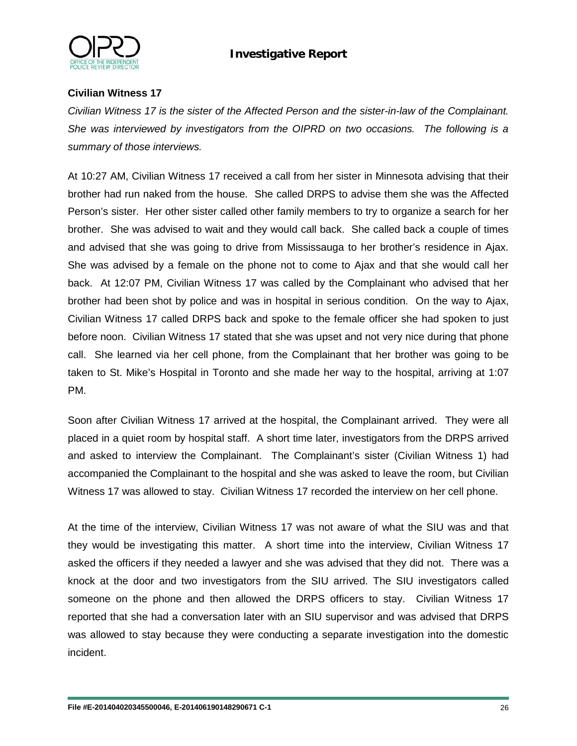**Civilian Witness 17**

*Civilian Witness 17 is the sister of the Affected Person and the sister-in-law of the Complainant. She was interviewed by investigators from the OIPRD on two occasions. The following is a summary of those interviews.*

At 10:27 AM, Civilian Witness 17 received a call from her sister in Minnesota advising that their brother had run naked from the house. She called DRPS to advise them she was the Affected Person's sister. Her other sister called other family members to try to organize a search for her brother. She was advised to wait and they would call back. She called back a couple of times and advised that she was going to drive from Mississauga to her brother's residence in Ajax. She was advised by a female on the phone not to come to Ajax and that she would call her back. At 12:07 PM, Civilian Witness 17 was called by the Complainant who advised that her brother had been shot by police and was in hospital in serious condition. On the way to Ajax, Civilian Witness 17 called DRPS back and spoke to the female officer she had spoken to just before noon. Civilian Witness 17 stated that she was upset and not very nice during that phone call. She learned via her cell phone, from the Complainant that her brother was going to be taken to St. Mike's Hospital in Toronto and she made her way to the hospital, arriving at 1:07 PM.

Soon after Civilian Witness 17 arrived at the hospital, the Complainant arrived. They were all placed in a quiet room by hospital staff. A short time later, investigators from the DRPS arrived and asked to interview the Complainant. The Complainant's sister (Civilian Witness 1) had accompanied the Complainant to the hospital and she was asked to leave the room, but Civilian Witness 17 was allowed to stay. Civilian Witness 17 recorded the interview on her cell phone.

At the time of the interview, Civilian Witness 17 was not aware of what the SIU was and that they would be investigating this matter. A short time into the interview, Civilian Witness 17 asked the officers if they needed a lawyer and she was advised that they did not. There was a knock at the door and two investigators from the SIU arrived. The SIU investigators called someone on the phone and then allowed the DRPS officers to stay. Civilian Witness 17 reported that she had a conversation later with an SIU supervisor and was advised that DRPS was allowed to stay because they were conducting a separate investigation into the domestic incident.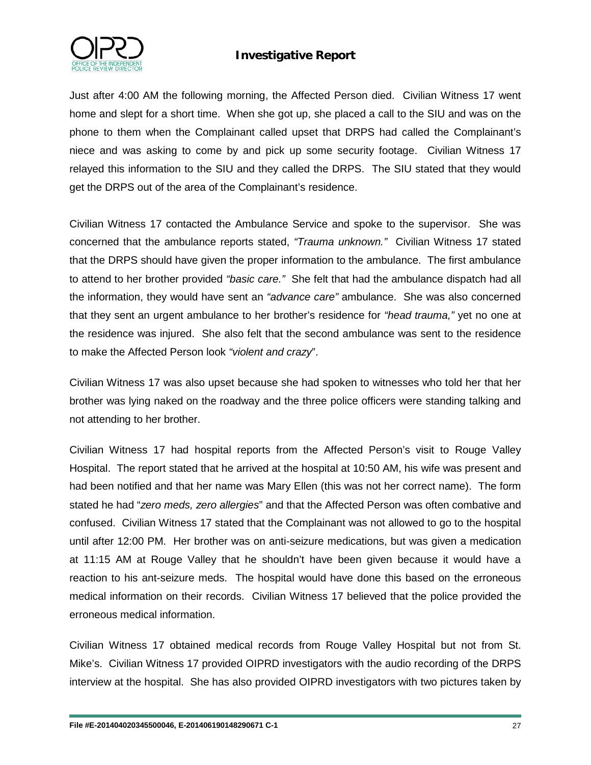Just after 4:00 AM the following morning, the Affected Person died. Civilian Witness 17 went home and slept for a short time. When she got up, she placed a call to the SIU and was on the phone to them when the Complainant called upset that DRPS had called the Complainant's niece and was asking to come by and pick up some security footage. Civilian Witness 17 relayed this information to the SIU and they called the DRPS. The SIU stated that they would get the DRPS out of the area of the Complainant's residence.

Civilian Witness 17 contacted the Ambulance Service and spoke to the supervisor. She was concerned that the ambulance reports stated, *"Trauma unknown."* Civilian Witness 17 stated that the DRPS should have given the proper information to the ambulance. The first ambulance to attend to her brother provided *"basic care."* She felt that had the ambulance dispatch had all the information, they would have sent an *"advance care"* ambulance. She was also concerned that they sent an urgent ambulance to her brother's residence for *"head trauma,"* yet no one at the residence was injured. She also felt that the second ambulance was sent to the residence to make the Affected Person look *"violent and crazy*".

Civilian Witness 17 was also upset because she had spoken to witnesses who told her that her brother was lying naked on the roadway and the three police officers were standing talking and not attending to her brother.

Civilian Witness 17 had hospital reports from the Affected Person's visit to Rouge Valley Hospital. The report stated that he arrived at the hospital at 10:50 AM, his wife was present and had been notified and that her name was Mary Ellen (this was not her correct name). The form stated he had "*zero meds, zero allergies*" and that the Affected Person was often combative and confused. Civilian Witness 17 stated that the Complainant was not allowed to go to the hospital until after 12:00 PM. Her brother was on anti-seizure medications, but was given a medication at 11:15 AM at Rouge Valley that he shouldn't have been given because it would have a reaction to his ant-seizure meds. The hospital would have done this based on the erroneous medical information on their records. Civilian Witness 17 believed that the police provided the erroneous medical information.

Civilian Witness 17 obtained medical records from Rouge Valley Hospital but not from St. Mike's. Civilian Witness 17 provided OIPRD investigators with the audio recording of the DRPS interview at the hospital. She has also provided OIPRD investigators with two pictures taken by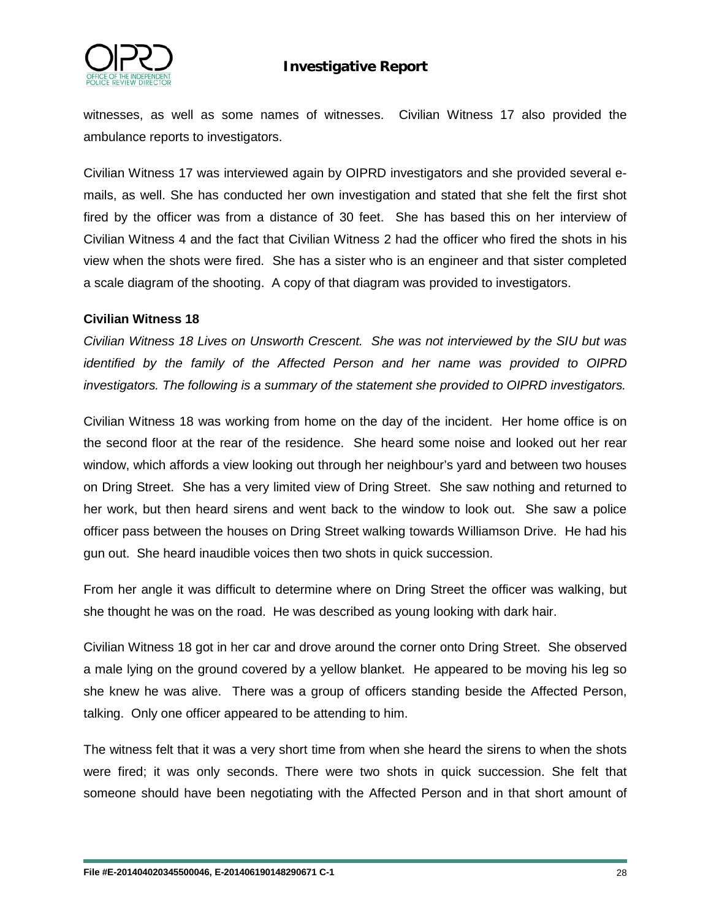witnesses, as well as some names of witnesses. Civilian Witness 17 also provided the ambulance reports to investigators.

Civilian Witness 17 was interviewed again by OIPRD investigators and she provided several e-mails, as well. She has conducted her own investigation and stated that she felt the first shot fired by the officer was from a distance of 30 feet. She has based this on her interview of Civilian Witness 4 and the fact that Civilian Witness 2 had the officer who fired the shots in his view when the shots were fired. She has a sister who is an engineer and that sister completed a scale diagram of the shooting. A copy of that diagram was provided to investigators.

**Civilian Witness 18**

*Civilian Witness 18 Lives on Unsworth Crescent. She was not interviewed by the SIU but was identified by the family of the Affected Person and her name was provided to OIPRD investigators. The following is a summary of the statement she provided to OIPRD investigators.*

Civilian Witness 18 was working from home on the day of the incident. Her home office is on the second floor at the rear of the residence. She heard some noise and looked out her rear window, which affords a view looking out through her neighbour's yard and between two houses on Dring Street. She has a very limited view of Dring Street. She saw nothing and returned to her work, but then heard sirens and went back to the window to look out. She saw a police officer pass between the houses on Dring Street walking towards Williamson Drive. He had his gun out. She heard inaudible voices then two shots in quick succession.

From her angle it was difficult to determine where on Dring Street the officer was walking, but she thought he was on the road. He was described as young looking with dark hair.

Civilian Witness 18 got in her car and drove around the corner onto Dring Street. She observed a male lying on the ground covered by a yellow blanket. He appeared to be moving his leg so she knew he was alive. There was a group of officers standing beside the Affected Person, talking. Only one officer appeared to be attending to him.

The witness felt that it was a very short time from when she heard the sirens to when the shots were fired; it was only seconds. There were two shots in quick succession. She felt that someone should have been negotiating with the Affected Person and in that short amount of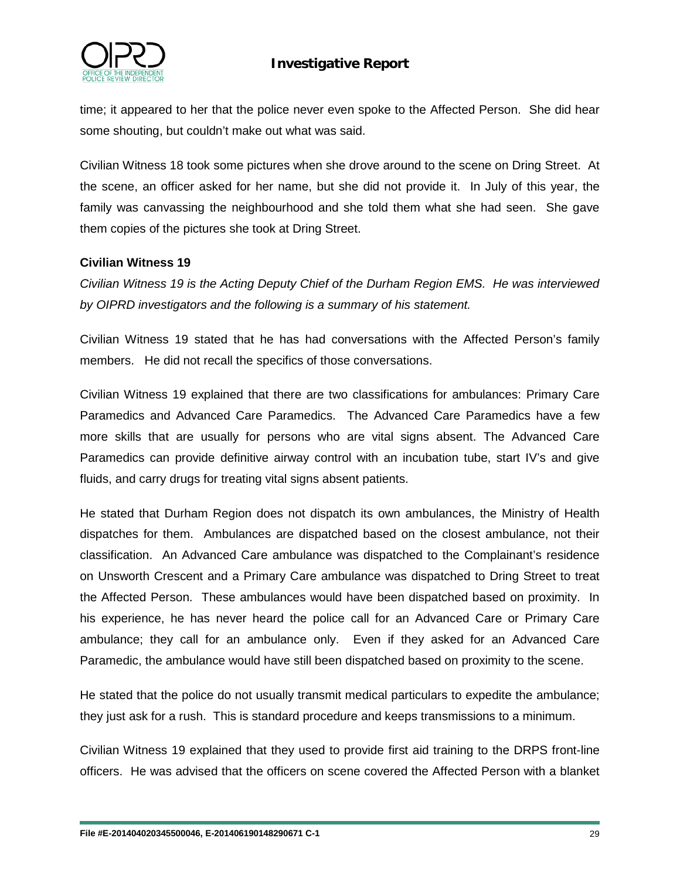time; it appeared to her that the police never even spoke to the Affected Person. She did hear some shouting, but couldn't make out what was said.

Civilian Witness 18 took some pictures when she drove around to the scene on Dring Street. At the scene, an officer asked for her name, but she did not provide it. In July of this year, the family was canvassing the neighbourhood and she told them what she had seen. She gave them copies of the pictures she took at Dring Street.

**Civilian Witness 19**

*Civilian Witness 19 is the Acting Deputy Chief of the Durham Region EMS. He was interviewed by OIPRD investigators and the following is a summary of his statement.*

Civilian Witness 19 stated that he has had conversations with the Affected Person's family members. He did not recall the specifics of those conversations.

Civilian Witness 19 explained that there are two classifications for ambulances: Primary Care Paramedics and Advanced Care Paramedics. The Advanced Care Paramedics have a few more skills that are usually for persons who are vital signs absent. The Advanced Care Paramedics can provide definitive airway control with an incubation tube, start IV's and give fluids, and carry drugs for treating vital signs absent patients.

He stated that Durham Region does not dispatch its own ambulances, the Ministry of Health dispatches for them. Ambulances are dispatched based on the closest ambulance, not their classification. An Advanced Care ambulance was dispatched to the Complainant's residence on Unsworth Crescent and a Primary Care ambulance was dispatched to Dring Street to treat the Affected Person. These ambulances would have been dispatched based on proximity. In his experience, he has never heard the police call for an Advanced Care or Primary Care ambulance; they call for an ambulance only. Even if they asked for an Advanced Care Paramedic, the ambulance would have still been dispatched based on proximity to the scene.

He stated that the police do not usually transmit medical particulars to expedite the ambulance; they just ask for a rush. This is standard procedure and keeps transmissions to a minimum.

Civilian Witness 19 explained that they used to provide first aid training to the DRPS front-line officers. He was advised that the officers on scene covered the Affected Person with a blanket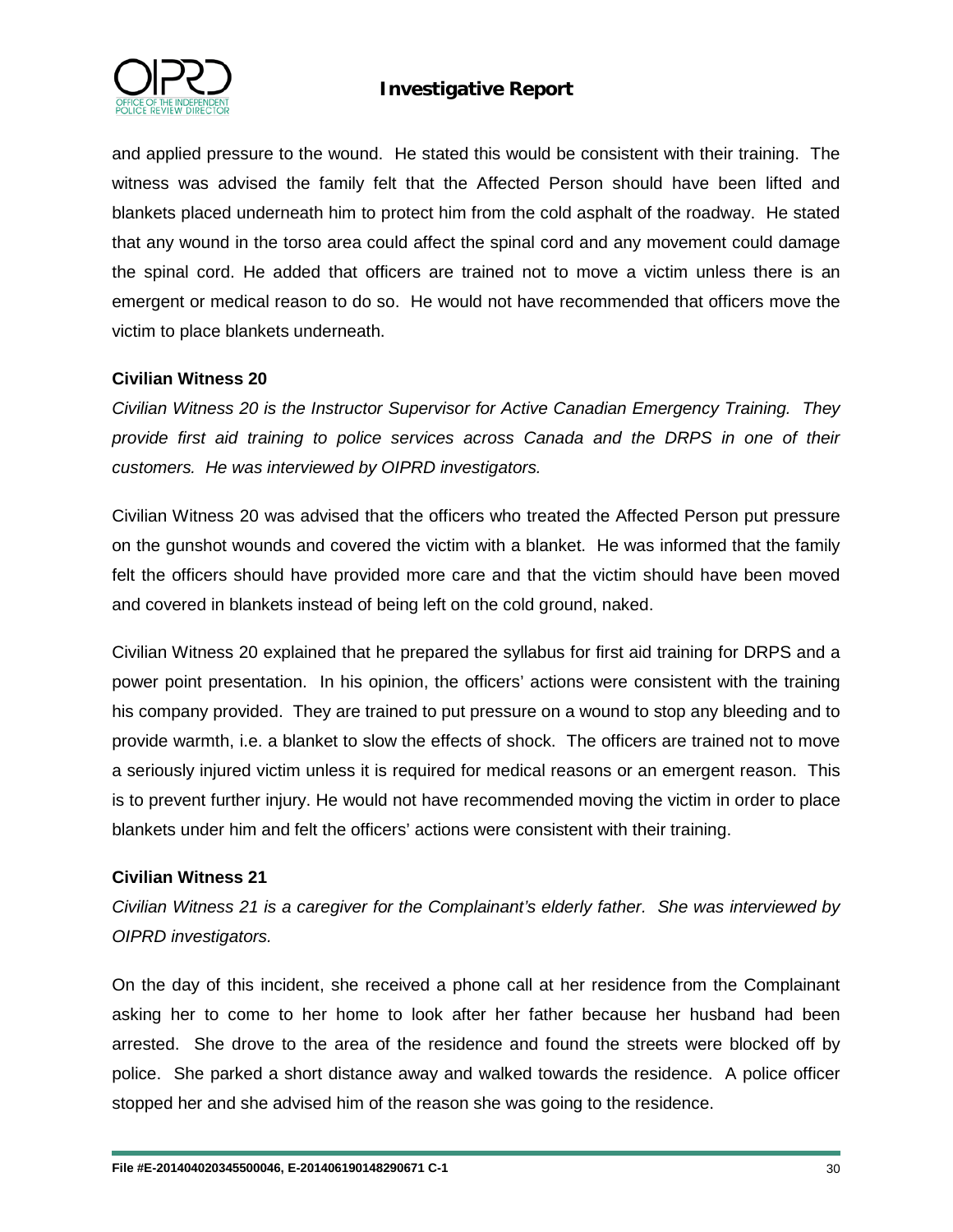and applied pressure to the wound. He stated this would be consistent with their training. The witness was advised the family felt that the Affected Person should have been lifted and blankets placed underneath him to protect him from the cold asphalt of the roadway. He stated that any wound in the torso area could affect the spinal cord and any movement could damage the spinal cord. He added that officers are trained not to move a victim unless there is an emergent or medical reason to do so. He would not have recommended that officers move the victim to place blankets underneath.

**Civilian Witness 20**

*Civilian Witness 20 is the Instructor Supervisor for Active Canadian Emergency Training. They provide first aid training to police services across Canada and the DRPS in one of their customers. He was interviewed by OIPRD investigators.*

Civilian Witness 20 was advised that the officers who treated the Affected Person put pressure on the gunshot wounds and covered the victim with a blanket. He was informed that the family felt the officers should have provided more care and that the victim should have been moved and covered in blankets instead of being left on the cold ground, naked.

Civilian Witness 20 explained that he prepared the syllabus for first aid training for DRPS and a power point presentation. In his opinion, the officers' actions were consistent with the training his company provided. They are trained to put pressure on a wound to stop any bleeding and to provide warmth, i.e. a blanket to slow the effects of shock. The officers are trained not to move a seriously injured victim unless it is required for medical reasons or an emergent reason. This is to prevent further injury. He would not have recommended moving the victim in order to place blankets under him and felt the officers' actions were consistent with their training.

**Civilian Witness 21**

*Civilian Witness 21 is a caregiver for the Complainant's elderly father. She was interviewed by OIPRD investigators.*

On the day of this incident, she received a phone call at her residence from the Complainant asking her to come to her home to look after her father because her husband had been arrested. She drove to the area of the residence and found the streets were blocked off by police. She parked a short distance away and walked towards the residence. A police officer stopped her and she advised him of the reason she was going to the residence.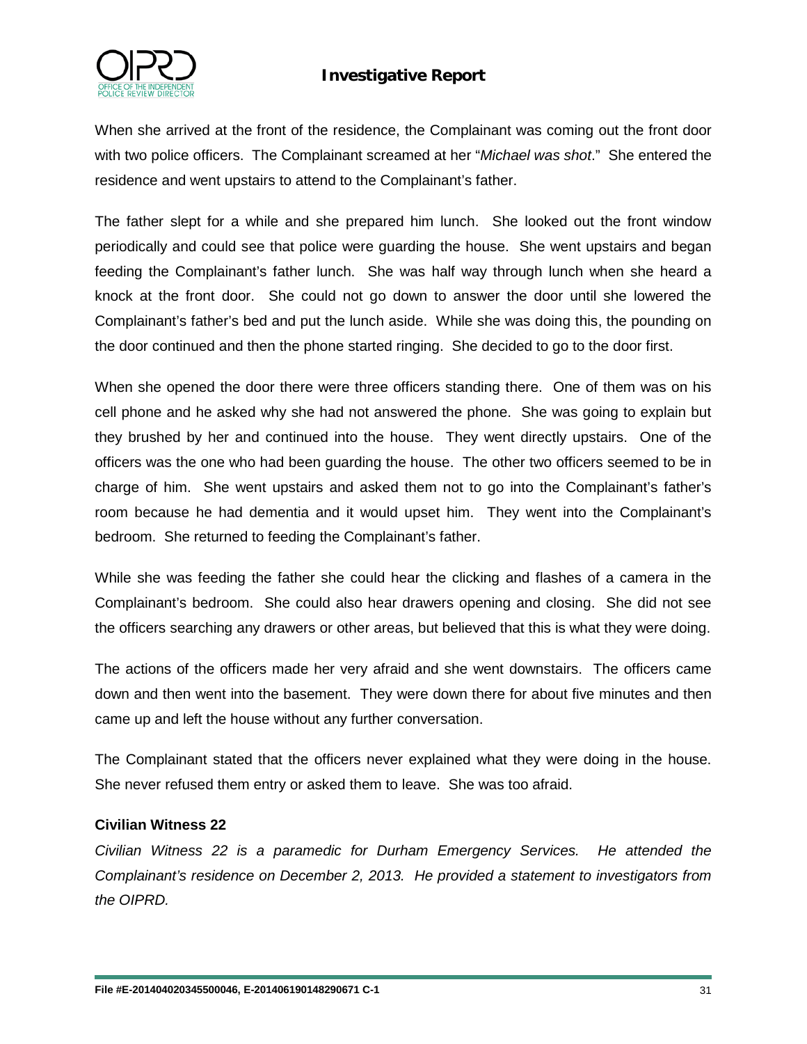When she arrived at the front of the residence, the Complainant was coming out the front door with two police officers. The Complainant screamed at her "*Michael was shot*." She entered the residence and went upstairs to attend to the Complainant's father.

The father slept for a while and she prepared him lunch. She looked out the front window periodically and could see that police were guarding the house. She went upstairs and began feeding the Complainant's father lunch. She was half way through lunch when she heard a knock at the front door. She could not go down to answer the door until she lowered the Complainant's father's bed and put the lunch aside. While she was doing this, the pounding on the door continued and then the phone started ringing. She decided to go to the door first.

When she opened the door there were three officers standing there. One of them was on his cell phone and he asked why she had not answered the phone. She was going to explain but they brushed by her and continued into the house. They went directly upstairs. One of the officers was the one who had been guarding the house. The other two officers seemed to be in charge of him. She went upstairs and asked them not to go into the Complainant's father's room because he had dementia and it would upset him. They went into the Complainant's bedroom. She returned to feeding the Complainant's father.

While she was feeding the father she could hear the clicking and flashes of a camera in the Complainant's bedroom. She could also hear drawers opening and closing. She did not see the officers searching any drawers or other areas, but believed that this is what they were doing.

The actions of the officers made her very afraid and she went downstairs. The officers came down and then went into the basement. They were down there for about five minutes and then came up and left the house without any further conversation.

The Complainant stated that the officers never explained what they were doing in the house. She never refused them entry or asked them to leave. She was too afraid.

**Civilian Witness 22**

*Civilian Witness 22 is a paramedic for Durham Emergency Services. He attended the Complainant's residence on December 2, 2013. He provided a statement to investigators from the OIPRD.*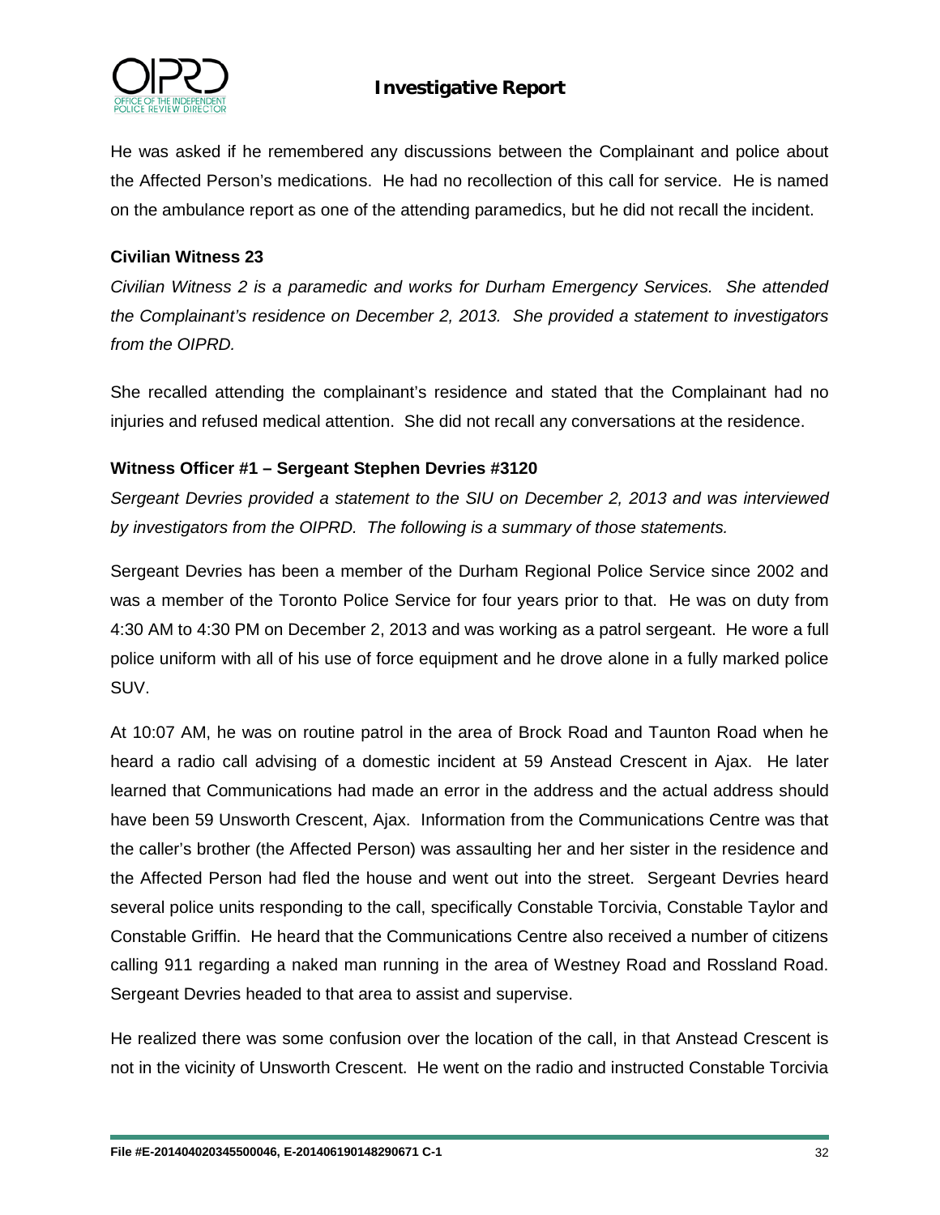He was asked if he remembered any discussions between the Complainant and police about the Affected Person's medications. He had no recollection of this call for service. He is named on the ambulance report as one of the attending paramedics, but he did not recall the incident.

**Civilian Witness 23**

*Civilian Witness 2 is a paramedic and works for Durham Emergency Services. She attended the Complainant's residence on December 2, 2013. She provided a statement to investigators from the OIPRD.*

She recalled attending the complainant's residence and stated that the Complainant had no injuries and refused medical attention. She did not recall any conversations at the residence.

**Witness Officer #1 – Sergeant Stephen Devries #3120**

*Sergeant Devries provided a statement to the SIU on December 2, 2013 and was interviewed by investigators from the OIPRD. The following is a summary of those statements.*

Sergeant Devries has been a member of the Durham Regional Police Service since 2002 and was a member of the Toronto Police Service for four years prior to that. He was on duty from 4:30 AM to 4:30 PM on December 2, 2013 and was working as a patrol sergeant. He wore a full police uniform with all of his use of force equipment and he drove alone in a fully marked police SUV.

At 10:07 AM, he was on routine patrol in the area of Brock Road and Taunton Road when he heard a radio call advising of a domestic incident at 59 Anstead Crescent in Ajax. He later learned that Communications had made an error in the address and the actual address should have been 59 Unsworth Crescent, Ajax. Information from the Communications Centre was that the caller's brother (the Affected Person) was assaulting her and her sister in the residence and the Affected Person had fled the house and went out into the street. Sergeant Devries heard several police units responding to the call, specifically Constable Torcivia, Constable Taylor and Constable Griffin. He heard that the Communications Centre also received a number of citizens calling 911 regarding a naked man running in the area of Westney Road and Rossland Road. Sergeant Devries headed to that area to assist and supervise.

He realized there was some confusion over the location of the call, in that Anstead Crescent is not in the vicinity of Unsworth Crescent. He went on the radio and instructed Constable Torcivia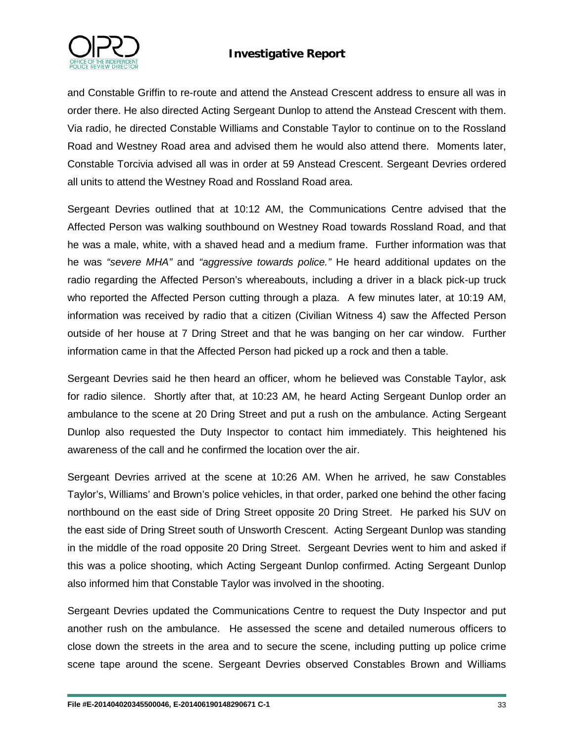and Constable Griffin to re-route and attend the Anstead Crescent address to ensure all was in order there. He also directed Acting Sergeant Dunlop to attend the Anstead Crescent with them. Via radio, he directed Constable Williams and Constable Taylor to continue on to the Rossland Road and Westney Road area and advised them he would also attend there. Moments later, Constable Torcivia advised all was in order at 59 Anstead Crescent. Sergeant Devries ordered all units to attend the Westney Road and Rossland Road area.

Sergeant Devries outlined that at 10:12 AM, the Communications Centre advised that the Affected Person was walking southbound on Westney Road towards Rossland Road, and that he was a male, white, with a shaved head and a medium frame. Further information was that he was *"severe MHA"* and *"aggressive towards police."* He heard additional updates on the radio regarding the Affected Person's whereabouts, including a driver in a black pick-up truck who reported the Affected Person cutting through a plaza. A few minutes later, at 10:19 AM, information was received by radio that a citizen (Civilian Witness 4) saw the Affected Person outside of her house at 7 Dring Street and that he was banging on her car window. Further information came in that the Affected Person had picked up a rock and then a table.

Sergeant Devries said he then heard an officer, whom he believed was Constable Taylor, ask for radio silence. Shortly after that, at 10:23 AM, he heard Acting Sergeant Dunlop order an ambulance to the scene at 20 Dring Street and put a rush on the ambulance. Acting Sergeant Dunlop also requested the Duty Inspector to contact him immediately. This heightened his awareness of the call and he confirmed the location over the air.

Sergeant Devries arrived at the scene at 10:26 AM. When he arrived, he saw Constables Taylor's, Williams' and Brown's police vehicles, in that order, parked one behind the other facing northbound on the east side of Dring Street opposite 20 Dring Street. He parked his SUV on the east side of Dring Street south of Unsworth Crescent. Acting Sergeant Dunlop was standing in the middle of the road opposite 20 Dring Street. Sergeant Devries went to him and asked if this was a police shooting, which Acting Sergeant Dunlop confirmed. Acting Sergeant Dunlop also informed him that Constable Taylor was involved in the shooting.

Sergeant Devries updated the Communications Centre to request the Duty Inspector and put another rush on the ambulance. He assessed the scene and detailed numerous officers to close down the streets in the area and to secure the scene, including putting up police crime scene tape around the scene. Sergeant Devries observed Constables Brown and Williams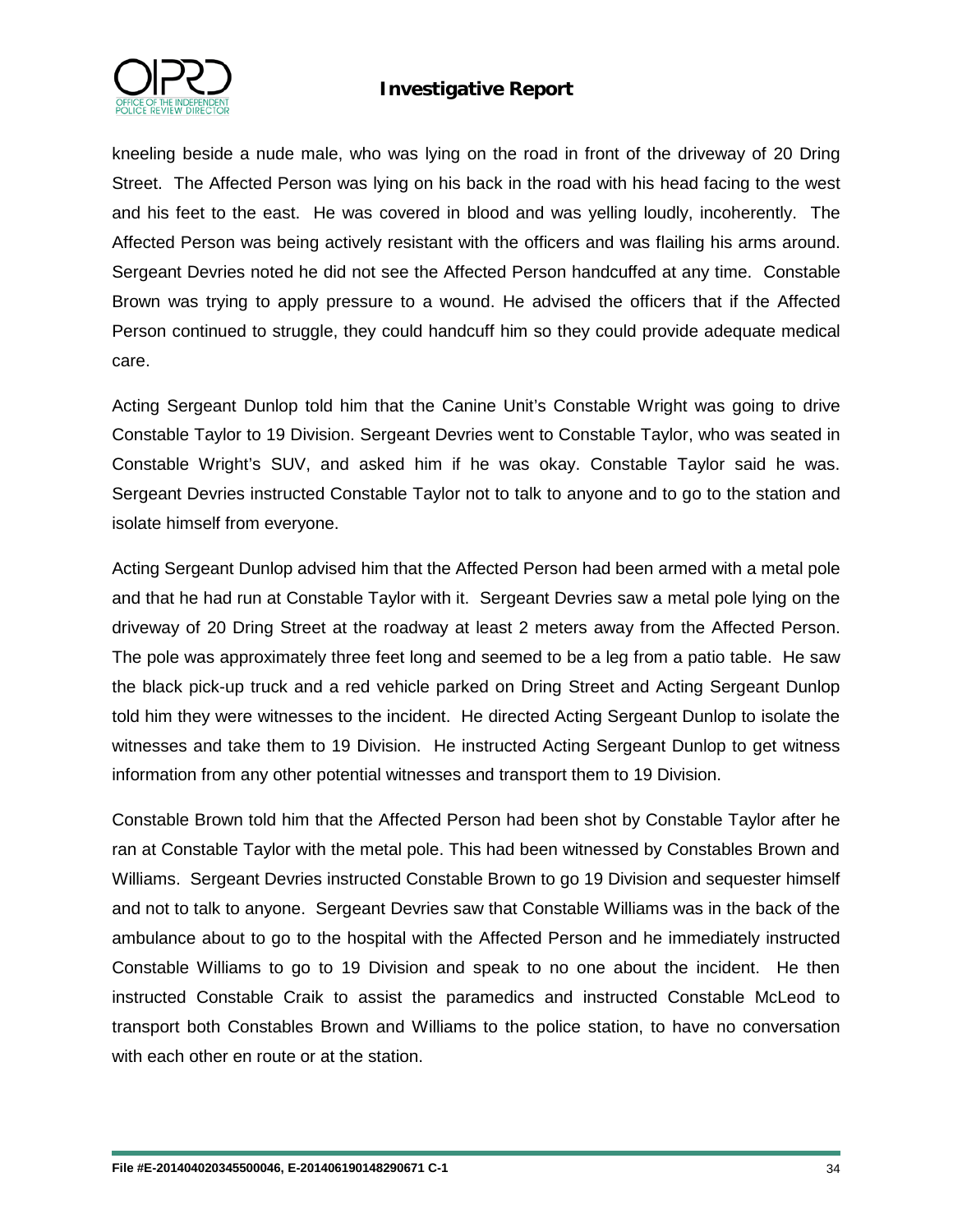kneeling beside a nude male, who was lying on the road in front of the driveway of 20 Dring Street. The Affected Person was lying on his back in the road with his head facing to the west and his feet to the east. He was covered in blood and was yelling loudly, incoherently. The Affected Person was being actively resistant with the officers and was flailing his arms around. Sergeant Devries noted he did not see the Affected Person handcuffed at any time. Constable Brown was trying to apply pressure to a wound. He advised the officers that if the Affected Person continued to struggle, they could handcuff him so they could provide adequate medical care.

Acting Sergeant Dunlop told him that the Canine Unit's Constable Wright was going to drive Constable Taylor to 19 Division. Sergeant Devries went to Constable Taylor, who was seated in Constable Wright's SUV, and asked him if he was okay. Constable Taylor said he was. Sergeant Devries instructed Constable Taylor not to talk to anyone and to go to the station and isolate himself from everyone.

Acting Sergeant Dunlop advised him that the Affected Person had been armed with a metal pole and that he had run at Constable Taylor with it. Sergeant Devries saw a metal pole lying on the driveway of 20 Dring Street at the roadway at least 2 meters away from the Affected Person. The pole was approximately three feet long and seemed to be a leg from a patio table. He saw the black pick-up truck and a red vehicle parked on Dring Street and Acting Sergeant Dunlop told him they were witnesses to the incident. He directed Acting Sergeant Dunlop to isolate the witnesses and take them to 19 Division. He instructed Acting Sergeant Dunlop to get witness information from any other potential witnesses and transport them to 19 Division.

Constable Brown told him that the Affected Person had been shot by Constable Taylor after he ran at Constable Taylor with the metal pole. This had been witnessed by Constables Brown and Williams. Sergeant Devries instructed Constable Brown to go 19 Division and sequester himself and not to talk to anyone. Sergeant Devries saw that Constable Williams was in the back of the ambulance about to go to the hospital with the Affected Person and he immediately instructed Constable Williams to go to 19 Division and speak to no one about the incident. He then instructed Constable Craik to assist the paramedics and instructed Constable McLeod to transport both Constables Brown and Williams to the police station, to have no conversation with each other en route or at the station.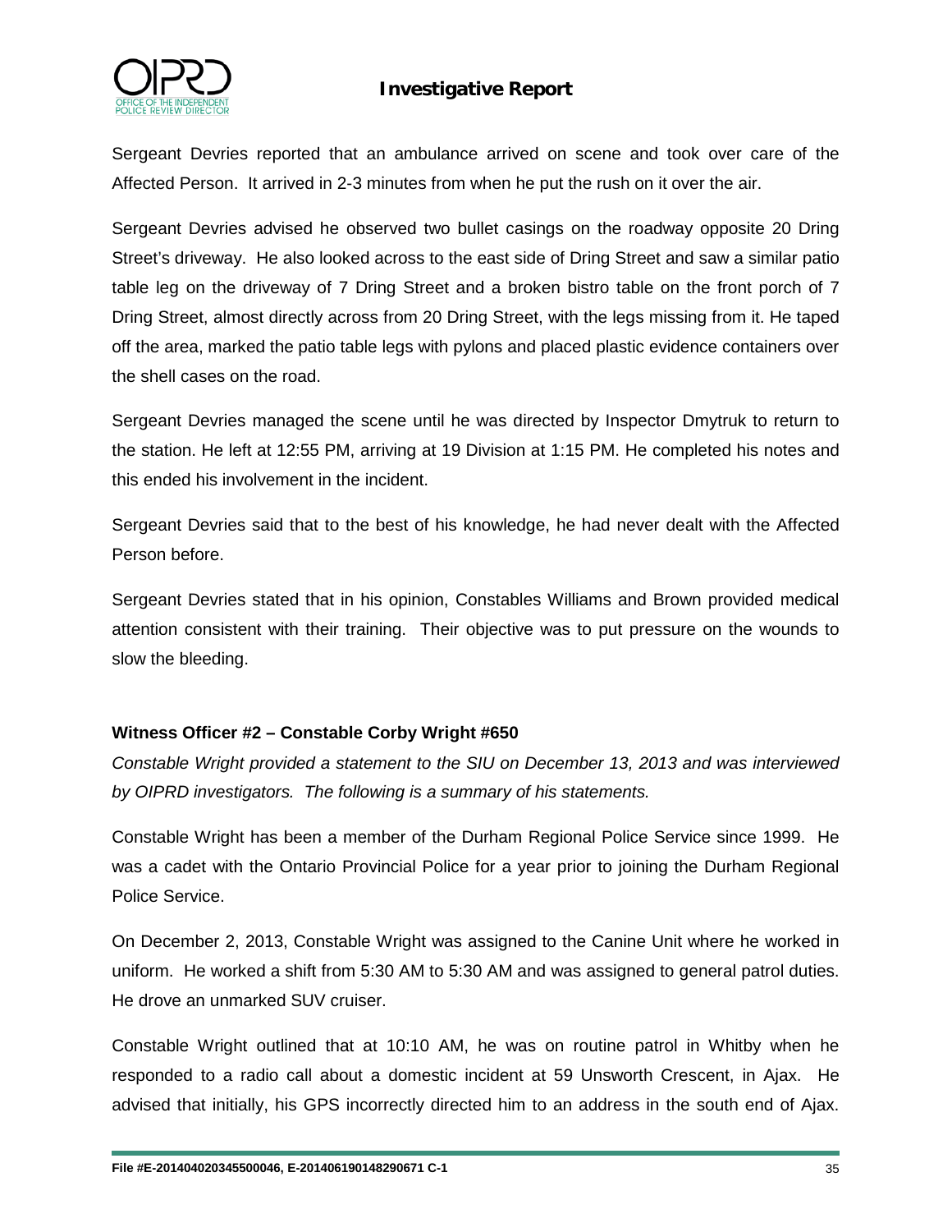Sergeant Devries reported that an ambulance arrived on scene and took over care of the Affected Person. It arrived in 2-3 minutes from when he put the rush on it over the air.

Sergeant Devries advised he observed two bullet casings on the roadway opposite 20 Dring Street's driveway. He also looked across to the east side of Dring Street and saw a similar patio table leg on the driveway of 7 Dring Street and a broken bistro table on the front porch of 7 Dring Street, almost directly across from 20 Dring Street, with the legs missing from it. He taped off the area, marked the patio table legs with pylons and placed plastic evidence containers over the shell cases on the road.

Sergeant Devries managed the scene until he was directed by Inspector Dmytruk to return to the station. He left at 12:55 PM, arriving at 19 Division at 1:15 PM. He completed his notes and this ended his involvement in the incident.

Sergeant Devries said that to the best of his knowledge, he had never dealt with the Affected Person before.

Sergeant Devries stated that in his opinion, Constables Williams and Brown provided medical attention consistent with their training. Their objective was to put pressure on the wounds to slow the bleeding.

**Witness Officer #2 – Constable Corby Wright #650**

*Constable Wright provided a statement to the SIU on December 13, 2013 and was interviewed by OIPRD investigators. The following is a summary of his statements.*

Constable Wright has been a member of the Durham Regional Police Service since 1999. He was a cadet with the Ontario Provincial Police for a year prior to joining the Durham Regional Police Service.

On December 2, 2013, Constable Wright was assigned to the Canine Unit where he worked in uniform. He worked a shift from 5:30 AM to 5:30 AM and was assigned to general patrol duties. He drove an unmarked SUV cruiser.

Constable Wright outlined that at 10:10 AM, he was on routine patrol in Whitby when he responded to a radio call about a domestic incident at 59 Unsworth Crescent, in Ajax. He advised that initially, his GPS incorrectly directed him to an address in the south end of Ajax.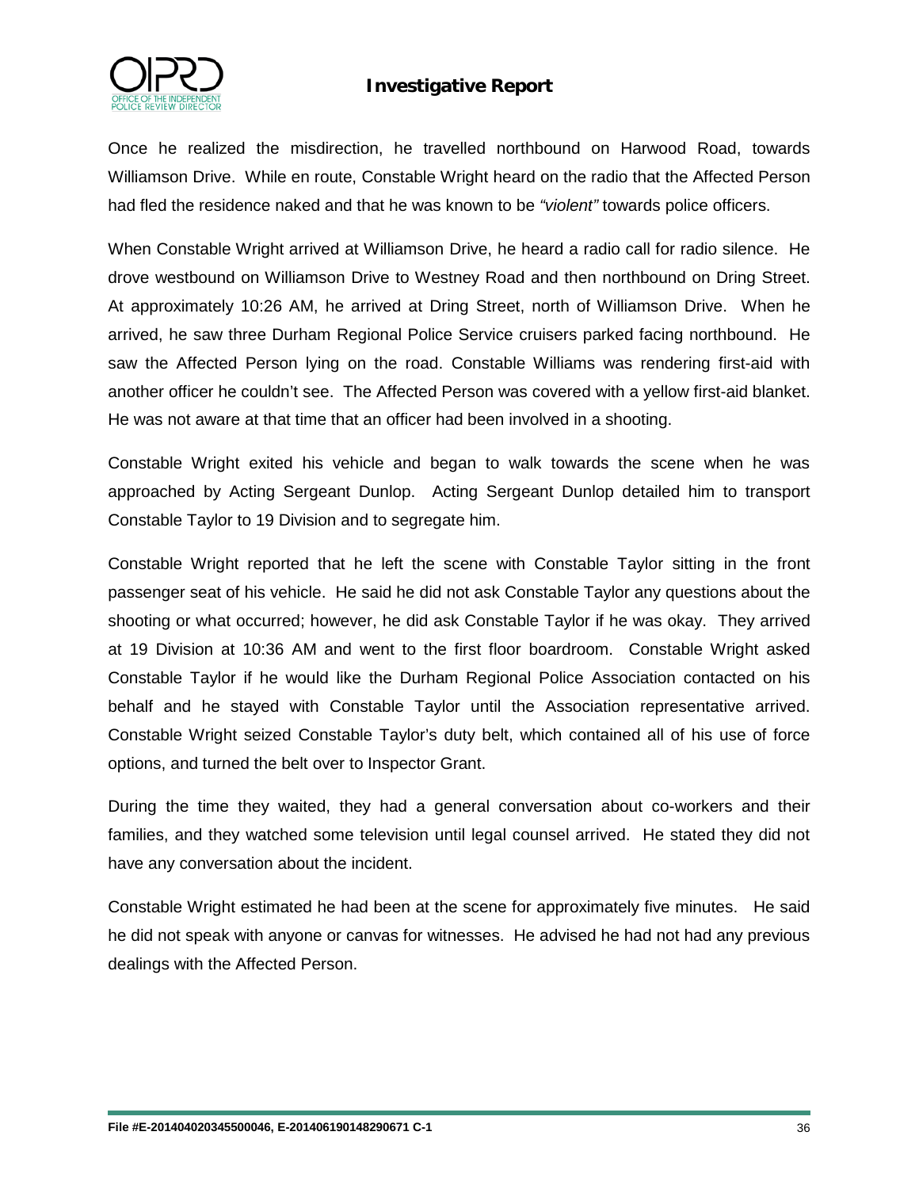Once he realized the misdirection, he travelled northbound on Harwood Road, towards Williamson Drive. While en route, Constable Wright heard on the radio that the Affected Person had fled the residence naked and that he was known to be *"violent"* towards police officers.

When Constable Wright arrived at Williamson Drive, he heard a radio call for radio silence. He drove westbound on Williamson Drive to Westney Road and then northbound on Dring Street. At approximately 10:26 AM, he arrived at Dring Street, north of Williamson Drive. When he arrived, he saw three Durham Regional Police Service cruisers parked facing northbound. He saw the Affected Person lying on the road. Constable Williams was rendering first-aid with another officer he couldn't see. The Affected Person was covered with a yellow first-aid blanket. He was not aware at that time that an officer had been involved in a shooting.

Constable Wright exited his vehicle and began to walk towards the scene when he was approached by Acting Sergeant Dunlop. Acting Sergeant Dunlop detailed him to transport Constable Taylor to 19 Division and to segregate him.

Constable Wright reported that he left the scene with Constable Taylor sitting in the front passenger seat of his vehicle. He said he did not ask Constable Taylor any questions about the shooting or what occurred; however, he did ask Constable Taylor if he was okay. They arrived at 19 Division at 10:36 AM and went to the first floor boardroom. Constable Wright asked Constable Taylor if he would like the Durham Regional Police Association contacted on his behalf and he stayed with Constable Taylor until the Association representative arrived. Constable Wright seized Constable Taylor's duty belt, which contained all of his use of force options, and turned the belt over to Inspector Grant.

During the time they waited, they had a general conversation about co-workers and their families, and they watched some television until legal counsel arrived. He stated they did not have any conversation about the incident.

Constable Wright estimated he had been at the scene for approximately five minutes. He said he did not speak with anyone or canvas for witnesses. He advised he had not had any previous dealings with the Affected Person.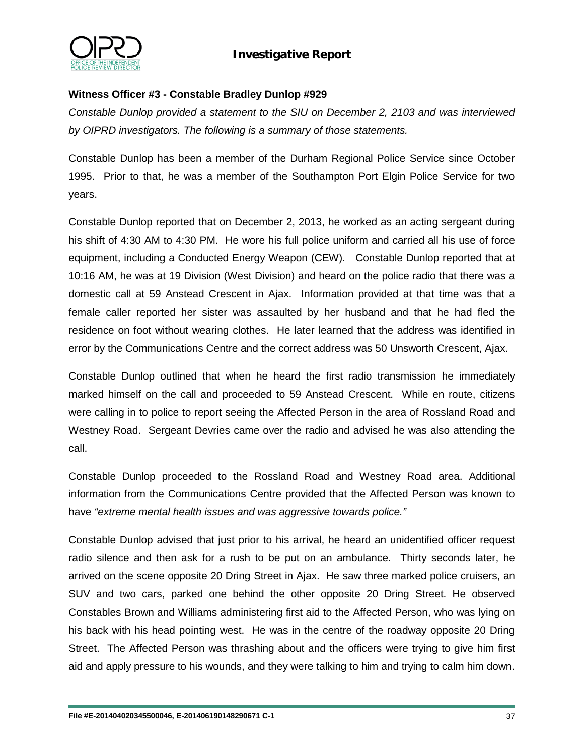**Witness Officer #3 - Constable Bradley Dunlop #929**

*Constable Dunlop provided a statement to the SIU on December 2, 2103 and was interviewed by OIPRD investigators. The following is a summary of those statements.*

Constable Dunlop has been a member of the Durham Regional Police Service since October 1995. Prior to that, he was a member of the Southampton Port Elgin Police Service for two years.

Constable Dunlop reported that on December 2, 2013, he worked as an acting sergeant during his shift of 4:30 AM to 4:30 PM. He wore his full police uniform and carried all his use of force equipment, including a Conducted Energy Weapon (CEW). Constable Dunlop reported that at 10:16 AM, he was at 19 Division (West Division) and heard on the police radio that there was a domestic call at 59 Anstead Crescent in Ajax. Information provided at that time was that a female caller reported her sister was assaulted by her husband and that he had fled the residence on foot without wearing clothes. He later learned that the address was identified in error by the Communications Centre and the correct address was 50 Unsworth Crescent, Ajax.

Constable Dunlop outlined that when he heard the first radio transmission he immediately marked himself on the call and proceeded to 59 Anstead Crescent. While en route, citizens were calling in to police to report seeing the Affected Person in the area of Rossland Road and Westney Road. Sergeant Devries came over the radio and advised he was also attending the call.

Constable Dunlop proceeded to the Rossland Road and Westney Road area. Additional information from the Communications Centre provided that the Affected Person was known to have *"extreme mental health issues and was aggressive towards police."*

Constable Dunlop advised that just prior to his arrival, he heard an unidentified officer request radio silence and then ask for a rush to be put on an ambulance. Thirty seconds later, he arrived on the scene opposite 20 Dring Street in Ajax. He saw three marked police cruisers, an SUV and two cars, parked one behind the other opposite 20 Dring Street. He observed Constables Brown and Williams administering first aid to the Affected Person, who was lying on his back with his head pointing west. He was in the centre of the roadway opposite 20 Dring Street. The Affected Person was thrashing about and the officers were trying to give him first aid and apply pressure to his wounds, and they were talking to him and trying to calm him down.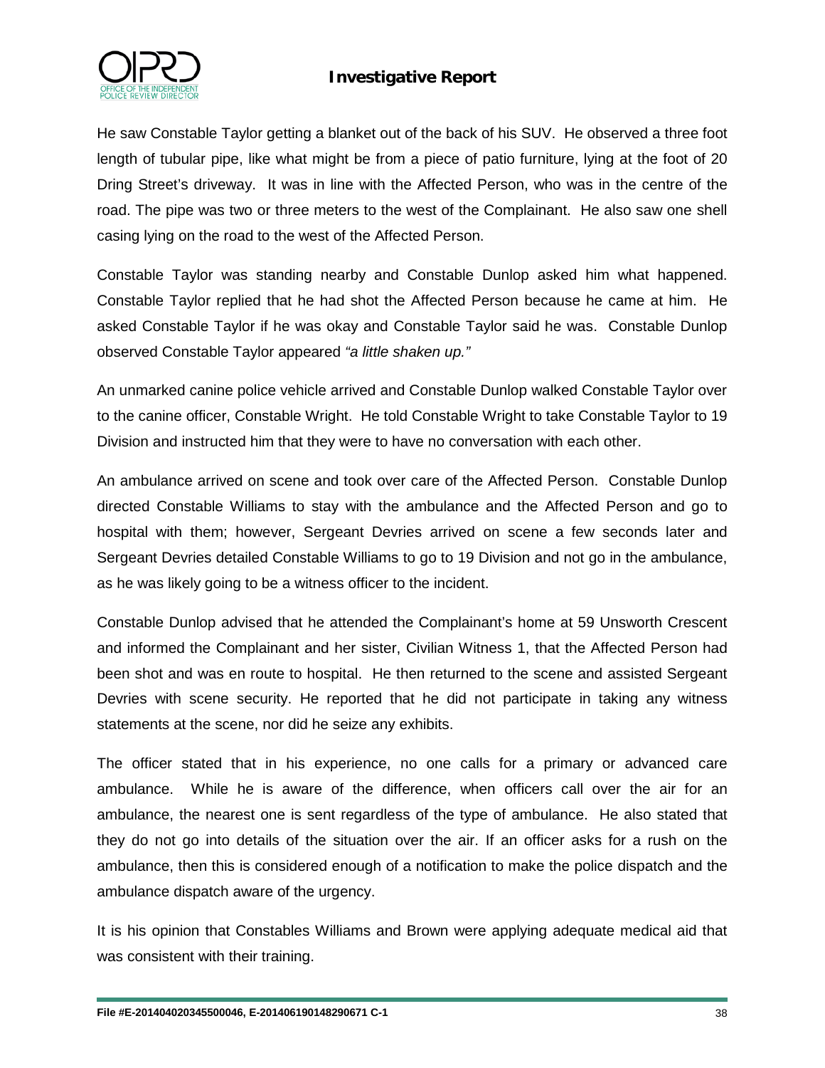He saw Constable Taylor getting a blanket out of the back of his SUV. He observed a three foot length of tubular pipe, like what might be from a piece of patio furniture, lying at the foot of 20 Dring Street's driveway. It was in line with the Affected Person, who was in the centre of the road. The pipe was two or three meters to the west of the Complainant. He also saw one shell casing lying on the road to the west of the Affected Person.

Constable Taylor was standing nearby and Constable Dunlop asked him what happened. Constable Taylor replied that he had shot the Affected Person because he came at him. He asked Constable Taylor if he was okay and Constable Taylor said he was. Constable Dunlop observed Constable Taylor appeared *"a little shaken up."*

An unmarked canine police vehicle arrived and Constable Dunlop walked Constable Taylor over to the canine officer, Constable Wright. He told Constable Wright to take Constable Taylor to 19 Division and instructed him that they were to have no conversation with each other.

An ambulance arrived on scene and took over care of the Affected Person. Constable Dunlop directed Constable Williams to stay with the ambulance and the Affected Person and go to hospital with them; however, Sergeant Devries arrived on scene a few seconds later and Sergeant Devries detailed Constable Williams to go to 19 Division and not go in the ambulance, as he was likely going to be a witness officer to the incident.

Constable Dunlop advised that he attended the Complainant's home at 59 Unsworth Crescent and informed the Complainant and her sister, Civilian Witness 1, that the Affected Person had been shot and was en route to hospital. He then returned to the scene and assisted Sergeant Devries with scene security. He reported that he did not participate in taking any witness statements at the scene, nor did he seize any exhibits.

The officer stated that in his experience, no one calls for a primary or advanced care ambulance. While he is aware of the difference, when officers call over the air for an ambulance, the nearest one is sent regardless of the type of ambulance. He also stated that they do not go into details of the situation over the air. If an officer asks for a rush on the ambulance, then this is considered enough of a notification to make the police dispatch and the ambulance dispatch aware of the urgency.

It is his opinion that Constables Williams and Brown were applying adequate medical aid that was consistent with their training.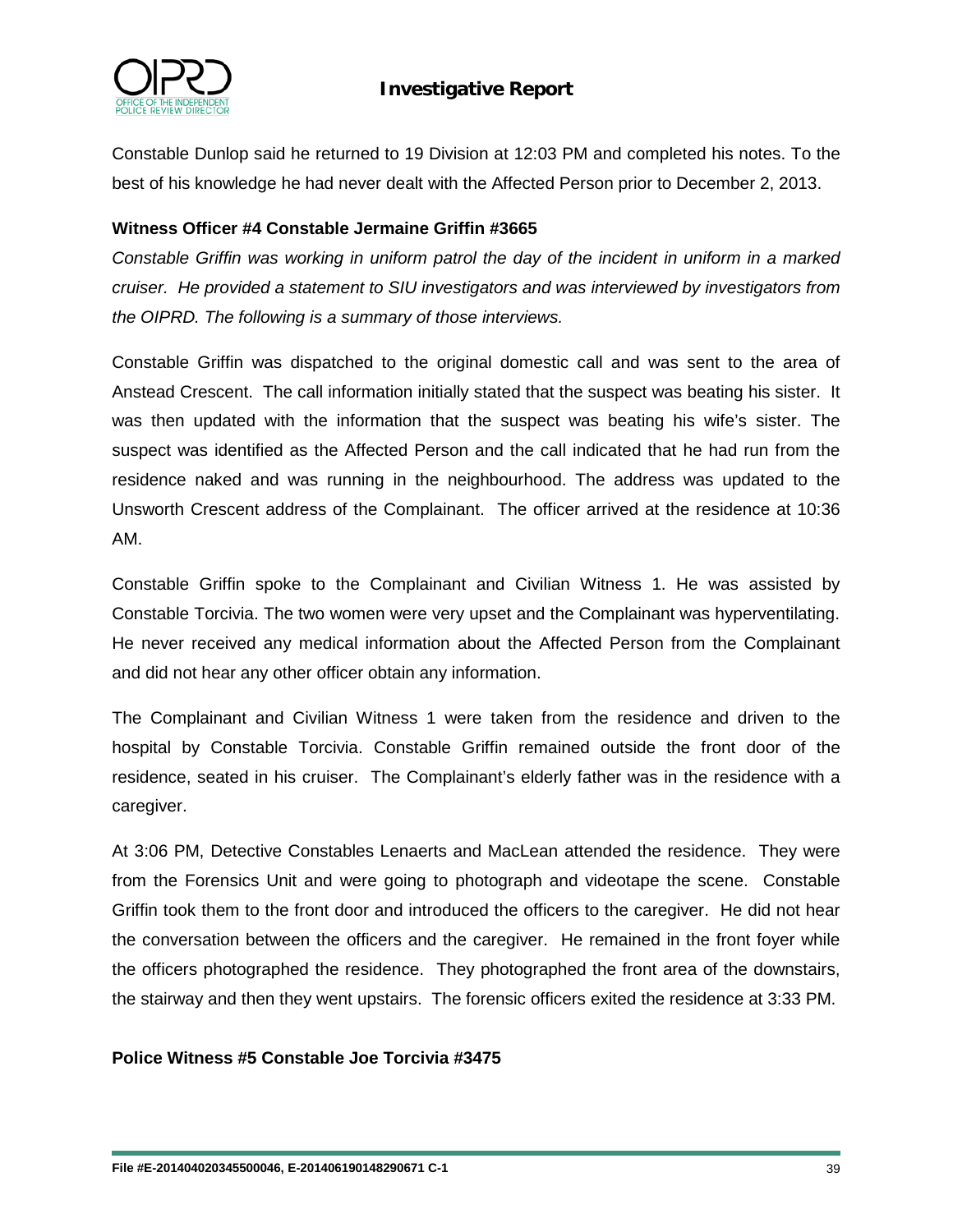Constable Dunlop said he returned to 19 Division at 12:03 PM and completed his notes. To the best of his knowledge he had never dealt with the Affected Person prior to December 2, 2013.

**Witness Officer #4 Constable Jermaine Griffin #3665**

*Constable Griffin was working in uniform patrol the day of the incident in uniform in a marked cruiser. He provided a statement to SIU investigators and was interviewed by investigators from the OIPRD. The following is a summary of those interviews.*

Constable Griffin was dispatched to the original domestic call and was sent to the area of Anstead Crescent. The call information initially stated that the suspect was beating his sister. It was then updated with the information that the suspect was beating his wife's sister. The suspect was identified as the Affected Person and the call indicated that he had run from the residence naked and was running in the neighbourhood. The address was updated to the Unsworth Crescent address of the Complainant. The officer arrived at the residence at 10:36 AM.

Constable Griffin spoke to the Complainant and Civilian Witness 1. He was assisted by Constable Torcivia. The two women were very upset and the Complainant was hyperventilating. He never received any medical information about the Affected Person from the Complainant and did not hear any other officer obtain any information.

The Complainant and Civilian Witness 1 were taken from the residence and driven to the hospital by Constable Torcivia. Constable Griffin remained outside the front door of the residence, seated in his cruiser. The Complainant's elderly father was in the residence with a caregiver.

At 3:06 PM, Detective Constables Lenaerts and MacLean attended the residence. They were from the Forensics Unit and were going to photograph and videotape the scene. Constable Griffin took them to the front door and introduced the officers to the caregiver. He did not hear the conversation between the officers and the caregiver. He remained in the front foyer while the officers photographed the residence. They photographed the front area of the downstairs, the stairway and then they went upstairs. The forensic officers exited the residence at 3:33 PM.

**Police Witness #5 Constable Joe Torcivia #3475**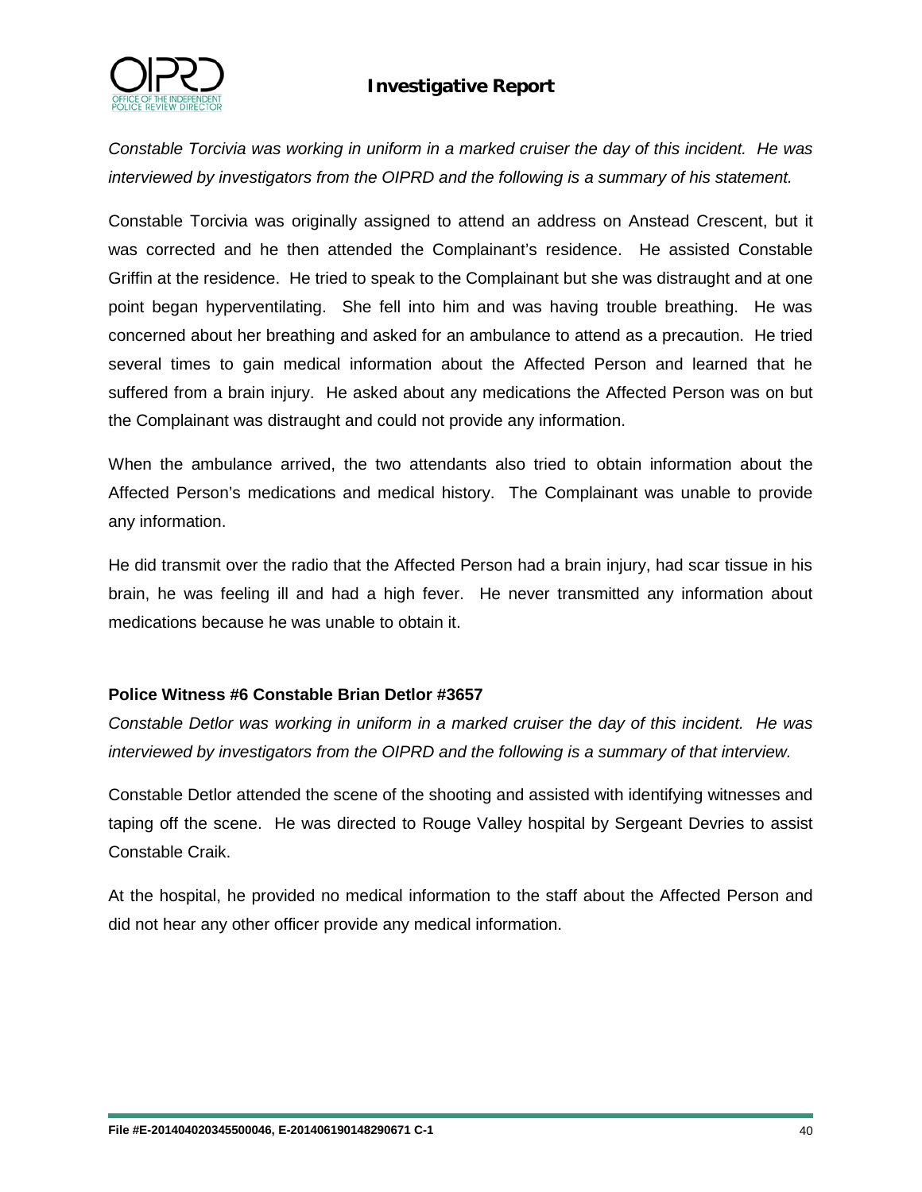*Constable Torcivia was working in uniform in a marked cruiser the day of this incident. He was interviewed by investigators from the OIPRD and the following is a summary of his statement.*

Constable Torcivia was originally assigned to attend an address on Anstead Crescent, but it was corrected and he then attended the Complainant's residence. He assisted Constable Griffin at the residence. He tried to speak to the Complainant but she was distraught and at one point began hyperventilating. She fell into him and was having trouble breathing. He was concerned about her breathing and asked for an ambulance to attend as a precaution. He tried several times to gain medical information about the Affected Person and learned that he suffered from a brain injury. He asked about any medications the Affected Person was on but the Complainant was distraught and could not provide any information.

When the ambulance arrived, the two attendants also tried to obtain information about the Affected Person's medications and medical history. The Complainant was unable to provide any information.

He did transmit over the radio that the Affected Person had a brain injury, had scar tissue in his brain, he was feeling ill and had a high fever. He never transmitted any information about medications because he was unable to obtain it.

**Police Witness #6 Constable Brian Detlor #3657**

*Constable Detlor was working in uniform in a marked cruiser the day of this incident. He was interviewed by investigators from the OIPRD and the following is a summary of that interview.*

Constable Detlor attended the scene of the shooting and assisted with identifying witnesses and taping off the scene. He was directed to Rouge Valley hospital by Sergeant Devries to assist Constable Craik.

At the hospital, he provided no medical information to the staff about the Affected Person and did not hear any other officer provide any medical information.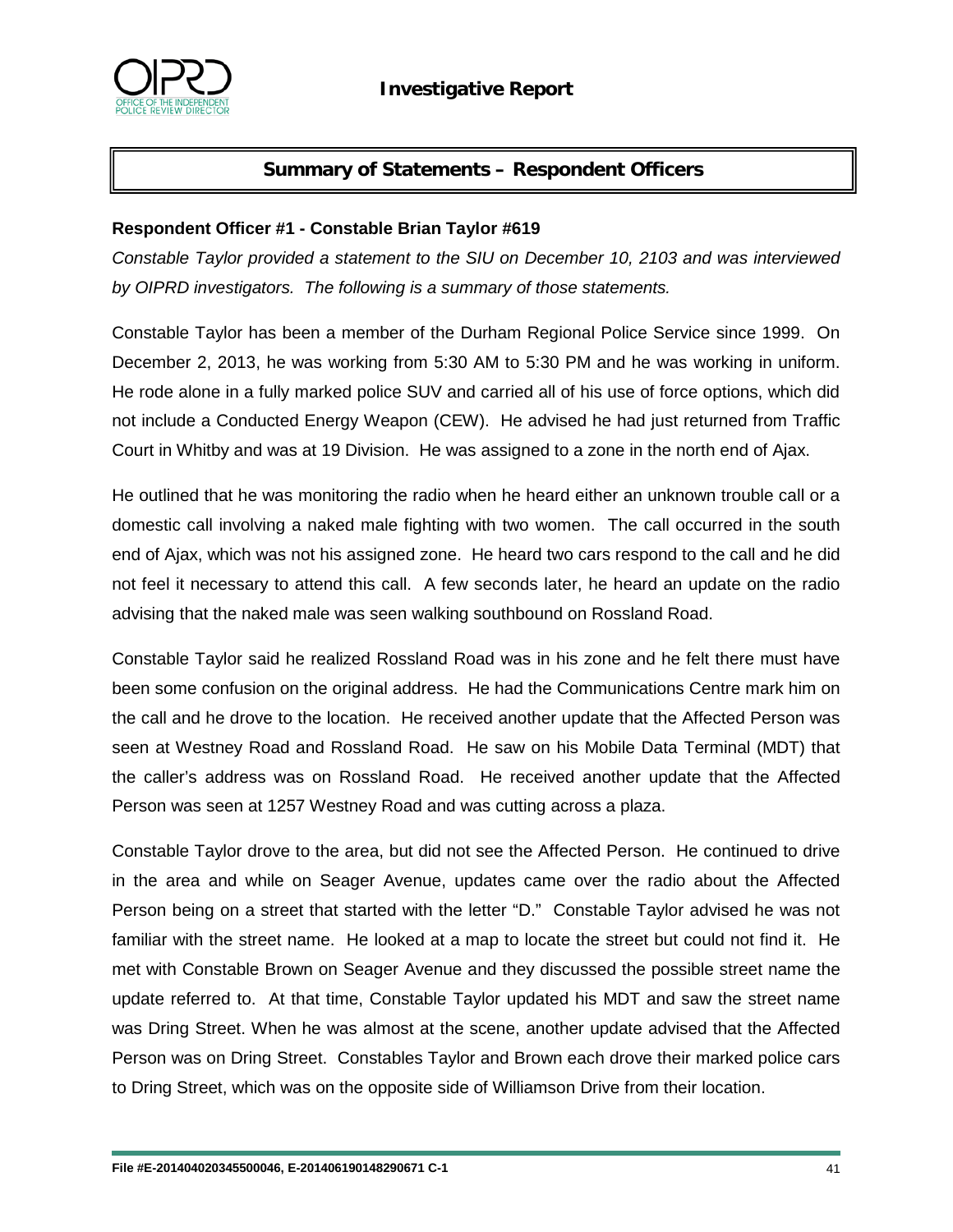## Summary of Statements – Respondent Officers

**Respondent Officer #1 - Constable Brian Taylor #619**

*Constable Taylor provided a statement to the SIU on December 10, 2103 and was interviewed by OIPRD investigators. The following is a summary of those statements.*

Constable Taylor has been a member of the Durham Regional Police Service since 1999. On December 2, 2013, he was working from 5:30 AM to 5:30 PM and he was working in uniform. He rode alone in a fully marked police SUV and carried all of his use of force options, which did not include a Conducted Energy Weapon (CEW). He advised he had just returned from Traffic Court in Whitby and was at 19 Division. He was assigned to a zone in the north end of Ajax.

He outlined that he was monitoring the radio when he heard either an unknown trouble call or a domestic call involving a naked male fighting with two women. The call occurred in the south end of Ajax, which was not his assigned zone. He heard two cars respond to the call and he did not feel it necessary to attend this call. A few seconds later, he heard an update on the radio advising that the naked male was seen walking southbound on Rossland Road.

Constable Taylor said he realized Rossland Road was in his zone and he felt there must have been some confusion on the original address. He had the Communications Centre mark him on the call and he drove to the location. He received another update that the Affected Person was seen at Westney Road and Rossland Road. He saw on his Mobile Data Terminal (MDT) that the caller's address was on Rossland Road. He received another update that the Affected Person was seen at 1257 Westney Road and was cutting across a plaza.

Constable Taylor drove to the area, but did not see the Affected Person. He continued to drive in the area and while on Seager Avenue, updates came over the radio about the Affected Person being on a street that started with the letter "D." Constable Taylor advised he was not familiar with the street name. He looked at a map to locate the street but could not find it. He met with Constable Brown on Seager Avenue and they discussed the possible street name the update referred to. At that time, Constable Taylor updated his MDT and saw the street name was Dring Street. When he was almost at the scene, another update advised that the Affected Person was on Dring Street. Constables Taylor and Brown each drove their marked police cars to Dring Street, which was on the opposite side of Williamson Drive from their location.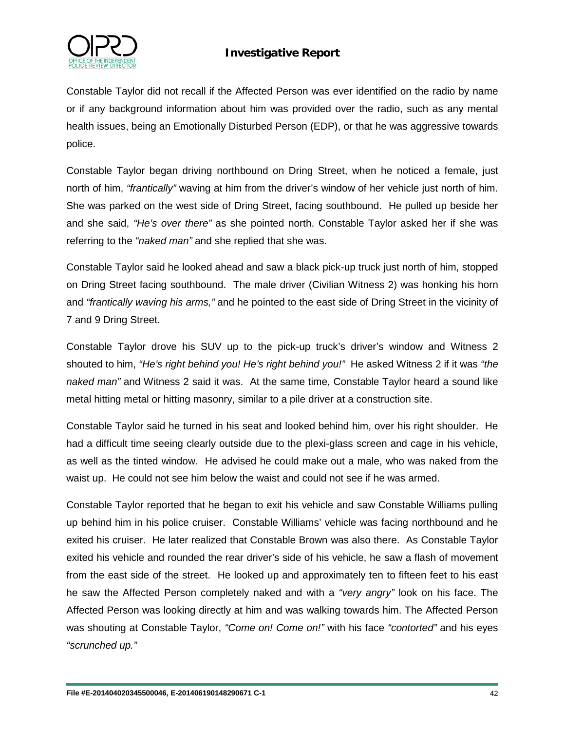Constable Taylor did not recall if the Affected Person was ever identified on the radio by name or if any background information about him was provided over the radio, such as any mental health issues, being an Emotionally Disturbed Person (EDP), or that he was aggressive towards police.

Constable Taylor began driving northbound on Dring Street, when he noticed a female, just north of him, *"frantically"* waving at him from the driver's window of her vehicle just north of him. She was parked on the west side of Dring Street, facing southbound. He pulled up beside her and she said, *"He's over there"* as she pointed north. Constable Taylor asked her if she was referring to the *"naked man"* and she replied that she was.

Constable Taylor said he looked ahead and saw a black pick-up truck just north of him, stopped on Dring Street facing southbound. The male driver (Civilian Witness 2) was honking his horn and *"frantically waving his arms,"* and he pointed to the east side of Dring Street in the vicinity of 7 and 9 Dring Street.

Constable Taylor drove his SUV up to the pick-up truck's driver's window and Witness 2 shouted to him, *"He's right behind you! He's right behind you!"* He asked Witness 2 if it was *"the naked man"* and Witness 2 said it was. At the same time, Constable Taylor heard a sound like metal hitting metal or hitting masonry, similar to a pile driver at a construction site.

Constable Taylor said he turned in his seat and looked behind him, over his right shoulder. He had a difficult time seeing clearly outside due to the plexi-glass screen and cage in his vehicle, as well as the tinted window. He advised he could make out a male, who was naked from the waist up. He could not see him below the waist and could not see if he was armed.

Constable Taylor reported that he began to exit his vehicle and saw Constable Williams pulling up behind him in his police cruiser. Constable Williams' vehicle was facing northbound and he exited his cruiser. He later realized that Constable Brown was also there. As Constable Taylor exited his vehicle and rounded the rear driver's side of his vehicle, he saw a flash of movement from the east side of the street. He looked up and approximately ten to fifteen feet to his east he saw the Affected Person completely naked and with a *"very angry"* look on his face. The Affected Person was looking directly at him and was walking towards him. The Affected Person was shouting at Constable Taylor, *"Come on! Come on!"* with his face *"contorted"* and his eyes *"scrunched up."*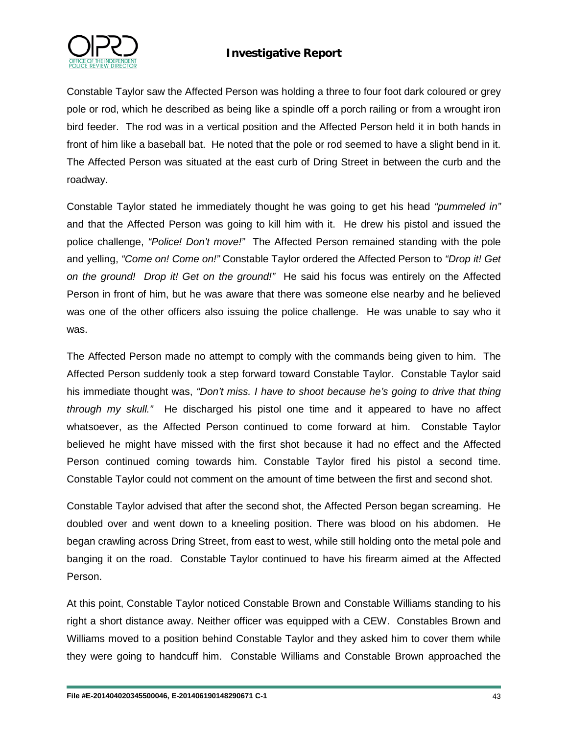Constable Taylor saw the Affected Person was holding a three to four foot dark coloured or grey pole or rod, which he described as being like a spindle off a porch railing or from a wrought iron bird feeder. The rod was in a vertical position and the Affected Person held it in both hands in front of him like a baseball bat. He noted that the pole or rod seemed to have a slight bend in it. The Affected Person was situated at the east curb of Dring Street in between the curb and the roadway.

Constable Taylor stated he immediately thought he was going to get his head *"pummeled in"* and that the Affected Person was going to kill him with it. He drew his pistol and issued the police challenge, *"Police! Don't move!"* The Affected Person remained standing with the pole and yelling, *"Come on! Come on!"* Constable Taylor ordered the Affected Person to *"Drop it! Get on the ground! Drop it! Get on the ground!"* He said his focus was entirely on the Affected Person in front of him, but he was aware that there was someone else nearby and he believed was one of the other officers also issuing the police challenge. He was unable to say who it was.

The Affected Person made no attempt to comply with the commands being given to him. The Affected Person suddenly took a step forward toward Constable Taylor. Constable Taylor said his immediate thought was, *"Don't miss. I have to shoot because he's going to drive that thing through my skull."* He discharged his pistol one time and it appeared to have no affect whatsoever, as the Affected Person continued to come forward at him. Constable Taylor believed he might have missed with the first shot because it had no effect and the Affected Person continued coming towards him. Constable Taylor fired his pistol a second time. Constable Taylor could not comment on the amount of time between the first and second shot.

Constable Taylor advised that after the second shot, the Affected Person began screaming. He doubled over and went down to a kneeling position. There was blood on his abdomen. He began crawling across Dring Street, from east to west, while still holding onto the metal pole and banging it on the road. Constable Taylor continued to have his firearm aimed at the Affected Person.

At this point, Constable Taylor noticed Constable Brown and Constable Williams standing to his right a short distance away. Neither officer was equipped with a CEW. Constables Brown and Williams moved to a position behind Constable Taylor and they asked him to cover them while they were going to handcuff him. Constable Williams and Constable Brown approached the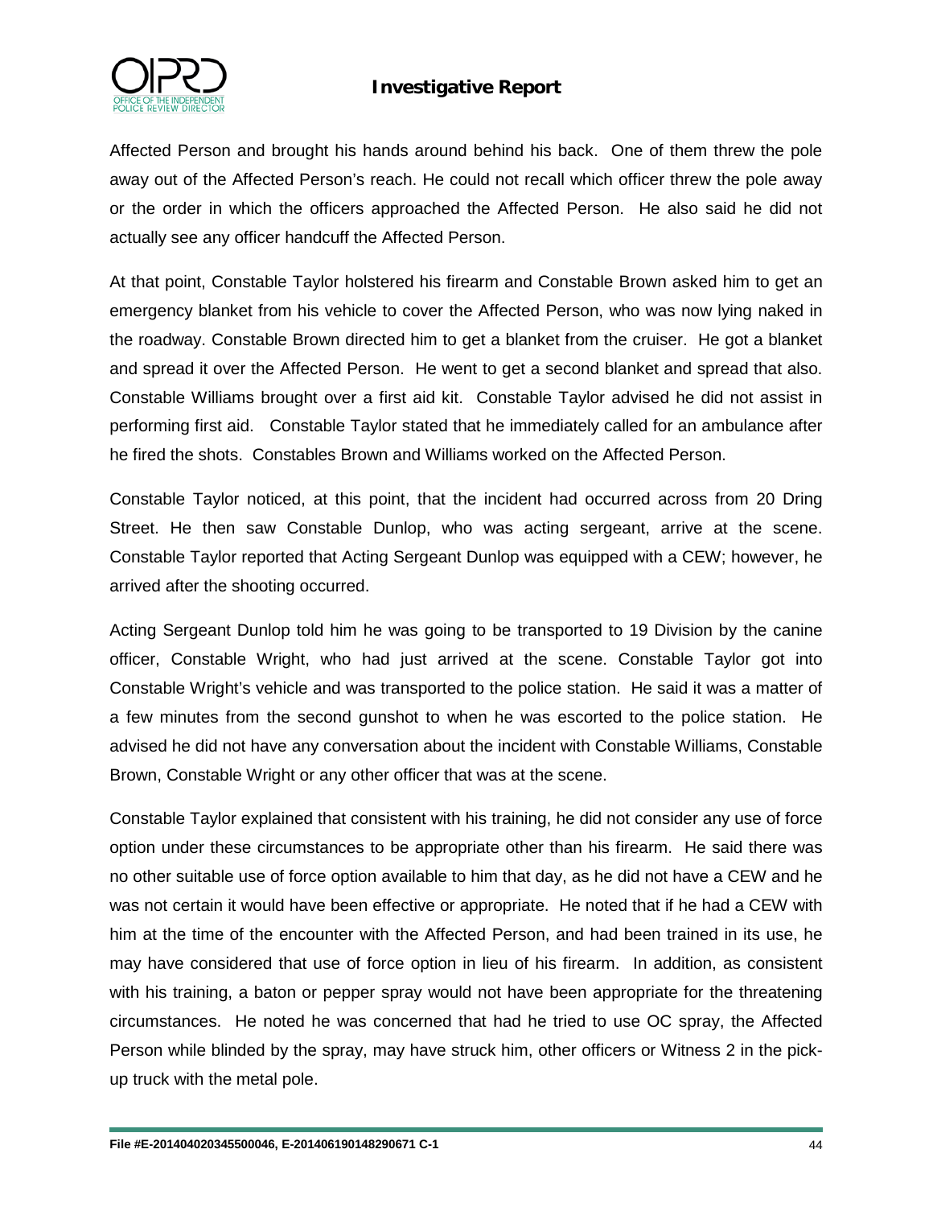Affected Person and brought his hands around behind his back. One of them threw the pole away out of the Affected Person's reach. He could not recall which officer threw the pole away or the order in which the officers approached the Affected Person. He also said he did not actually see any officer handcuff the Affected Person.

At that point, Constable Taylor holstered his firearm and Constable Brown asked him to get an emergency blanket from his vehicle to cover the Affected Person, who was now lying naked in the roadway. Constable Brown directed him to get a blanket from the cruiser. He got a blanket and spread it over the Affected Person. He went to get a second blanket and spread that also. Constable Williams brought over a first aid kit. Constable Taylor advised he did not assist in performing first aid. Constable Taylor stated that he immediately called for an ambulance after he fired the shots. Constables Brown and Williams worked on the Affected Person.

Constable Taylor noticed, at this point, that the incident had occurred across from 20 Dring Street. He then saw Constable Dunlop, who was acting sergeant, arrive at the scene. Constable Taylor reported that Acting Sergeant Dunlop was equipped with a CEW; however, he arrived after the shooting occurred.

Acting Sergeant Dunlop told him he was going to be transported to 19 Division by the canine officer, Constable Wright, who had just arrived at the scene. Constable Taylor got into Constable Wright's vehicle and was transported to the police station. He said it was a matter of a few minutes from the second gunshot to when he was escorted to the police station. He advised he did not have any conversation about the incident with Constable Williams, Constable Brown, Constable Wright or any other officer that was at the scene.

Constable Taylor explained that consistent with his training, he did not consider any use of force option under these circumstances to be appropriate other than his firearm. He said there was no other suitable use of force option available to him that day, as he did not have a CEW and he was not certain it would have been effective or appropriate. He noted that if he had a CEW with him at the time of the encounter with the Affected Person, and had been trained in its use, he may have considered that use of force option in lieu of his firearm. In addition, as consistent with his training, a baton or pepper spray would not have been appropriate for the threatening circumstances. He noted he was concerned that had he tried to use OC spray, the Affected Person while blinded by the spray, may have struck him, other officers or Witness 2 in the pick-up truck with the metal pole.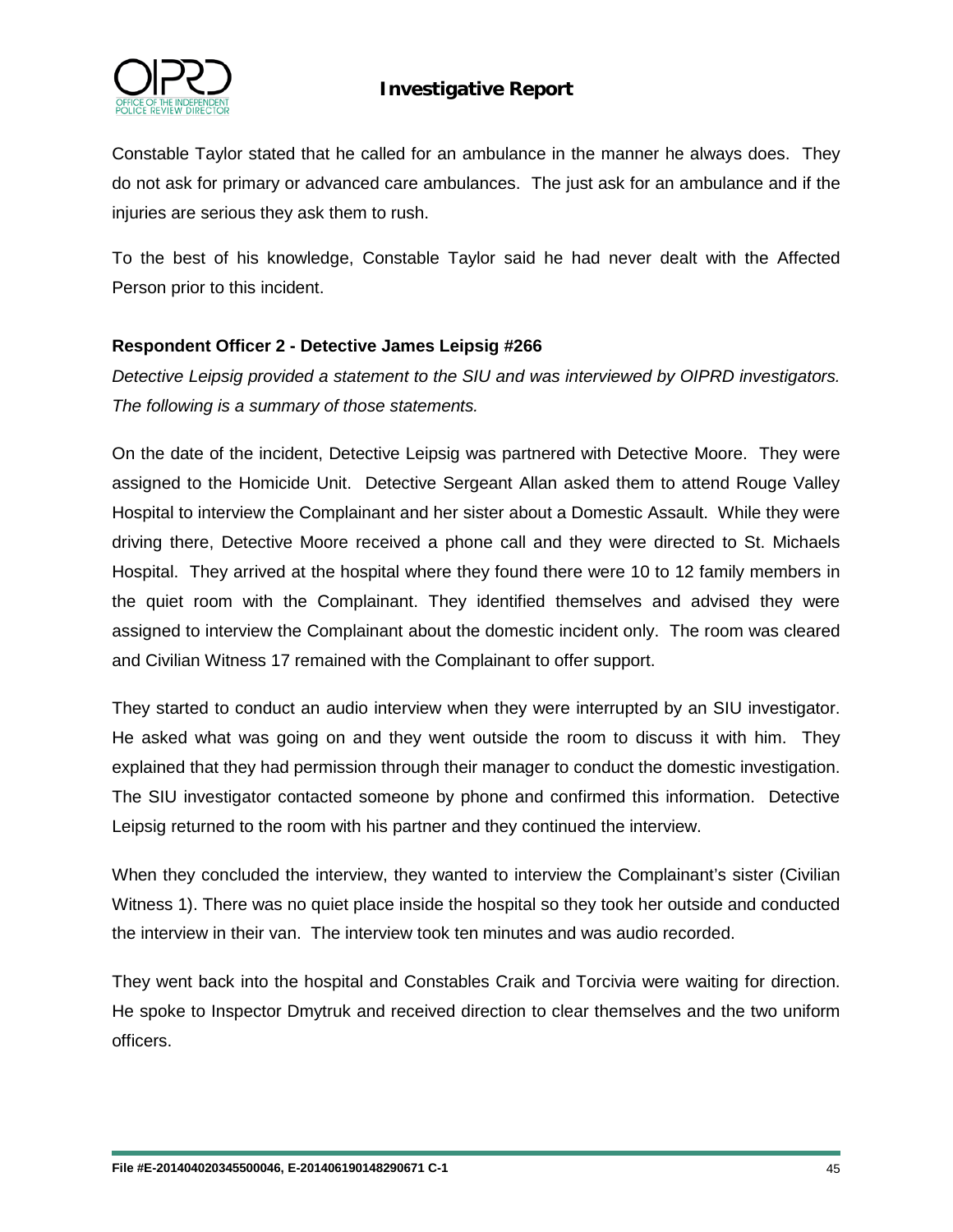Constable Taylor stated that he called for an ambulance in the manner he always does. They do not ask for primary or advanced care ambulances. The just ask for an ambulance and if the injuries are serious they ask them to rush.

To the best of his knowledge, Constable Taylor said he had never dealt with the Affected Person prior to this incident.

**Respondent Officer 2 - Detective James Leipsig #266**

*Detective Leipsig provided a statement to the SIU and was interviewed by OIPRD investigators. The following is a summary of those statements.*

On the date of the incident, Detective Leipsig was partnered with Detective Moore. They were assigned to the Homicide Unit. Detective Sergeant Allan asked them to attend Rouge Valley Hospital to interview the Complainant and her sister about a Domestic Assault. While they were driving there, Detective Moore received a phone call and they were directed to St. Michaels Hospital. They arrived at the hospital where they found there were 10 to 12 family members in the quiet room with the Complainant. They identified themselves and advised they were assigned to interview the Complainant about the domestic incident only. The room was cleared and Civilian Witness 17 remained with the Complainant to offer support.

They started to conduct an audio interview when they were interrupted by an SIU investigator. He asked what was going on and they went outside the room to discuss it with him. They explained that they had permission through their manager to conduct the domestic investigation. The SIU investigator contacted someone by phone and confirmed this information. Detective Leipsig returned to the room with his partner and they continued the interview.

When they concluded the interview, they wanted to interview the Complainant's sister (Civilian Witness 1). There was no quiet place inside the hospital so they took her outside and conducted the interview in their van. The interview took ten minutes and was audio recorded.

They went back into the hospital and Constables Craik and Torcivia were waiting for direction. He spoke to Inspector Dmytruk and received direction to clear themselves and the two uniform officers.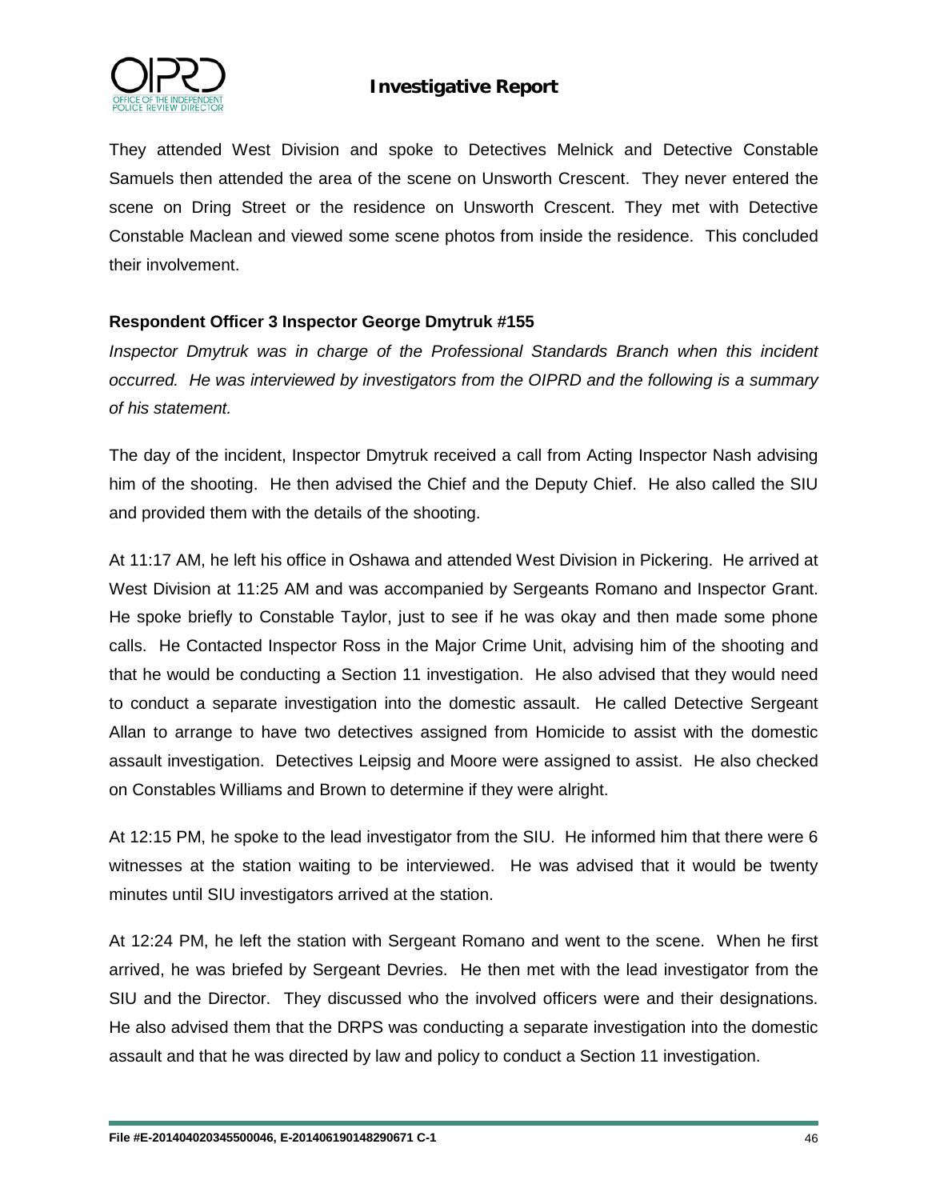They attended West Division and spoke to Detectives Melnick and Detective Constable Samuels then attended the area of the scene on Unsworth Crescent. They never entered the scene on Dring Street or the residence on Unsworth Crescent. They met with Detective Constable Maclean and viewed some scene photos from inside the residence. This concluded their involvement.

**Respondent Officer 3 Inspector George Dmytruk #155**

*Inspector Dmytruk was in charge of the Professional Standards Branch when this incident occurred. He was interviewed by investigators from the OIPRD and the following is a summary of his statement.*

The day of the incident, Inspector Dmytruk received a call from Acting Inspector Nash advising him of the shooting. He then advised the Chief and the Deputy Chief. He also called the SIU and provided them with the details of the shooting.

At 11:17 AM, he left his office in Oshawa and attended West Division in Pickering. He arrived at West Division at 11:25 AM and was accompanied by Sergeants Romano and Inspector Grant. He spoke briefly to Constable Taylor, just to see if he was okay and then made some phone calls. He Contacted Inspector Ross in the Major Crime Unit, advising him of the shooting and that he would be conducting a Section 11 investigation. He also advised that they would need to conduct a separate investigation into the domestic assault. He called Detective Sergeant Allan to arrange to have two detectives assigned from Homicide to assist with the domestic assault investigation. Detectives Leipsig and Moore were assigned to assist. He also checked on Constables Williams and Brown to determine if they were alright.

At 12:15 PM, he spoke to the lead investigator from the SIU. He informed him that there were 6 witnesses at the station waiting to be interviewed. He was advised that it would be twenty minutes until SIU investigators arrived at the station.

At 12:24 PM, he left the station with Sergeant Romano and went to the scene. When he first arrived, he was briefed by Sergeant Devries. He then met with the lead investigator from the SIU and the Director. They discussed who the involved officers were and their designations. He also advised them that the DRPS was conducting a separate investigation into the domestic assault and that he was directed by law and policy to conduct a Section 11 investigation.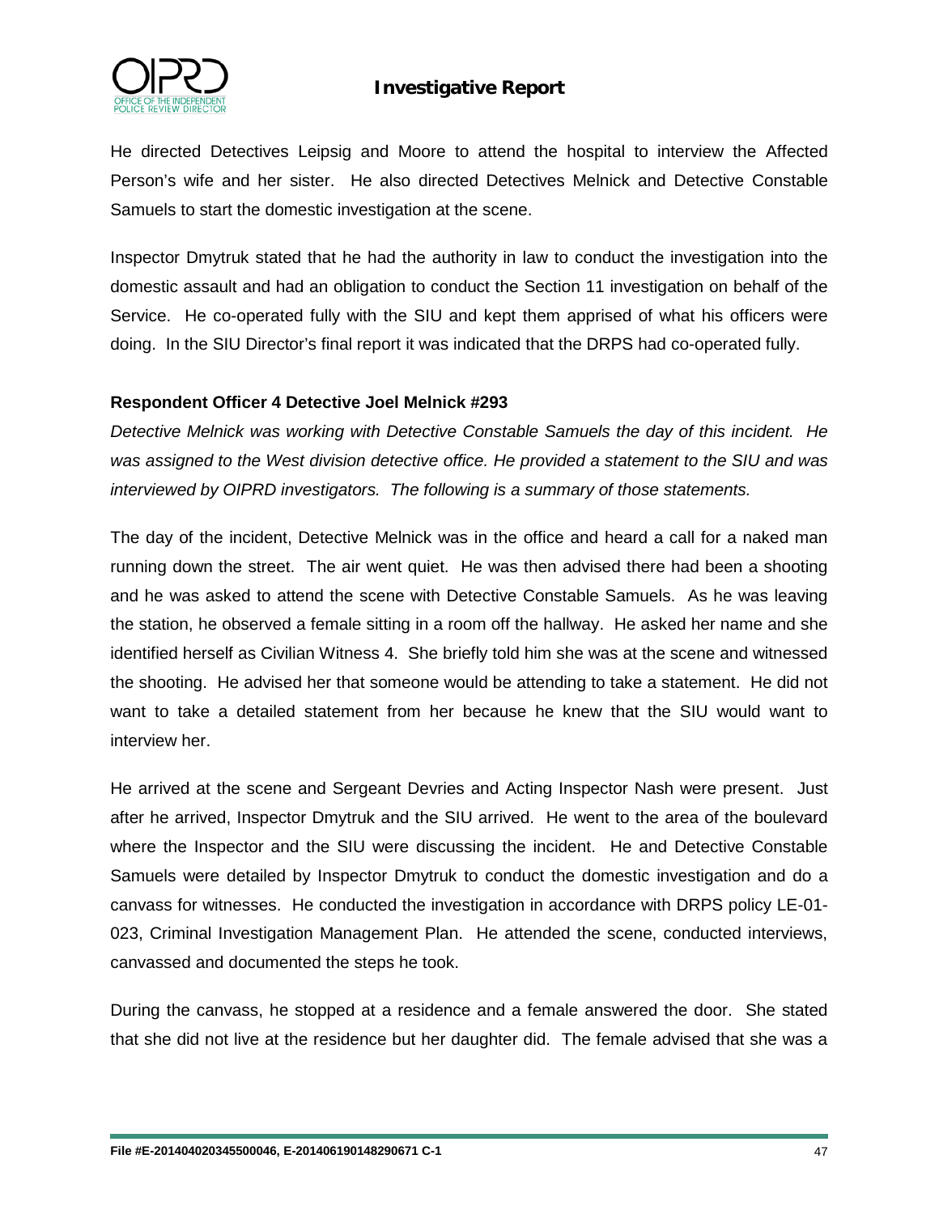He directed Detectives Leipsig and Moore to attend the hospital to interview the Affected Person's wife and her sister. He also directed Detectives Melnick and Detective Constable Samuels to start the domestic investigation at the scene.

Inspector Dmytruk stated that he had the authority in law to conduct the investigation into the domestic assault and had an obligation to conduct the Section 11 investigation on behalf of the Service. He co-operated fully with the SIU and kept them apprised of what his officers were doing. In the SIU Director's final report it was indicated that the DRPS had co-operated fully.

**Respondent Officer 4 Detective Joel Melnick #293**

*Detective Melnick was working with Detective Constable Samuels the day of this incident. He was assigned to the West division detective office. He provided a statement to the SIU and was interviewed by OIPRD investigators. The following is a summary of those statements.*

The day of the incident, Detective Melnick was in the office and heard a call for a naked man running down the street. The air went quiet. He was then advised there had been a shooting and he was asked to attend the scene with Detective Constable Samuels. As he was leaving the station, he observed a female sitting in a room off the hallway. He asked her name and she identified herself as Civilian Witness 4. She briefly told him she was at the scene and witnessed the shooting. He advised her that someone would be attending to take a statement. He did not want to take a detailed statement from her because he knew that the SIU would want to interview her.

He arrived at the scene and Sergeant Devries and Acting Inspector Nash were present. Just after he arrived, Inspector Dmytruk and the SIU arrived. He went to the area of the boulevard where the Inspector and the SIU were discussing the incident. He and Detective Constable Samuels were detailed by Inspector Dmytruk to conduct the domestic investigation and do a canvass for witnesses. He conducted the investigation in accordance with DRPS policy LE-01-023, Criminal Investigation Management Plan. He attended the scene, conducted interviews, canvassed and documented the steps he took.

During the canvass, he stopped at a residence and a female answered the door. She stated that she did not live at the residence but her daughter did. The female advised that she was a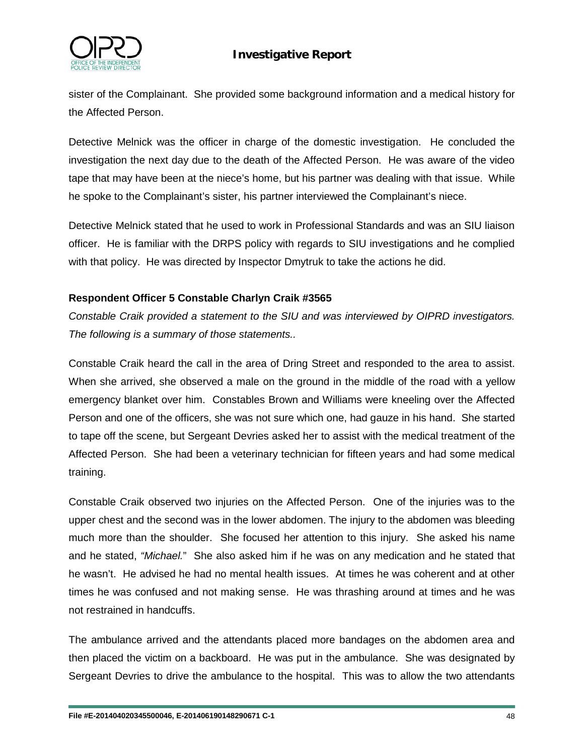sister of the Complainant. She provided some background information and a medical history for the Affected Person.

Detective Melnick was the officer in charge of the domestic investigation. He concluded the investigation the next day due to the death of the Affected Person. He was aware of the video tape that may have been at the niece's home, but his partner was dealing with that issue. While he spoke to the Complainant's sister, his partner interviewed the Complainant's niece.

Detective Melnick stated that he used to work in Professional Standards and was an SIU liaison officer. He is familiar with the DRPS policy with regards to SIU investigations and he complied with that policy. He was directed by Inspector Dmytruk to take the actions he did.

**Respondent Officer 5 Constable Charlyn Craik #3565**

*Constable Craik provided a statement to the SIU and was interviewed by OIPRD investigators. The following is a summary of those statements..*

Constable Craik heard the call in the area of Dring Street and responded to the area to assist. When she arrived, she observed a male on the ground in the middle of the road with a yellow emergency blanket over him. Constables Brown and Williams were kneeling over the Affected Person and one of the officers, she was not sure which one, had gauze in his hand. She started to tape off the scene, but Sergeant Devries asked her to assist with the medical treatment of the Affected Person. She had been a veterinary technician for fifteen years and had some medical training.

Constable Craik observed two injuries on the Affected Person. One of the injuries was to the upper chest and the second was in the lower abdomen. The injury to the abdomen was bleeding much more than the shoulder. She focused her attention to this injury. She asked his name and he stated, *"Michael.*" She also asked him if he was on any medication and he stated that he wasn't. He advised he had no mental health issues. At times he was coherent and at other times he was confused and not making sense. He was thrashing around at times and he was not restrained in handcuffs.

The ambulance arrived and the attendants placed more bandages on the abdomen area and then placed the victim on a backboard. He was put in the ambulance. She was designated by Sergeant Devries to drive the ambulance to the hospital. This was to allow the two attendants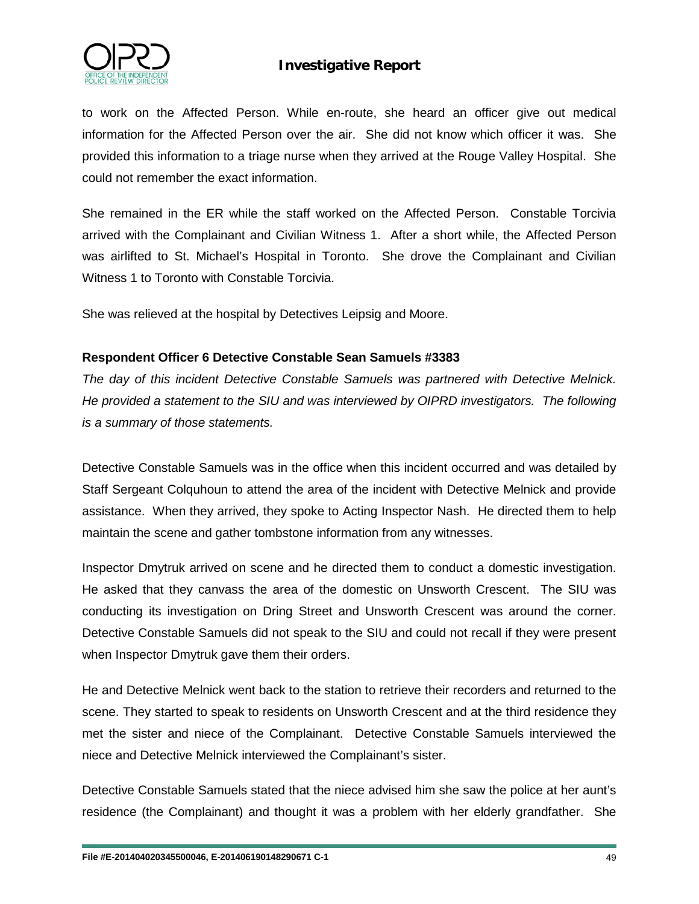to work on the Affected Person. While en-route, she heard an officer give out medical information for the Affected Person over the air. She did not know which officer it was. She provided this information to a triage nurse when they arrived at the Rouge Valley Hospital. She could not remember the exact information.

She remained in the ER while the staff worked on the Affected Person. Constable Torcivia arrived with the Complainant and Civilian Witness 1. After a short while, the Affected Person was airlifted to St. Michael's Hospital in Toronto. She drove the Complainant and Civilian Witness 1 to Toronto with Constable Torcivia.

She was relieved at the hospital by Detectives Leipsig and Moore.

**Respondent Officer 6 Detective Constable Sean Samuels #3383**

*The day of this incident Detective Constable Samuels was partnered with Detective Melnick. He provided a statement to the SIU and was interviewed by OIPRD investigators. The following is a summary of those statements.*

Detective Constable Samuels was in the office when this incident occurred and was detailed by Staff Sergeant Colquhoun to attend the area of the incident with Detective Melnick and provide assistance. When they arrived, they spoke to Acting Inspector Nash. He directed them to help maintain the scene and gather tombstone information from any witnesses.

Inspector Dmytruk arrived on scene and he directed them to conduct a domestic investigation. He asked that they canvass the area of the domestic on Unsworth Crescent. The SIU was conducting its investigation on Dring Street and Unsworth Crescent was around the corner. Detective Constable Samuels did not speak to the SIU and could not recall if they were present when Inspector Dmytruk gave them their orders.

He and Detective Melnick went back to the station to retrieve their recorders and returned to the scene. They started to speak to residents on Unsworth Crescent and at the third residence they met the sister and niece of the Complainant. Detective Constable Samuels interviewed the niece and Detective Melnick interviewed the Complainant's sister.

Detective Constable Samuels stated that the niece advised him she saw the police at her aunt's residence (the Complainant) and thought it was a problem with her elderly grandfather. She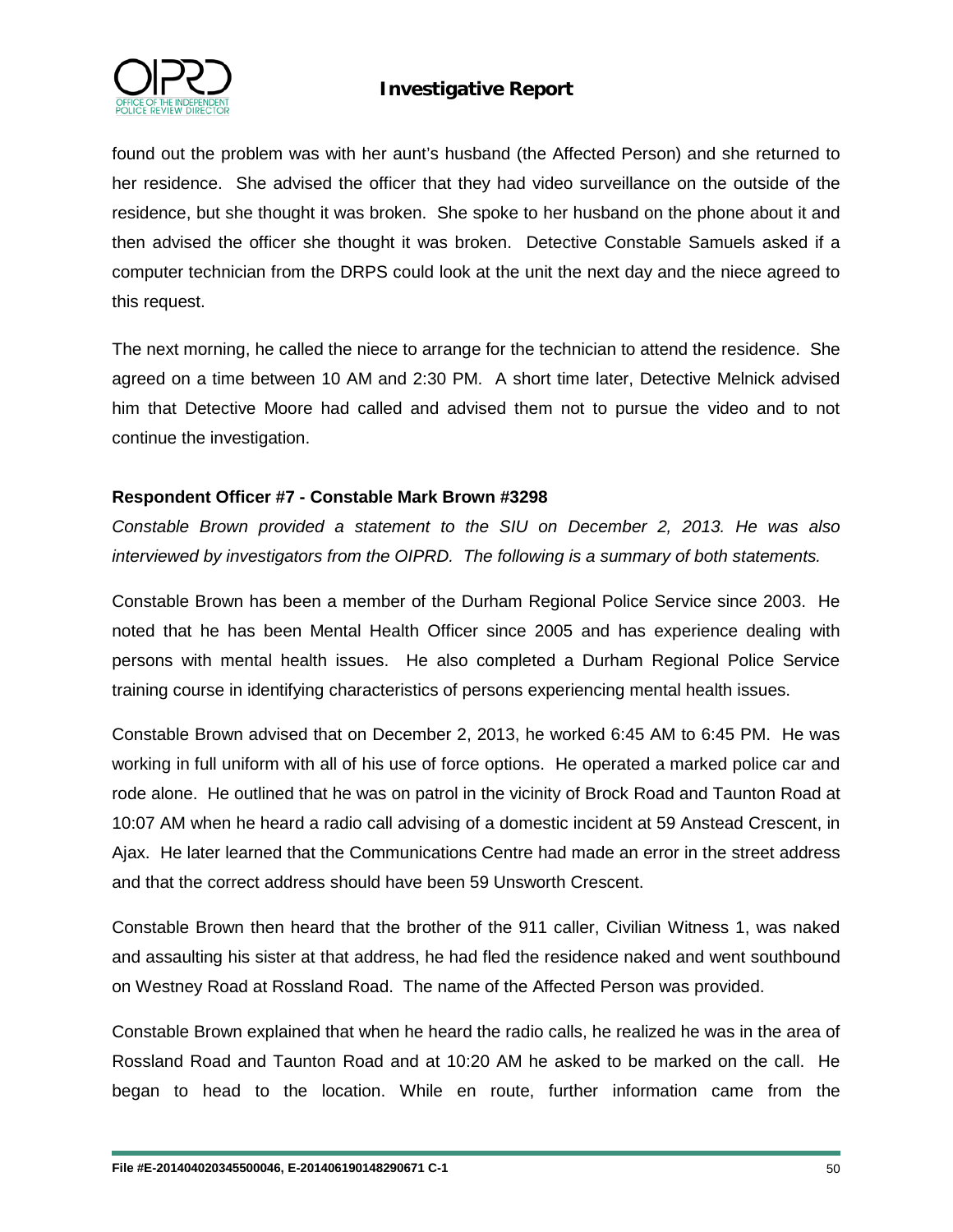found out the problem was with her aunt's husband (the Affected Person) and she returned to her residence. She advised the officer that they had video surveillance on the outside of the residence, but she thought it was broken. She spoke to her husband on the phone about it and then advised the officer she thought it was broken. Detective Constable Samuels asked if a computer technician from the DRPS could look at the unit the next day and the niece agreed to this request.

The next morning, he called the niece to arrange for the technician to attend the residence. She agreed on a time between 10 AM and 2:30 PM. A short time later, Detective Melnick advised him that Detective Moore had called and advised them not to pursue the video and to not continue the investigation.

**Respondent Officer #7 - Constable Mark Brown #3298**

*Constable Brown provided a statement to the SIU on December 2, 2013. He was also interviewed by investigators from the OIPRD. The following is a summary of both statements.*

Constable Brown has been a member of the Durham Regional Police Service since 2003. He noted that he has been Mental Health Officer since 2005 and has experience dealing with persons with mental health issues. He also completed a Durham Regional Police Service training course in identifying characteristics of persons experiencing mental health issues.

Constable Brown advised that on December 2, 2013, he worked 6:45 AM to 6:45 PM. He was working in full uniform with all of his use of force options. He operated a marked police car and rode alone. He outlined that he was on patrol in the vicinity of Brock Road and Taunton Road at 10:07 AM when he heard a radio call advising of a domestic incident at 59 Anstead Crescent, in Ajax. He later learned that the Communications Centre had made an error in the street address and that the correct address should have been 59 Unsworth Crescent.

Constable Brown then heard that the brother of the 911 caller, Civilian Witness 1, was naked and assaulting his sister at that address, he had fled the residence naked and went southbound on Westney Road at Rossland Road. The name of the Affected Person was provided.

Constable Brown explained that when he heard the radio calls, he realized he was in the area of Rossland Road and Taunton Road and at 10:20 AM he asked to be marked on the call. He began to head to the location. While en route, further information came from the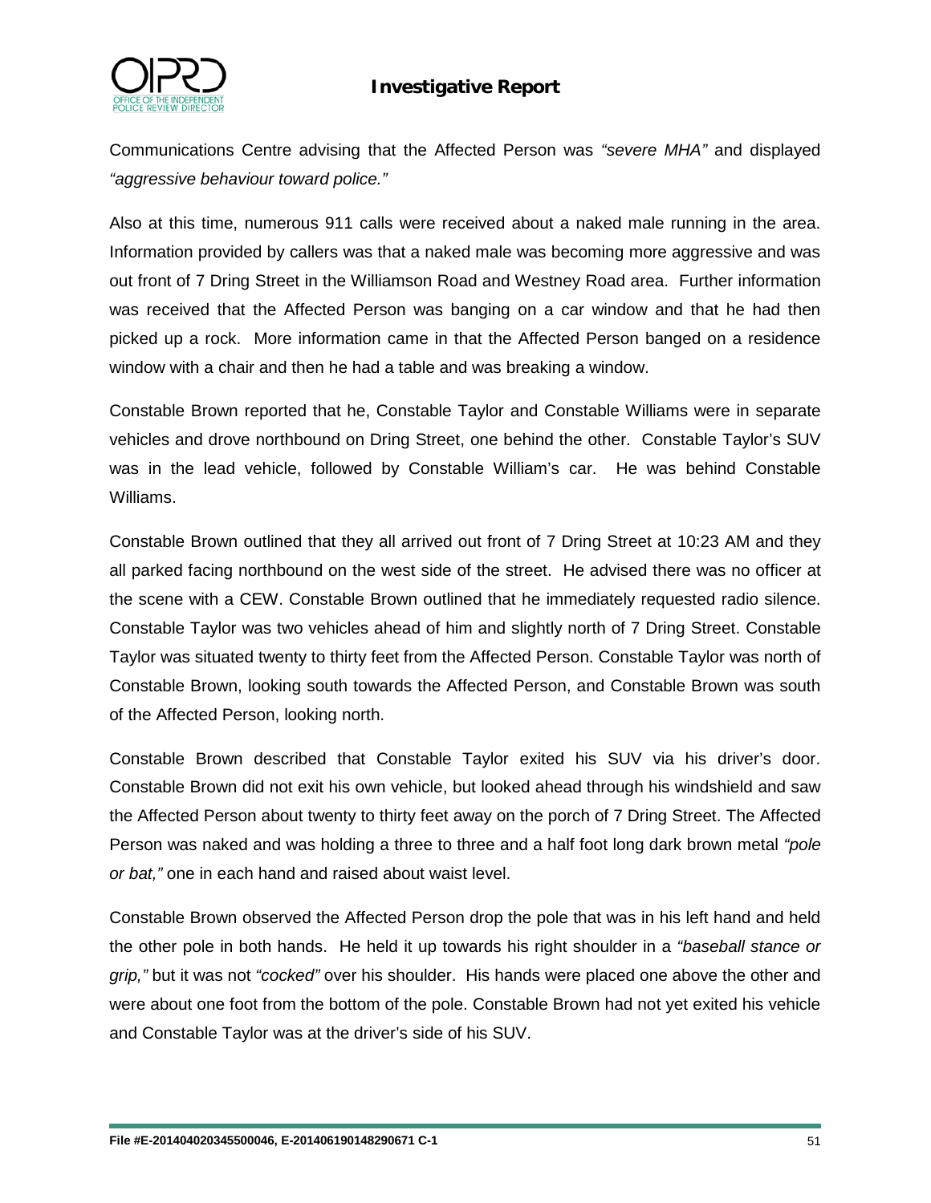Communications Centre advising that the Affected Person was *"severe MHA"* and displayed *"aggressive behaviour toward police."*

Also at this time, numerous 911 calls were received about a naked male running in the area. Information provided by callers was that a naked male was becoming more aggressive and was out front of 7 Dring Street in the Williamson Road and Westney Road area. Further information was received that the Affected Person was banging on a car window and that he had then picked up a rock. More information came in that the Affected Person banged on a residence window with a chair and then he had a table and was breaking a window.

Constable Brown reported that he, Constable Taylor and Constable Williams were in separate vehicles and drove northbound on Dring Street, one behind the other. Constable Taylor's SUV was in the lead vehicle, followed by Constable William's car. He was behind Constable Williams.

Constable Brown outlined that they all arrived out front of 7 Dring Street at 10:23 AM and they all parked facing northbound on the west side of the street. He advised there was no officer at the scene with a CEW. Constable Brown outlined that he immediately requested radio silence. Constable Taylor was two vehicles ahead of him and slightly north of 7 Dring Street. Constable Taylor was situated twenty to thirty feet from the Affected Person. Constable Taylor was north of Constable Brown, looking south towards the Affected Person, and Constable Brown was south of the Affected Person, looking north.

Constable Brown described that Constable Taylor exited his SUV via his driver's door. Constable Brown did not exit his own vehicle, but looked ahead through his windshield and saw the Affected Person about twenty to thirty feet away on the porch of 7 Dring Street. The Affected Person was naked and was holding a three to three and a half foot long dark brown metal *"pole or bat,"* one in each hand and raised about waist level.

Constable Brown observed the Affected Person drop the pole that was in his left hand and held the other pole in both hands. He held it up towards his right shoulder in a *"baseball stance or grip,"* but it was not *"cocked"* over his shoulder. His hands were placed one above the other and were about one foot from the bottom of the pole. Constable Brown had not yet exited his vehicle and Constable Taylor was at the driver's side of his SUV.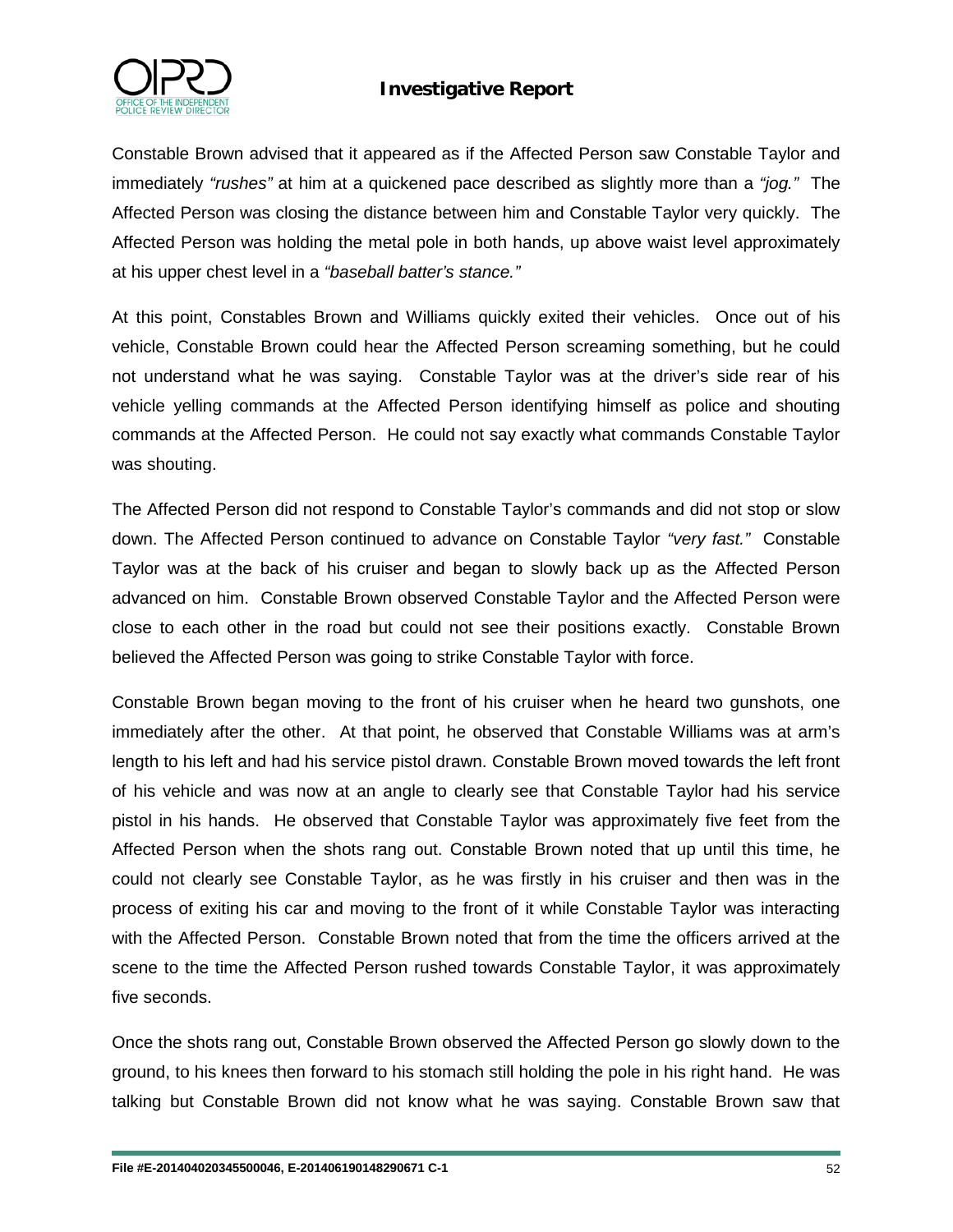Constable Brown advised that it appeared as if the Affected Person saw Constable Taylor and immediately *"rushes"* at him at a quickened pace described as slightly more than a *"jog."* The Affected Person was closing the distance between him and Constable Taylor very quickly. The Affected Person was holding the metal pole in both hands, up above waist level approximately at his upper chest level in a *"baseball batter's stance."*

At this point, Constables Brown and Williams quickly exited their vehicles. Once out of his vehicle, Constable Brown could hear the Affected Person screaming something, but he could not understand what he was saying. Constable Taylor was at the driver's side rear of his vehicle yelling commands at the Affected Person identifying himself as police and shouting commands at the Affected Person. He could not say exactly what commands Constable Taylor was shouting.

The Affected Person did not respond to Constable Taylor's commands and did not stop or slow down. The Affected Person continued to advance on Constable Taylor *"very fast."* Constable Taylor was at the back of his cruiser and began to slowly back up as the Affected Person advanced on him. Constable Brown observed Constable Taylor and the Affected Person were close to each other in the road but could not see their positions exactly. Constable Brown believed the Affected Person was going to strike Constable Taylor with force.

Constable Brown began moving to the front of his cruiser when he heard two gunshots, one immediately after the other. At that point, he observed that Constable Williams was at arm's length to his left and had his service pistol drawn. Constable Brown moved towards the left front of his vehicle and was now at an angle to clearly see that Constable Taylor had his service pistol in his hands. He observed that Constable Taylor was approximately five feet from the Affected Person when the shots rang out. Constable Brown noted that up until this time, he could not clearly see Constable Taylor, as he was firstly in his cruiser and then was in the process of exiting his car and moving to the front of it while Constable Taylor was interacting with the Affected Person. Constable Brown noted that from the time the officers arrived at the scene to the time the Affected Person rushed towards Constable Taylor, it was approximately five seconds.

Once the shots rang out, Constable Brown observed the Affected Person go slowly down to the ground, to his knees then forward to his stomach still holding the pole in his right hand. He was talking but Constable Brown did not know what he was saying. Constable Brown saw that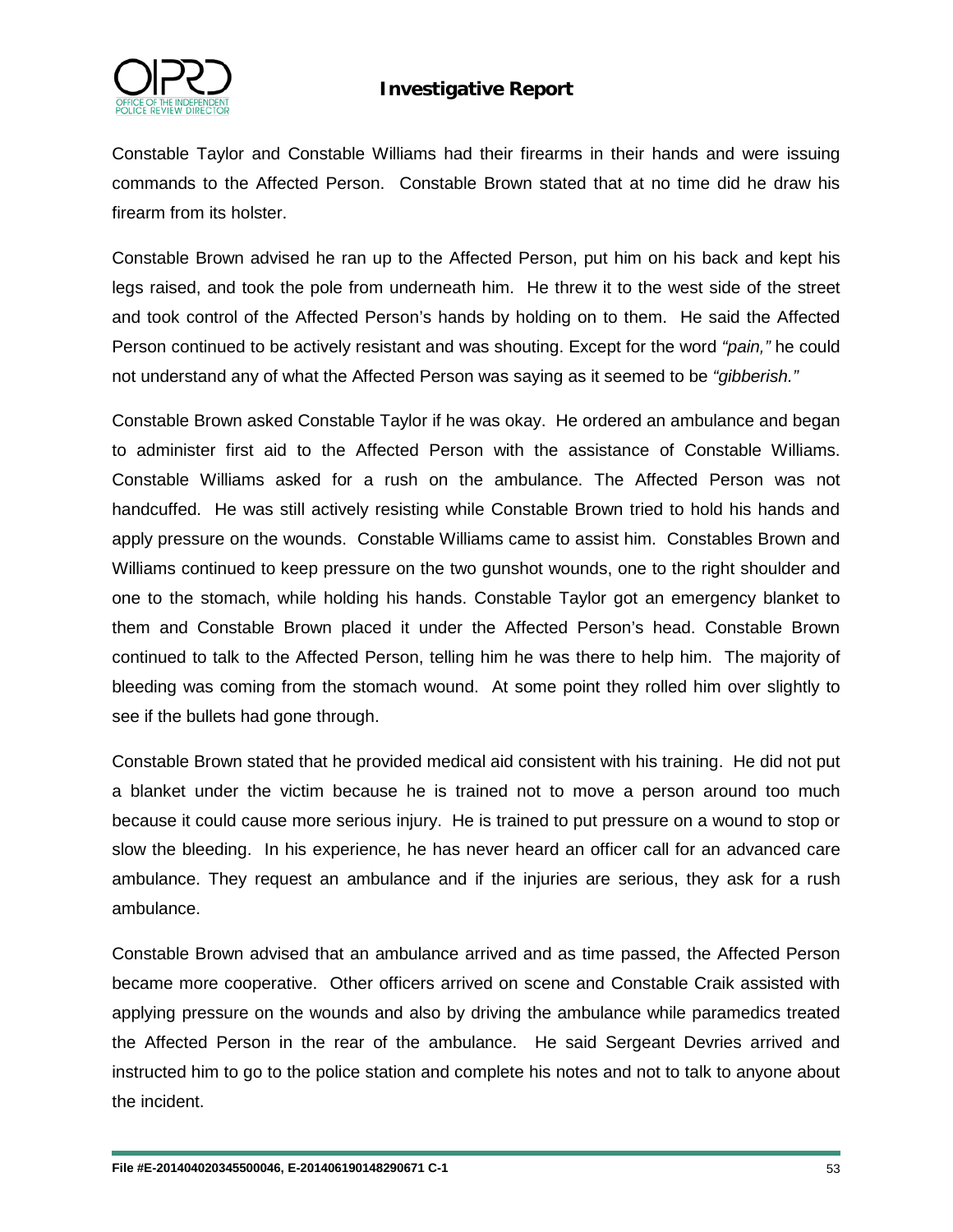Constable Taylor and Constable Williams had their firearms in their hands and were issuing commands to the Affected Person. Constable Brown stated that at no time did he draw his firearm from its holster.

Constable Brown advised he ran up to the Affected Person, put him on his back and kept his legs raised, and took the pole from underneath him. He threw it to the west side of the street and took control of the Affected Person's hands by holding on to them. He said the Affected Person continued to be actively resistant and was shouting. Except for the word *"pain,"* he could not understand any of what the Affected Person was saying as it seemed to be *"gibberish."*

Constable Brown asked Constable Taylor if he was okay. He ordered an ambulance and began to administer first aid to the Affected Person with the assistance of Constable Williams. Constable Williams asked for a rush on the ambulance. The Affected Person was not handcuffed. He was still actively resisting while Constable Brown tried to hold his hands and apply pressure on the wounds. Constable Williams came to assist him. Constables Brown and Williams continued to keep pressure on the two gunshot wounds, one to the right shoulder and one to the stomach, while holding his hands. Constable Taylor got an emergency blanket to them and Constable Brown placed it under the Affected Person's head. Constable Brown continued to talk to the Affected Person, telling him he was there to help him. The majority of bleeding was coming from the stomach wound. At some point they rolled him over slightly to see if the bullets had gone through.

Constable Brown stated that he provided medical aid consistent with his training. He did not put a blanket under the victim because he is trained not to move a person around too much because it could cause more serious injury. He is trained to put pressure on a wound to stop or slow the bleeding. In his experience, he has never heard an officer call for an advanced care ambulance. They request an ambulance and if the injuries are serious, they ask for a rush ambulance.

Constable Brown advised that an ambulance arrived and as time passed, the Affected Person became more cooperative. Other officers arrived on scene and Constable Craik assisted with applying pressure on the wounds and also by driving the ambulance while paramedics treated the Affected Person in the rear of the ambulance. He said Sergeant Devries arrived and instructed him to go to the police station and complete his notes and not to talk to anyone about the incident.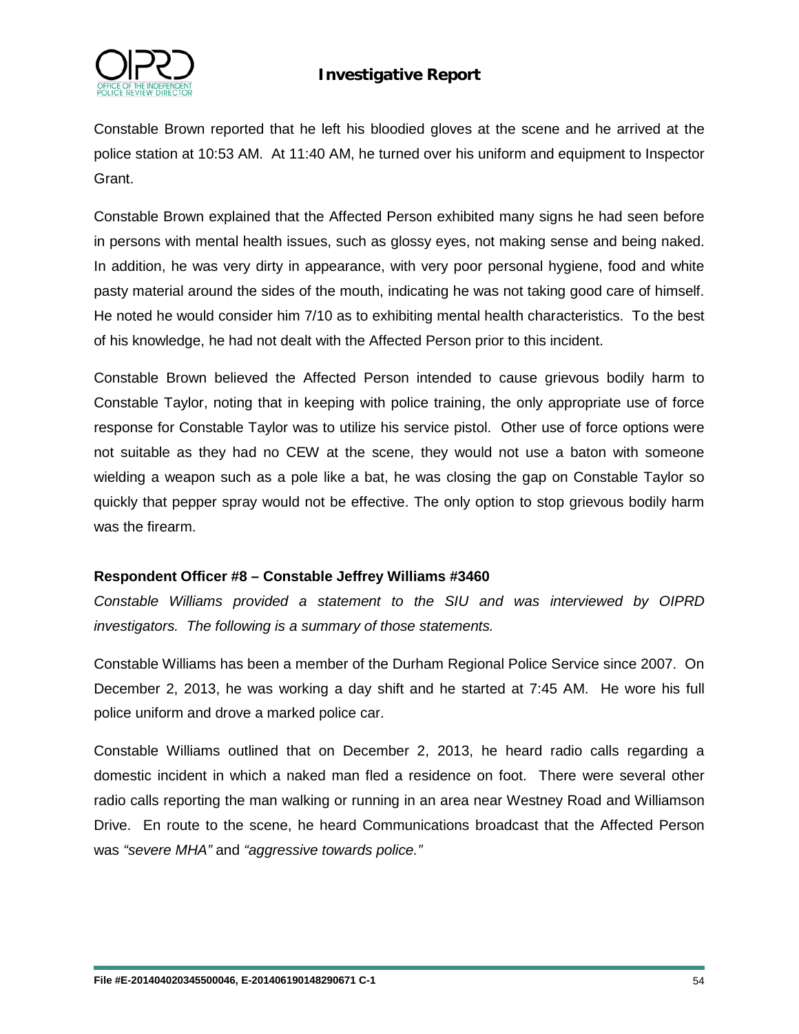Constable Brown reported that he left his bloodied gloves at the scene and he arrived at the police station at 10:53 AM. At 11:40 AM, he turned over his uniform and equipment to Inspector Grant.

Constable Brown explained that the Affected Person exhibited many signs he had seen before in persons with mental health issues, such as glossy eyes, not making sense and being naked. In addition, he was very dirty in appearance, with very poor personal hygiene, food and white pasty material around the sides of the mouth, indicating he was not taking good care of himself. He noted he would consider him 7/10 as to exhibiting mental health characteristics. To the best of his knowledge, he had not dealt with the Affected Person prior to this incident.

Constable Brown believed the Affected Person intended to cause grievous bodily harm to Constable Taylor, noting that in keeping with police training, the only appropriate use of force response for Constable Taylor was to utilize his service pistol. Other use of force options were not suitable as they had no CEW at the scene, they would not use a baton with someone wielding a weapon such as a pole like a bat, he was closing the gap on Constable Taylor so quickly that pepper spray would not be effective. The only option to stop grievous bodily harm was the firearm.

**Respondent Officer #8 – Constable Jeffrey Williams #3460**

*Constable Williams provided a statement to the SIU and was interviewed by OIPRD investigators. The following is a summary of those statements.*

Constable Williams has been a member of the Durham Regional Police Service since 2007. On December 2, 2013, he was working a day shift and he started at 7:45 AM. He wore his full police uniform and drove a marked police car.

Constable Williams outlined that on December 2, 2013, he heard radio calls regarding a domestic incident in which a naked man fled a residence on foot. There were several other radio calls reporting the man walking or running in an area near Westney Road and Williamson Drive. En route to the scene, he heard Communications broadcast that the Affected Person was *"severe MHA"* and *"aggressive towards police."*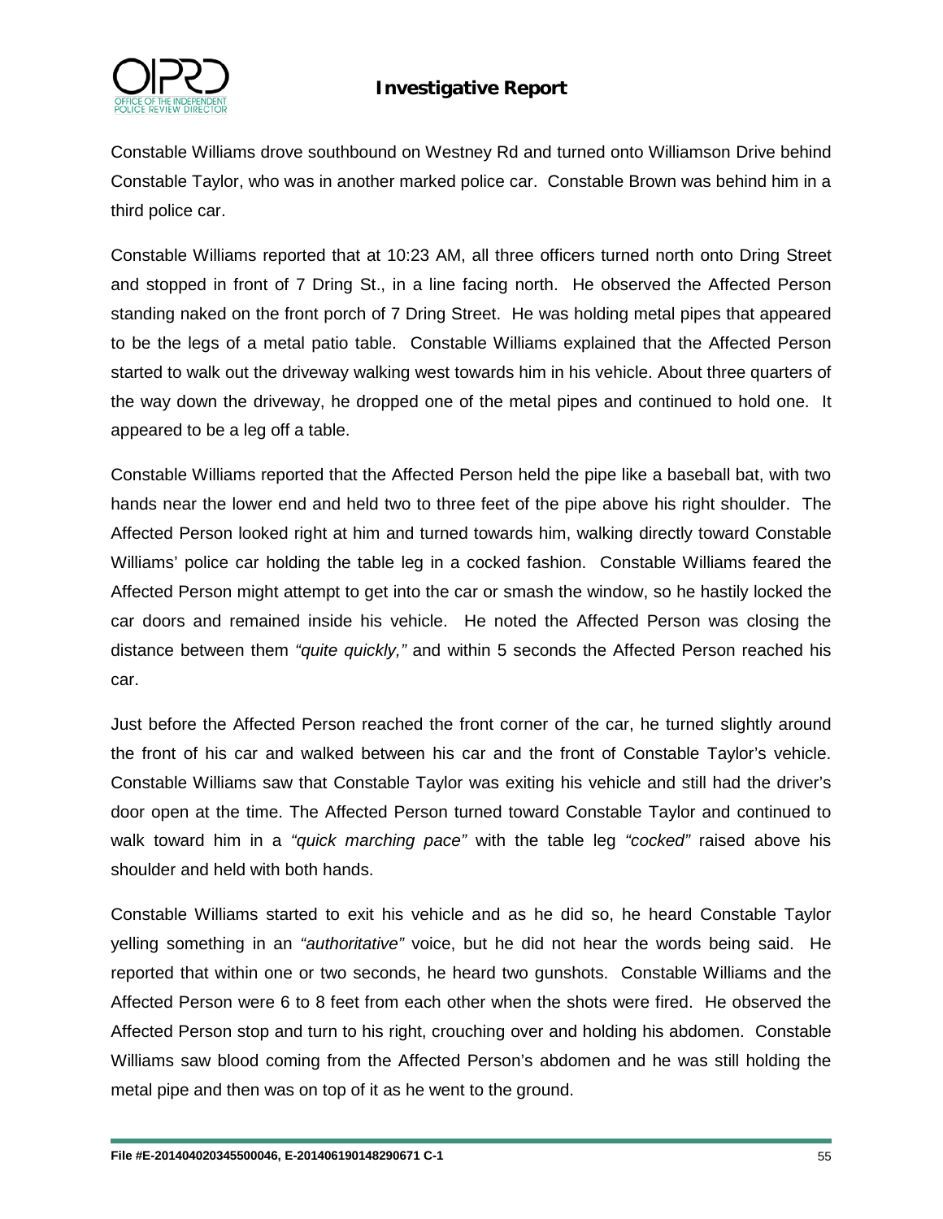Constable Williams drove southbound on Westney Rd and turned onto Williamson Drive behind Constable Taylor, who was in another marked police car. Constable Brown was behind him in a third police car.

Constable Williams reported that at 10:23 AM, all three officers turned north onto Dring Street and stopped in front of 7 Dring St., in a line facing north. He observed the Affected Person standing naked on the front porch of 7 Dring Street. He was holding metal pipes that appeared to be the legs of a metal patio table. Constable Williams explained that the Affected Person started to walk out the driveway walking west towards him in his vehicle. About three quarters of the way down the driveway, he dropped one of the metal pipes and continued to hold one. It appeared to be a leg off a table.

Constable Williams reported that the Affected Person held the pipe like a baseball bat, with two hands near the lower end and held two to three feet of the pipe above his right shoulder. The Affected Person looked right at him and turned towards him, walking directly toward Constable Williams' police car holding the table leg in a cocked fashion. Constable Williams feared the Affected Person might attempt to get into the car or smash the window, so he hastily locked the car doors and remained inside his vehicle. He noted the Affected Person was closing the distance between them *"quite quickly,"* and within 5 seconds the Affected Person reached his car.

Just before the Affected Person reached the front corner of the car, he turned slightly around the front of his car and walked between his car and the front of Constable Taylor's vehicle. Constable Williams saw that Constable Taylor was exiting his vehicle and still had the driver's door open at the time. The Affected Person turned toward Constable Taylor and continued to walk toward him in a *"quick marching pace"* with the table leg *"cocked"* raised above his shoulder and held with both hands.

Constable Williams started to exit his vehicle and as he did so, he heard Constable Taylor yelling something in an *"authoritative"* voice, but he did not hear the words being said. He reported that within one or two seconds, he heard two gunshots. Constable Williams and the Affected Person were 6 to 8 feet from each other when the shots were fired. He observed the Affected Person stop and turn to his right, crouching over and holding his abdomen. Constable Williams saw blood coming from the Affected Person's abdomen and he was still holding the metal pipe and then was on top of it as he went to the ground.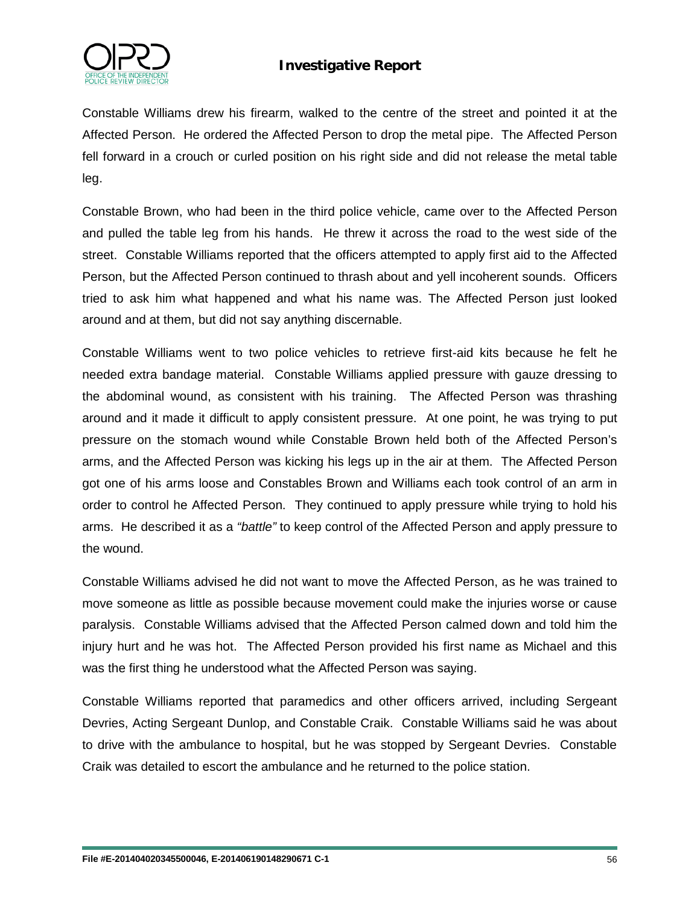Constable Williams drew his firearm, walked to the centre of the street and pointed it at the Affected Person. He ordered the Affected Person to drop the metal pipe. The Affected Person fell forward in a crouch or curled position on his right side and did not release the metal table leg.

Constable Brown, who had been in the third police vehicle, came over to the Affected Person and pulled the table leg from his hands. He threw it across the road to the west side of the street. Constable Williams reported that the officers attempted to apply first aid to the Affected Person, but the Affected Person continued to thrash about and yell incoherent sounds. Officers tried to ask him what happened and what his name was. The Affected Person just looked around and at them, but did not say anything discernable.

Constable Williams went to two police vehicles to retrieve first-aid kits because he felt he needed extra bandage material. Constable Williams applied pressure with gauze dressing to the abdominal wound, as consistent with his training. The Affected Person was thrashing around and it made it difficult to apply consistent pressure. At one point, he was trying to put pressure on the stomach wound while Constable Brown held both of the Affected Person's arms, and the Affected Person was kicking his legs up in the air at them. The Affected Person got one of his arms loose and Constables Brown and Williams each took control of an arm in order to control he Affected Person. They continued to apply pressure while trying to hold his arms. He described it as a *"battle"* to keep control of the Affected Person and apply pressure to the wound.

Constable Williams advised he did not want to move the Affected Person, as he was trained to move someone as little as possible because movement could make the injuries worse or cause paralysis. Constable Williams advised that the Affected Person calmed down and told him the injury hurt and he was hot. The Affected Person provided his first name as Michael and this was the first thing he understood what the Affected Person was saying.

Constable Williams reported that paramedics and other officers arrived, including Sergeant Devries, Acting Sergeant Dunlop, and Constable Craik. Constable Williams said he was about to drive with the ambulance to hospital, but he was stopped by Sergeant Devries. Constable Craik was detailed to escort the ambulance and he returned to the police station.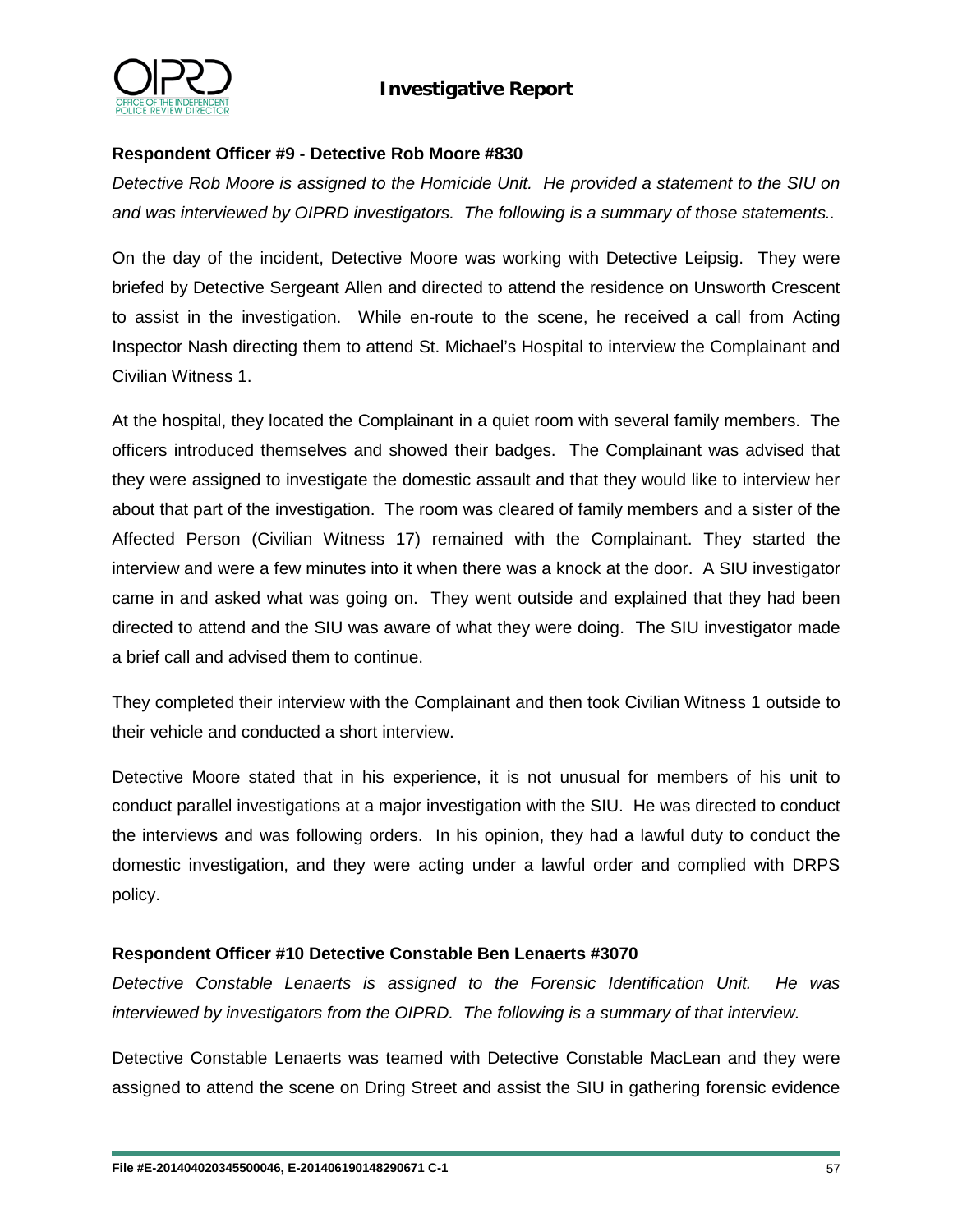**Respondent Officer #9 - Detective Rob Moore #830**

*Detective Rob Moore is assigned to the Homicide Unit. He provided a statement to the SIU on and was interviewed by OIPRD investigators. The following is a summary of those statements..*

On the day of the incident, Detective Moore was working with Detective Leipsig. They were briefed by Detective Sergeant Allen and directed to attend the residence on Unsworth Crescent to assist in the investigation. While en-route to the scene, he received a call from Acting Inspector Nash directing them to attend St. Michael's Hospital to interview the Complainant and Civilian Witness 1.

At the hospital, they located the Complainant in a quiet room with several family members. The officers introduced themselves and showed their badges. The Complainant was advised that they were assigned to investigate the domestic assault and that they would like to interview her about that part of the investigation. The room was cleared of family members and a sister of the Affected Person (Civilian Witness 17) remained with the Complainant. They started the interview and were a few minutes into it when there was a knock at the door. A SIU investigator came in and asked what was going on. They went outside and explained that they had been directed to attend and the SIU was aware of what they were doing. The SIU investigator made a brief call and advised them to continue.

They completed their interview with the Complainant and then took Civilian Witness 1 outside to their vehicle and conducted a short interview.

Detective Moore stated that in his experience, it is not unusual for members of his unit to conduct parallel investigations at a major investigation with the SIU. He was directed to conduct the interviews and was following orders. In his opinion, they had a lawful duty to conduct the domestic investigation, and they were acting under a lawful order and complied with DRPS policy.

**Respondent Officer #10 Detective Constable Ben Lenaerts #3070**

*Detective Constable Lenaerts is assigned to the Forensic Identification Unit. He was interviewed by investigators from the OIPRD. The following is a summary of that interview.*

Detective Constable Lenaerts was teamed with Detective Constable MacLean and they were assigned to attend the scene on Dring Street and assist the SIU in gathering forensic evidence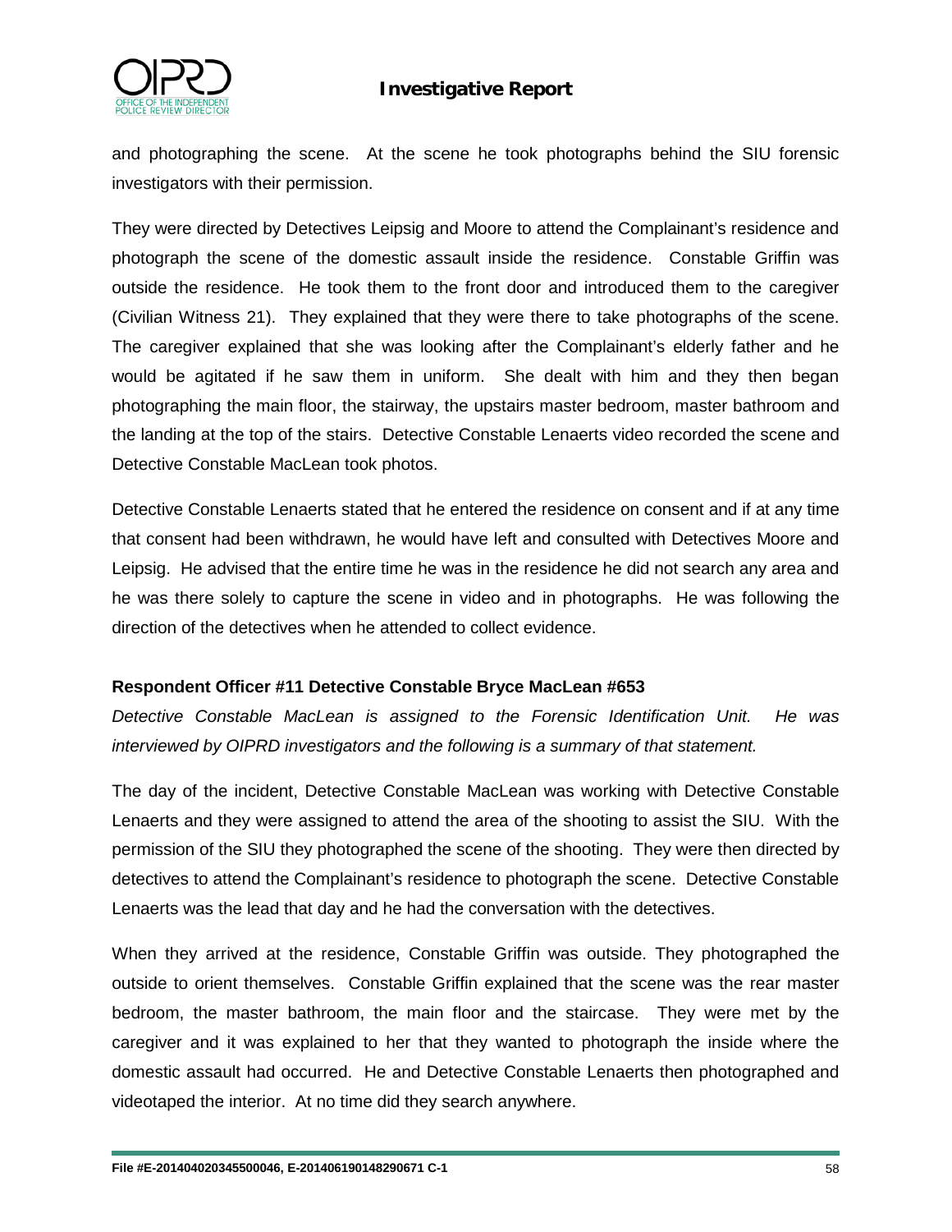and photographing the scene. At the scene he took photographs behind the SIU forensic investigators with their permission.

They were directed by Detectives Leipsig and Moore to attend the Complainant's residence and photograph the scene of the domestic assault inside the residence. Constable Griffin was outside the residence. He took them to the front door and introduced them to the caregiver (Civilian Witness 21). They explained that they were there to take photographs of the scene. The caregiver explained that she was looking after the Complainant's elderly father and he would be agitated if he saw them in uniform. She dealt with him and they then began photographing the main floor, the stairway, the upstairs master bedroom, master bathroom and the landing at the top of the stairs. Detective Constable Lenaerts video recorded the scene and Detective Constable MacLean took photos.

Detective Constable Lenaerts stated that he entered the residence on consent and if at any time that consent had been withdrawn, he would have left and consulted with Detectives Moore and Leipsig. He advised that the entire time he was in the residence he did not search any area and he was there solely to capture the scene in video and in photographs. He was following the direction of the detectives when he attended to collect evidence.

**Respondent Officer #11 Detective Constable Bryce MacLean #653**

*Detective Constable MacLean is assigned to the Forensic Identification Unit. He was interviewed by OIPRD investigators and the following is a summary of that statement.*

The day of the incident, Detective Constable MacLean was working with Detective Constable Lenaerts and they were assigned to attend the area of the shooting to assist the SIU. With the permission of the SIU they photographed the scene of the shooting. They were then directed by detectives to attend the Complainant's residence to photograph the scene. Detective Constable Lenaerts was the lead that day and he had the conversation with the detectives.

When they arrived at the residence, Constable Griffin was outside. They photographed the outside to orient themselves. Constable Griffin explained that the scene was the rear master bedroom, the master bathroom, the main floor and the staircase. They were met by the caregiver and it was explained to her that they wanted to photograph the inside where the domestic assault had occurred. He and Detective Constable Lenaerts then photographed and videotaped the interior. At no time did they search anywhere.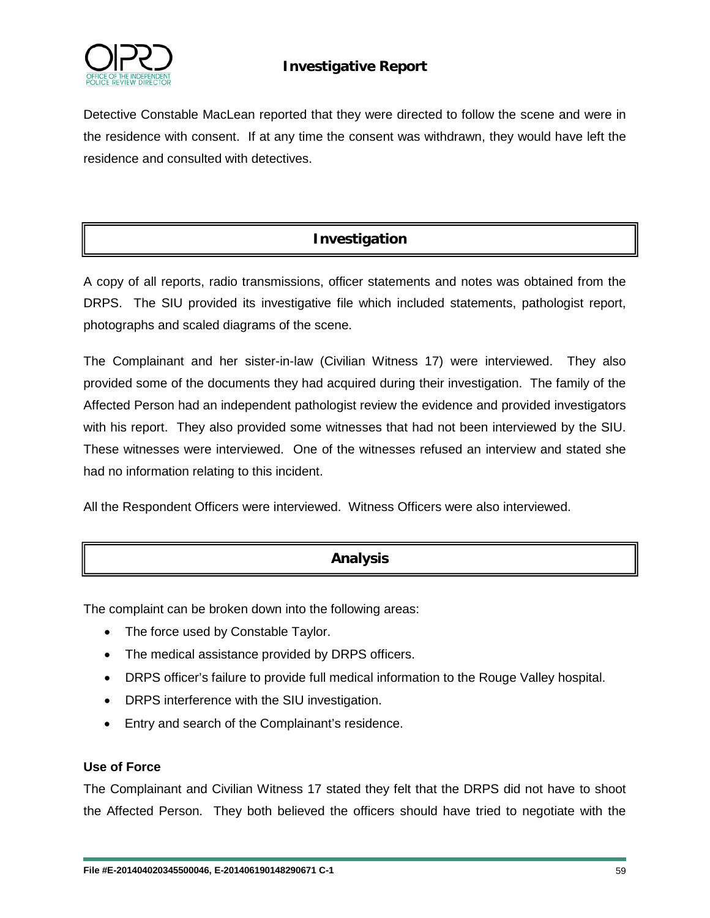Detective Constable MacLean reported that they were directed to follow the scene and were in the residence with consent. If at any time the consent was withdrawn, they would have left the residence and consulted with detectives.

## Investigation

A copy of all reports, radio transmissions, officer statements and notes was obtained from the DRPS. The SIU provided its investigative file which included statements, pathologist report, photographs and scaled diagrams of the scene.

The Complainant and her sister-in-law (Civilian Witness 17) were interviewed. They also provided some of the documents they had acquired during their investigation. The family of the Affected Person had an independent pathologist review the evidence and provided investigators with his report. They also provided some witnesses that had not been interviewed by the SIU. These witnesses were interviewed. One of the witnesses refused an interview and stated she had no information relating to this incident.

All the Respondent Officers were interviewed. Witness Officers were also interviewed.

## Analysis

The complaint can be broken down into the following areas:

- The force used by Constable Taylor.
- The medical assistance provided by DRPS officers.
- DRPS officer's failure to provide full medical information to the Rouge Valley hospital.
- DRPS interference with the SIU investigation.
- Entry and search of the Complainant's residence.

### Use of Force

The Complainant and Civilian Witness 17 stated they felt that the DRPS did not have to shoot the Affected Person. They both believed the officers should have tried to negotiate with the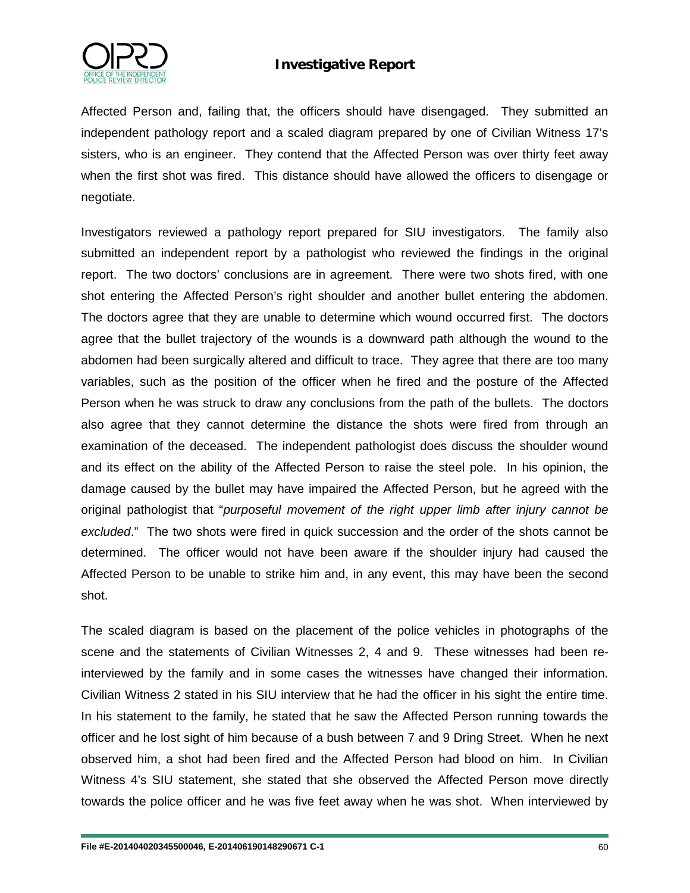Affected Person and, failing that, the officers should have disengaged. They submitted an independent pathology report and a scaled diagram prepared by one of Civilian Witness 17's sisters, who is an engineer. They contend that the Affected Person was over thirty feet away when the first shot was fired. This distance should have allowed the officers to disengage or negotiate.

Investigators reviewed a pathology report prepared for SIU investigators. The family also submitted an independent report by a pathologist who reviewed the findings in the original report. The two doctors' conclusions are in agreement. There were two shots fired, with one shot entering the Affected Person's right shoulder and another bullet entering the abdomen. The doctors agree that they are unable to determine which wound occurred first. The doctors agree that the bullet trajectory of the wounds is a downward path although the wound to the abdomen had been surgically altered and difficult to trace. They agree that there are too many variables, such as the position of the officer when he fired and the posture of the Affected Person when he was struck to draw any conclusions from the path of the bullets. The doctors also agree that they cannot determine the distance the shots were fired from through an examination of the deceased. The independent pathologist does discuss the shoulder wound and its effect on the ability of the Affected Person to raise the steel pole. In his opinion, the damage caused by the bullet may have impaired the Affected Person, but he agreed with the original pathologist that "*purposeful movement of the right upper limb after injury cannot be excluded*." The two shots were fired in quick succession and the order of the shots cannot be determined. The officer would not have been aware if the shoulder injury had caused the Affected Person to be unable to strike him and, in any event, this may have been the second shot.

The scaled diagram is based on the placement of the police vehicles in photographs of the scene and the statements of Civilian Witnesses 2, 4 and 9. These witnesses had been re-interviewed by the family and in some cases the witnesses have changed their information. Civilian Witness 2 stated in his SIU interview that he had the officer in his sight the entire time. In his statement to the family, he stated that he saw the Affected Person running towards the officer and he lost sight of him because of a bush between 7 and 9 Dring Street. When he next observed him, a shot had been fired and the Affected Person had blood on him. In Civilian Witness 4's SIU statement, she stated that she observed the Affected Person move directly towards the police officer and he was five feet away when he was shot. When interviewed by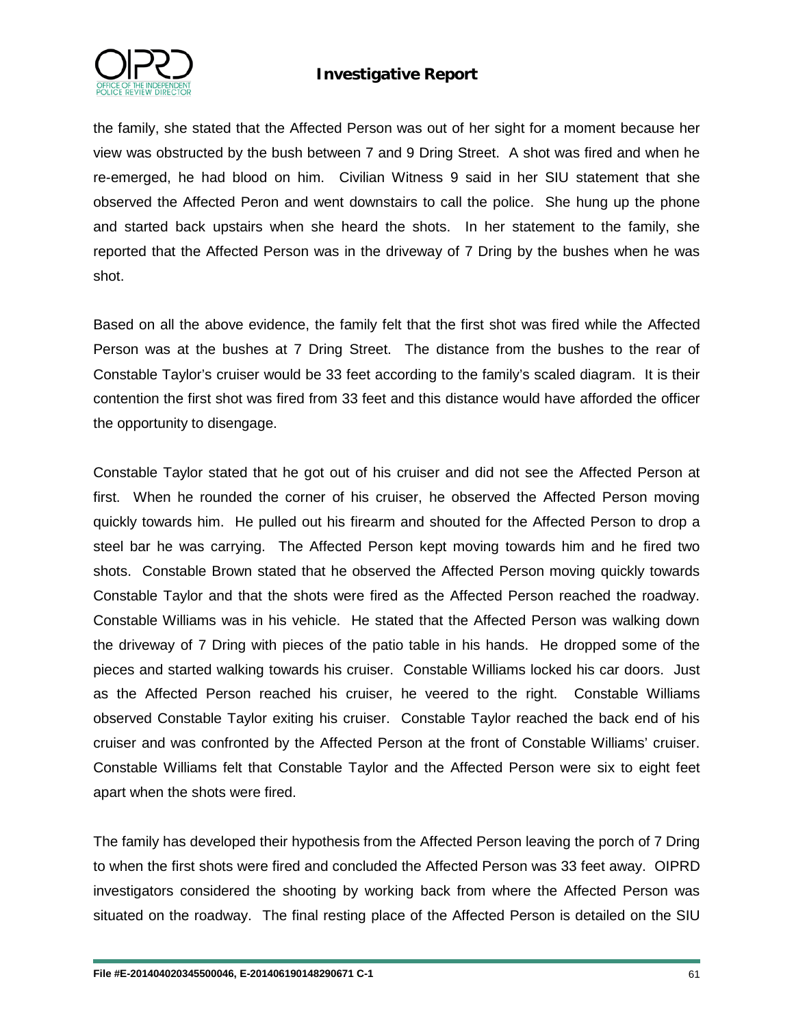the family, she stated that the Affected Person was out of her sight for a moment because her view was obstructed by the bush between 7 and 9 Dring Street. A shot was fired and when he re-emerged, he had blood on him. Civilian Witness 9 said in her SIU statement that she observed the Affected Peron and went downstairs to call the police. She hung up the phone and started back upstairs when she heard the shots. In her statement to the family, she reported that the Affected Person was in the driveway of 7 Dring by the bushes when he was shot.

Based on all the above evidence, the family felt that the first shot was fired while the Affected Person was at the bushes at 7 Dring Street. The distance from the bushes to the rear of Constable Taylor's cruiser would be 33 feet according to the family's scaled diagram. It is their contention the first shot was fired from 33 feet and this distance would have afforded the officer the opportunity to disengage.

Constable Taylor stated that he got out of his cruiser and did not see the Affected Person at first. When he rounded the corner of his cruiser, he observed the Affected Person moving quickly towards him. He pulled out his firearm and shouted for the Affected Person to drop a steel bar he was carrying. The Affected Person kept moving towards him and he fired two shots. Constable Brown stated that he observed the Affected Person moving quickly towards Constable Taylor and that the shots were fired as the Affected Person reached the roadway. Constable Williams was in his vehicle. He stated that the Affected Person was walking down the driveway of 7 Dring with pieces of the patio table in his hands. He dropped some of the pieces and started walking towards his cruiser. Constable Williams locked his car doors. Just as the Affected Person reached his cruiser, he veered to the right. Constable Williams observed Constable Taylor exiting his cruiser. Constable Taylor reached the back end of his cruiser and was confronted by the Affected Person at the front of Constable Williams' cruiser. Constable Williams felt that Constable Taylor and the Affected Person were six to eight feet apart when the shots were fired.

The family has developed their hypothesis from the Affected Person leaving the porch of 7 Dring to when the first shots were fired and concluded the Affected Person was 33 feet away. OIPRD investigators considered the shooting by working back from where the Affected Person was situated on the roadway. The final resting place of the Affected Person is detailed on the SIU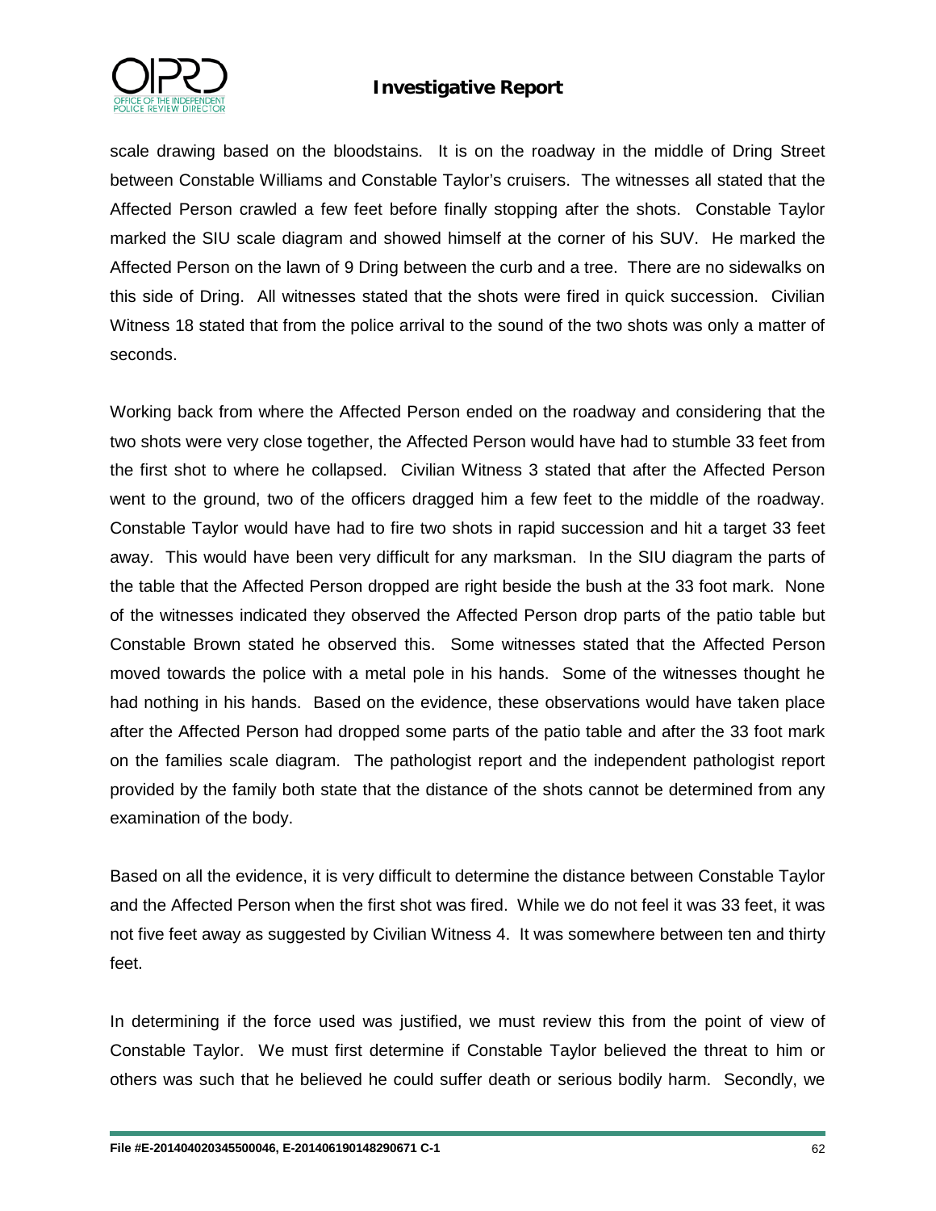scale drawing based on the bloodstains. It is on the roadway in the middle of Dring Street between Constable Williams and Constable Taylor's cruisers. The witnesses all stated that the Affected Person crawled a few feet before finally stopping after the shots. Constable Taylor marked the SIU scale diagram and showed himself at the corner of his SUV. He marked the Affected Person on the lawn of 9 Dring between the curb and a tree. There are no sidewalks on this side of Dring. All witnesses stated that the shots were fired in quick succession. Civilian Witness 18 stated that from the police arrival to the sound of the two shots was only a matter of seconds.

Working back from where the Affected Person ended on the roadway and considering that the two shots were very close together, the Affected Person would have had to stumble 33 feet from the first shot to where he collapsed. Civilian Witness 3 stated that after the Affected Person went to the ground, two of the officers dragged him a few feet to the middle of the roadway. Constable Taylor would have had to fire two shots in rapid succession and hit a target 33 feet away. This would have been very difficult for any marksman. In the SIU diagram the parts of the table that the Affected Person dropped are right beside the bush at the 33 foot mark. None of the witnesses indicated they observed the Affected Person drop parts of the patio table but Constable Brown stated he observed this. Some witnesses stated that the Affected Person moved towards the police with a metal pole in his hands. Some of the witnesses thought he had nothing in his hands. Based on the evidence, these observations would have taken place after the Affected Person had dropped some parts of the patio table and after the 33 foot mark on the families scale diagram. The pathologist report and the independent pathologist report provided by the family both state that the distance of the shots cannot be determined from any examination of the body.

Based on all the evidence, it is very difficult to determine the distance between Constable Taylor and the Affected Person when the first shot was fired. While we do not feel it was 33 feet, it was not five feet away as suggested by Civilian Witness 4. It was somewhere between ten and thirty feet.

In determining if the force used was justified, we must review this from the point of view of Constable Taylor. We must first determine if Constable Taylor believed the threat to him or others was such that he believed he could suffer death or serious bodily harm. Secondly, we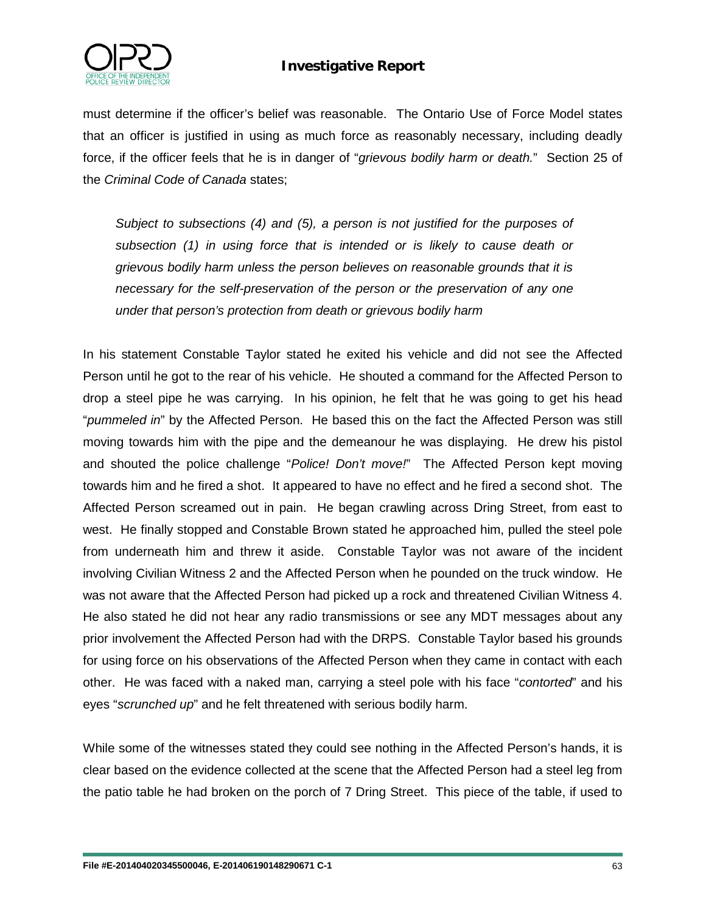must determine if the officer's belief was reasonable. The Ontario Use of Force Model states that an officer is justified in using as much force as reasonably necessary, including deadly force, if the officer feels that he is in danger of "*grievous bodily harm or death.*" Section 25 of the *Criminal Code of Canada* states;

> *Subject to subsections (4) and (5), a person is not justified for the purposes of subsection (1) in using force that is intended or is likely to cause death or grievous bodily harm unless the person believes on reasonable grounds that it is necessary for the self-preservation of the person or the preservation of any one under that person's protection from death or grievous bodily harm*

In his statement Constable Taylor stated he exited his vehicle and did not see the Affected Person until he got to the rear of his vehicle. He shouted a command for the Affected Person to drop a steel pipe he was carrying. In his opinion, he felt that he was going to get his head "*pummeled in*" by the Affected Person. He based this on the fact the Affected Person was still moving towards him with the pipe and the demeanour he was displaying. He drew his pistol and shouted the police challenge "*Police! Don't move!*" The Affected Person kept moving towards him and he fired a shot. It appeared to have no effect and he fired a second shot. The Affected Person screamed out in pain. He began crawling across Dring Street, from east to west. He finally stopped and Constable Brown stated he approached him, pulled the steel pole from underneath him and threw it aside. Constable Taylor was not aware of the incident involving Civilian Witness 2 and the Affected Person when he pounded on the truck window. He was not aware that the Affected Person had picked up a rock and threatened Civilian Witness 4. He also stated he did not hear any radio transmissions or see any MDT messages about any prior involvement the Affected Person had with the DRPS. Constable Taylor based his grounds for using force on his observations of the Affected Person when they came in contact with each other. He was faced with a naked man, carrying a steel pole with his face "*contorted*" and his eyes "*scrunched up*" and he felt threatened with serious bodily harm.

While some of the witnesses stated they could see nothing in the Affected Person's hands, it is clear based on the evidence collected at the scene that the Affected Person had a steel leg from the patio table he had broken on the porch of 7 Dring Street. This piece of the table, if used to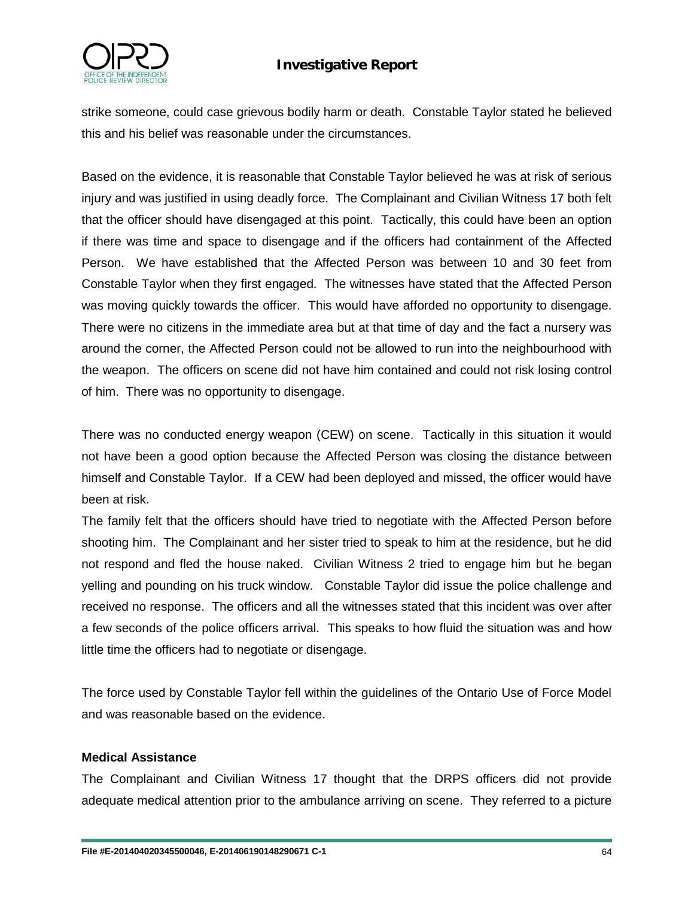strike someone, could case grievous bodily harm or death. Constable Taylor stated he believed this and his belief was reasonable under the circumstances.

Based on the evidence, it is reasonable that Constable Taylor believed he was at risk of serious injury and was justified in using deadly force. The Complainant and Civilian Witness 17 both felt that the officer should have disengaged at this point. Tactically, this could have been an option if there was time and space to disengage and if the officers had containment of the Affected Person. We have established that the Affected Person was between 10 and 30 feet from Constable Taylor when they first engaged. The witnesses have stated that the Affected Person was moving quickly towards the officer. This would have afforded no opportunity to disengage. There were no citizens in the immediate area but at that time of day and the fact a nursery was around the corner, the Affected Person could not be allowed to run into the neighbourhood with the weapon. The officers on scene did not have him contained and could not risk losing control of him. There was no opportunity to disengage.

There was no conducted energy weapon (CEW) on scene. Tactically in this situation it would not have been a good option because the Affected Person was closing the distance between himself and Constable Taylor. If a CEW had been deployed and missed, the officer would have been at risk.

The family felt that the officers should have tried to negotiate with the Affected Person before shooting him. The Complainant and her sister tried to speak to him at the residence, but he did not respond and fled the house naked. Civilian Witness 2 tried to engage him but he began yelling and pounding on his truck window. Constable Taylor did issue the police challenge and received no response. The officers and all the witnesses stated that this incident was over after a few seconds of the police officers arrival. This speaks to how fluid the situation was and how little time the officers had to negotiate or disengage.

The force used by Constable Taylor fell within the guidelines of the Ontario Use of Force Model and was reasonable based on the evidence.

**Medical Assistance**

The Complainant and Civilian Witness 17 thought that the DRPS officers did not provide adequate medical attention prior to the ambulance arriving on scene. They referred to a picture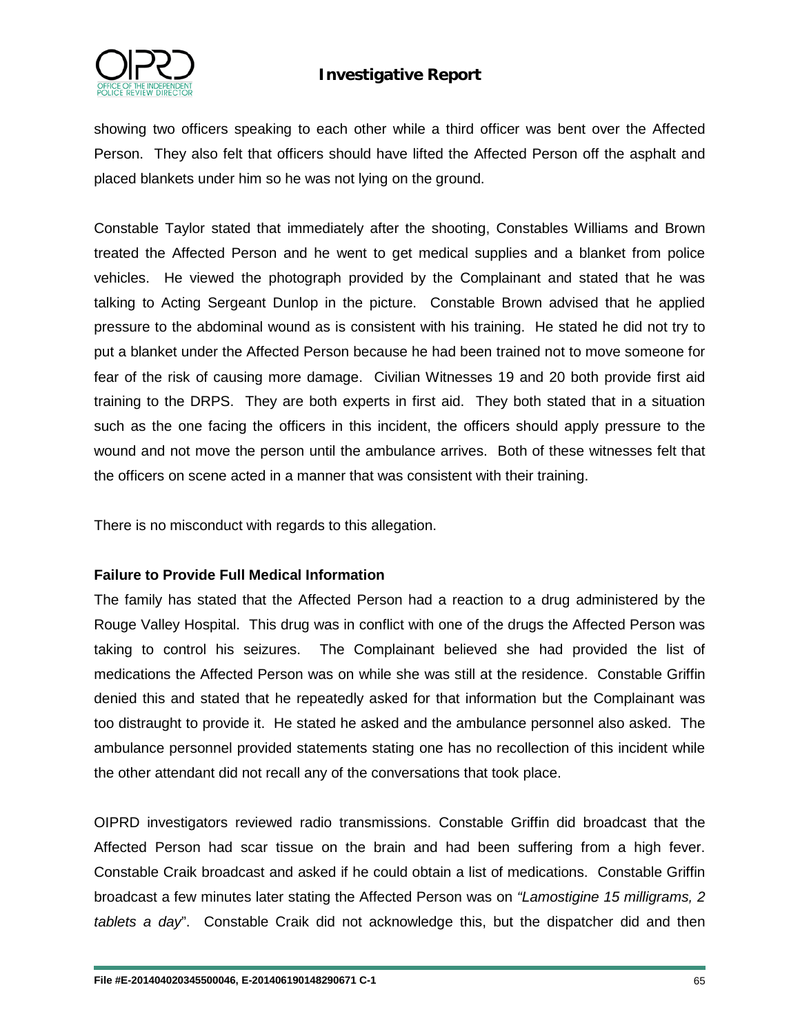showing two officers speaking to each other while a third officer was bent over the Affected Person. They also felt that officers should have lifted the Affected Person off the asphalt and placed blankets under him so he was not lying on the ground.

Constable Taylor stated that immediately after the shooting, Constables Williams and Brown treated the Affected Person and he went to get medical supplies and a blanket from police vehicles. He viewed the photograph provided by the Complainant and stated that he was talking to Acting Sergeant Dunlop in the picture. Constable Brown advised that he applied pressure to the abdominal wound as is consistent with his training. He stated he did not try to put a blanket under the Affected Person because he had been trained not to move someone for fear of the risk of causing more damage. Civilian Witnesses 19 and 20 both provide first aid training to the DRPS. They are both experts in first aid. They both stated that in a situation such as the one facing the officers in this incident, the officers should apply pressure to the wound and not move the person until the ambulance arrives. Both of these witnesses felt that the officers on scene acted in a manner that was consistent with their training.

There is no misconduct with regards to this allegation.

**Failure to Provide Full Medical Information**

The family has stated that the Affected Person had a reaction to a drug administered by the Rouge Valley Hospital. This drug was in conflict with one of the drugs the Affected Person was taking to control his seizures. The Complainant believed she had provided the list of medications the Affected Person was on while she was still at the residence. Constable Griffin denied this and stated that he repeatedly asked for that information but the Complainant was too distraught to provide it. He stated he asked and the ambulance personnel also asked. The ambulance personnel provided statements stating one has no recollection of this incident while the other attendant did not recall any of the conversations that took place.

OIPRD investigators reviewed radio transmissions. Constable Griffin did broadcast that the Affected Person had scar tissue on the brain and had been suffering from a high fever. Constable Craik broadcast and asked if he could obtain a list of medications. Constable Griffin broadcast a few minutes later stating the Affected Person was on *"Lamostigine 15 milligrams, 2 tablets a day*". Constable Craik did not acknowledge this, but the dispatcher did and then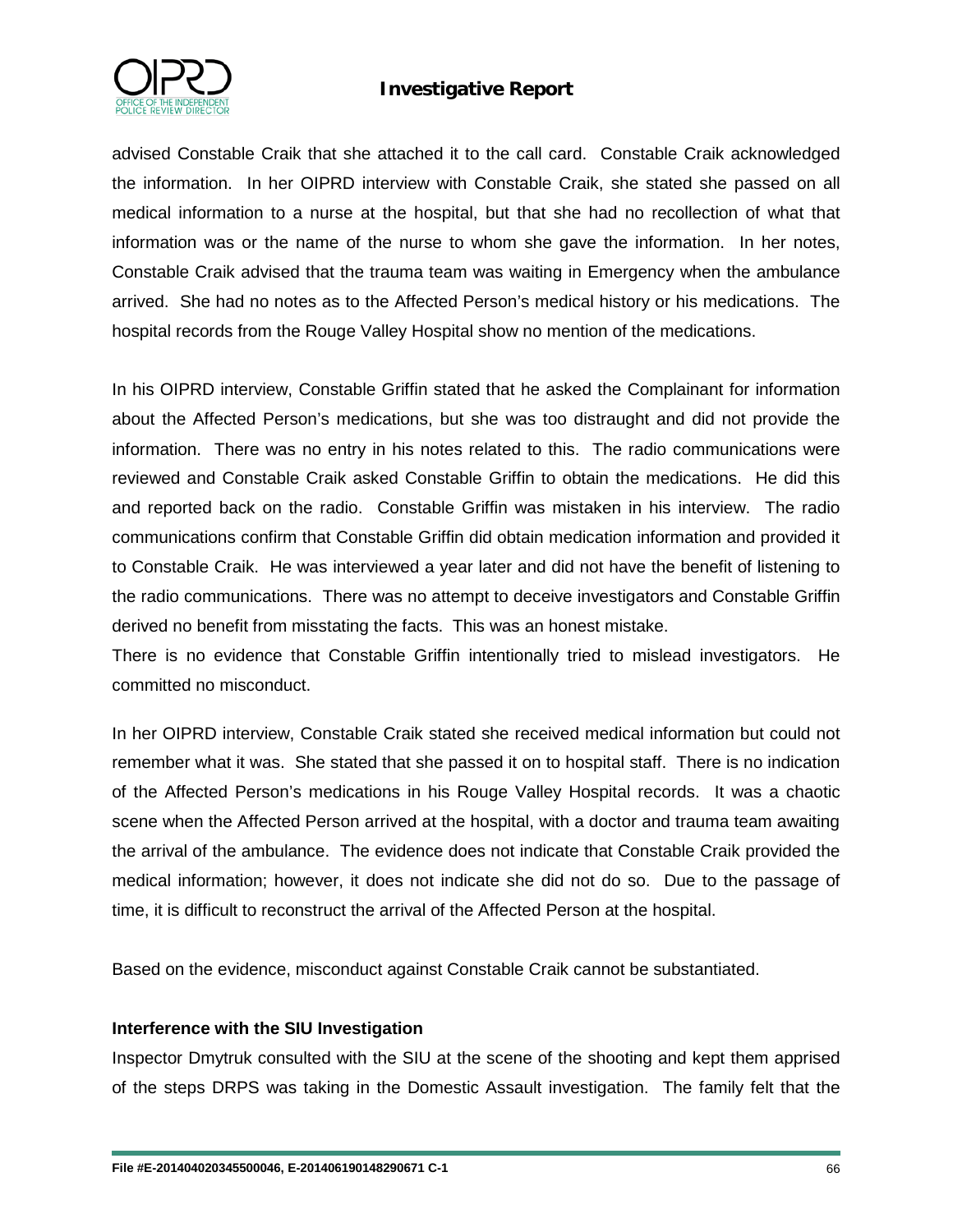advised Constable Craik that she attached it to the call card. Constable Craik acknowledged the information. In her OIPRD interview with Constable Craik, she stated she passed on all medical information to a nurse at the hospital, but that she had no recollection of what that information was or the name of the nurse to whom she gave the information. In her notes, Constable Craik advised that the trauma team was waiting in Emergency when the ambulance arrived. She had no notes as to the Affected Person's medical history or his medications. The hospital records from the Rouge Valley Hospital show no mention of the medications.

In his OIPRD interview, Constable Griffin stated that he asked the Complainant for information about the Affected Person's medications, but she was too distraught and did not provide the information. There was no entry in his notes related to this. The radio communications were reviewed and Constable Craik asked Constable Griffin to obtain the medications. He did this and reported back on the radio. Constable Griffin was mistaken in his interview. The radio communications confirm that Constable Griffin did obtain medication information and provided it to Constable Craik. He was interviewed a year later and did not have the benefit of listening to the radio communications. There was no attempt to deceive investigators and Constable Griffin derived no benefit from misstating the facts. This was an honest mistake.

There is no evidence that Constable Griffin intentionally tried to mislead investigators. He committed no misconduct.

In her OIPRD interview, Constable Craik stated she received medical information but could not remember what it was. She stated that she passed it on to hospital staff. There is no indication of the Affected Person's medications in his Rouge Valley Hospital records. It was a chaotic scene when the Affected Person arrived at the hospital, with a doctor and trauma team awaiting the arrival of the ambulance. The evidence does not indicate that Constable Craik provided the medical information; however, it does not indicate she did not do so. Due to the passage of time, it is difficult to reconstruct the arrival of the Affected Person at the hospital.

Based on the evidence, misconduct against Constable Craik cannot be substantiated.

**Interference with the SIU Investigation**

Inspector Dmytruk consulted with the SIU at the scene of the shooting and kept them apprised of the steps DRPS was taking in the Domestic Assault investigation. The family felt that the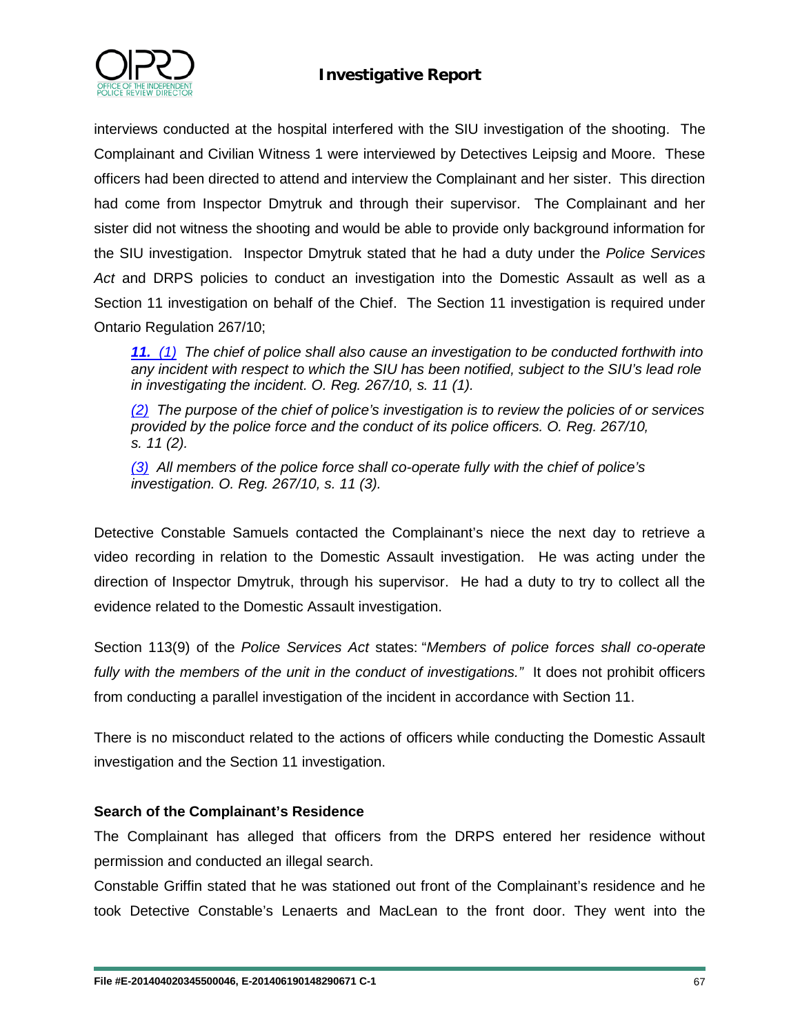interviews conducted at the hospital interfered with the SIU investigation of the shooting. The Complainant and Civilian Witness 1 were interviewed by Detectives Leipsig and Moore. These officers had been directed to attend and interview the Complainant and her sister. This direction had come from Inspector Dmytruk and through their supervisor. The Complainant and her sister did not witness the shooting and would be able to provide only background information for the SIU investigation. Inspector Dmytruk stated that he had a duty under the *Police Services Act* and DRPS policies to conduct an investigation into the Domestic Assault as well as a Section 11 investigation on behalf of the Chief. The Section 11 investigation is required under Ontario Regulation 267/10;

> ***11.*** *(1) The chief of police shall also cause an investigation to be conducted forthwith into any incident with respect to which the SIU has been notified, subject to the SIU's lead role in investigating the incident. O. Reg. 267/10, s. 11 (1).*
>
> *(2) The purpose of the chief of police's investigation is to review the policies of or services provided by the police force and the conduct of its police officers. O. Reg. 267/10, s. 11 (2).*
>
> *(3) All members of the police force shall co-operate fully with the chief of police's investigation. O. Reg. 267/10, s. 11 (3).*

Detective Constable Samuels contacted the Complainant's niece the next day to retrieve a video recording in relation to the Domestic Assault investigation. He was acting under the direction of Inspector Dmytruk, through his supervisor. He had a duty to try to collect all the evidence related to the Domestic Assault investigation.

Section 113(9) of the *Police Services Act* states: "*Members of police forces shall co-operate fully with the members of the unit in the conduct of investigations."* It does not prohibit officers from conducting a parallel investigation of the incident in accordance with Section 11.

There is no misconduct related to the actions of officers while conducting the Domestic Assault investigation and the Section 11 investigation.

**Search of the Complainant's Residence**

The Complainant has alleged that officers from the DRPS entered her residence without permission and conducted an illegal search.

Constable Griffin stated that he was stationed out front of the Complainant's residence and he took Detective Constable's Lenaerts and MacLean to the front door. They went into the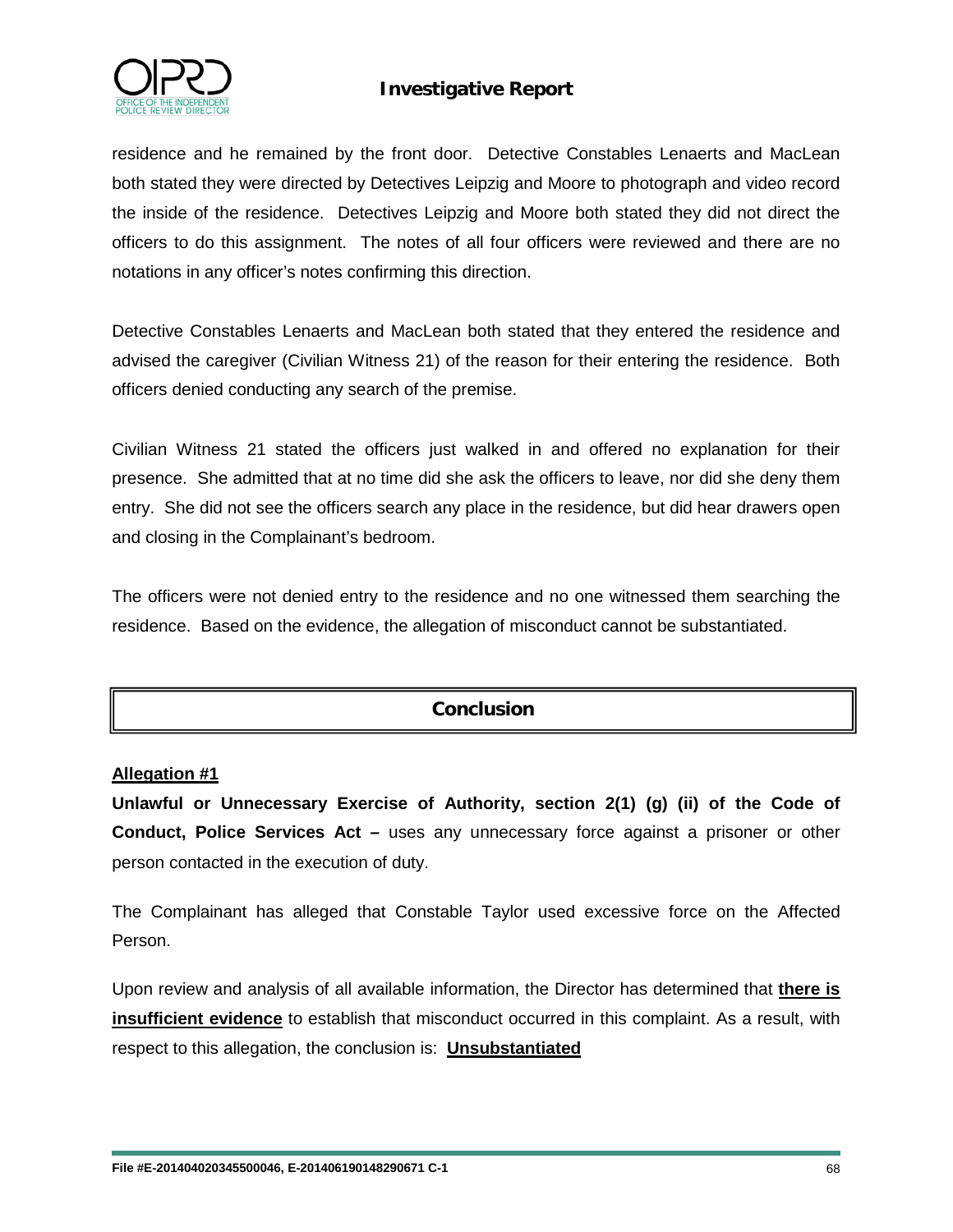residence and he remained by the front door. Detective Constables Lenaerts and MacLean both stated they were directed by Detectives Leipzig and Moore to photograph and video record the inside of the residence. Detectives Leipzig and Moore both stated they did not direct the officers to do this assignment. The notes of all four officers were reviewed and there are no notations in any officer's notes confirming this direction.

Detective Constables Lenaerts and MacLean both stated that they entered the residence and advised the caregiver (Civilian Witness 21) of the reason for their entering the residence. Both officers denied conducting any search of the premise.

Civilian Witness 21 stated the officers just walked in and offered no explanation for their presence. She admitted that at no time did she ask the officers to leave, nor did she deny them entry. She did not see the officers search any place in the residence, but did hear drawers open and closing in the Complainant's bedroom.

The officers were not denied entry to the residence and no one witnessed them searching the residence. Based on the evidence, the allegation of misconduct cannot be substantiated.

## Conclusion

**Allegation #1**

**Unlawful or Unnecessary Exercise of Authority, section 2(1) (g) (ii) of the Code of Conduct, Police Services Act –** uses any unnecessary force against a prisoner or other person contacted in the execution of duty.

The Complainant has alleged that Constable Taylor used excessive force on the Affected Person.

Upon review and analysis of all available information, the Director has determined that **there is insufficient evidence** to establish that misconduct occurred in this complaint. As a result, with respect to this allegation, the conclusion is: **Unsubstantiated**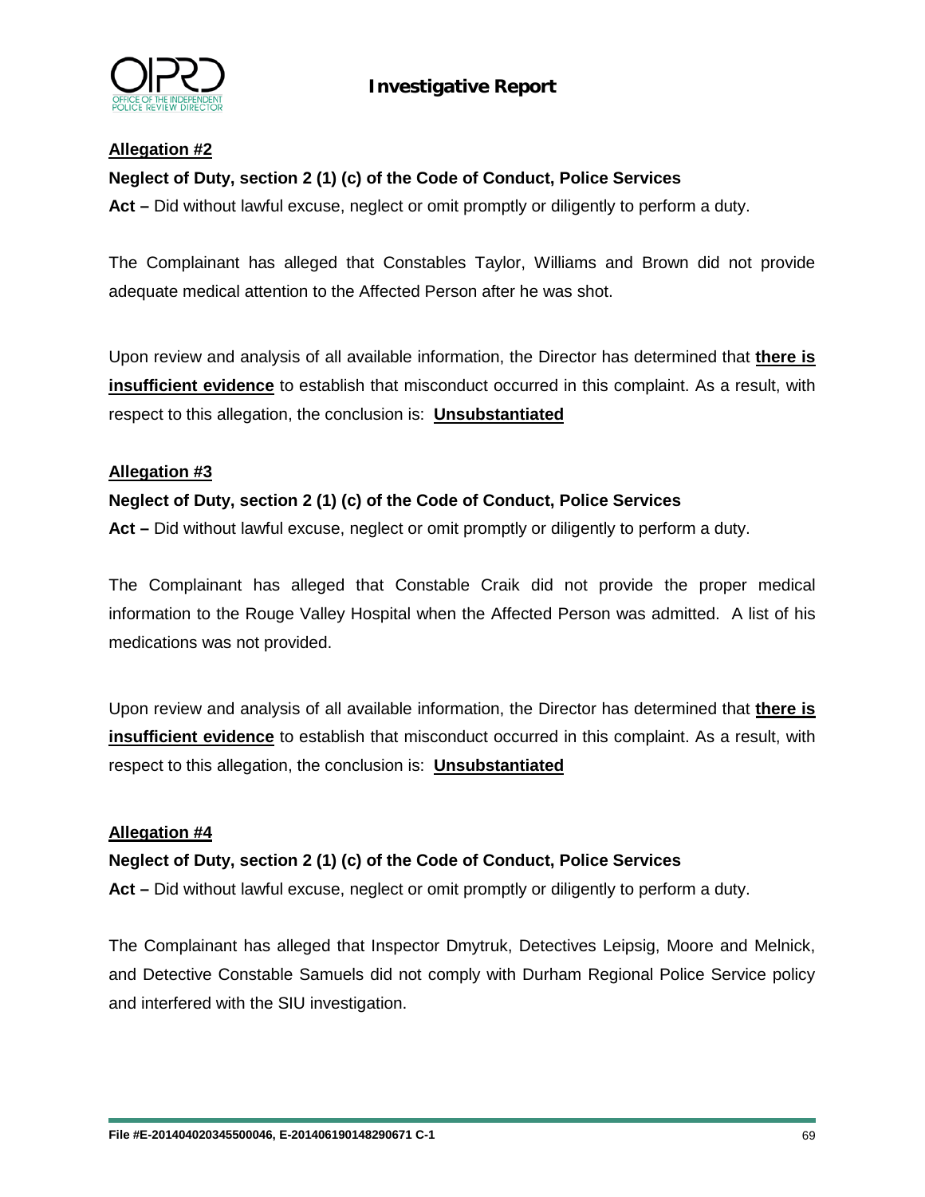**Allegation #2**

**Neglect of Duty, section 2 (1) (c) of the Code of Conduct, Police Services Act –** Did without lawful excuse, neglect or omit promptly or diligently to perform a duty.

The Complainant has alleged that Constables Taylor, Williams and Brown did not provide adequate medical attention to the Affected Person after he was shot.

Upon review and analysis of all available information, the Director has determined that **there is insufficient evidence** to establish that misconduct occurred in this complaint. As a result, with respect to this allegation, the conclusion is: **Unsubstantiated**

**Allegation #3**

**Neglect of Duty, section 2 (1) (c) of the Code of Conduct, Police Services Act –** Did without lawful excuse, neglect or omit promptly or diligently to perform a duty.

The Complainant has alleged that Constable Craik did not provide the proper medical information to the Rouge Valley Hospital when the Affected Person was admitted. A list of his medications was not provided.

Upon review and analysis of all available information, the Director has determined that **there is insufficient evidence** to establish that misconduct occurred in this complaint. As a result, with respect to this allegation, the conclusion is: **Unsubstantiated**

**Allegation #4**

**Neglect of Duty, section 2 (1) (c) of the Code of Conduct, Police Services Act –** Did without lawful excuse, neglect or omit promptly or diligently to perform a duty.

The Complainant has alleged that Inspector Dmytruk, Detectives Leipsig, Moore and Melnick, and Detective Constable Samuels did not comply with Durham Regional Police Service policy and interfered with the SIU investigation.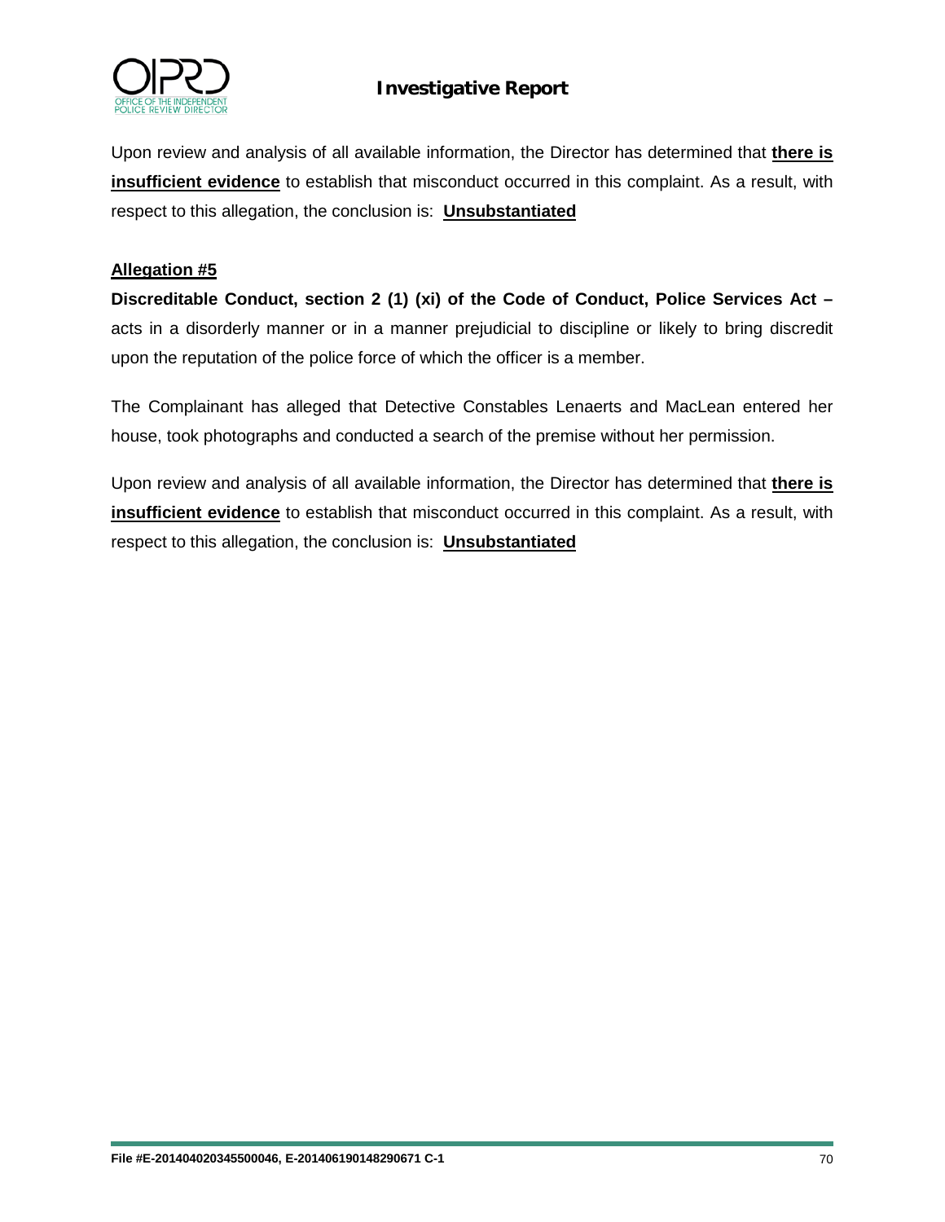Upon review and analysis of all available information, the Director has determined that **<u>there is insufficient evidence</u>** to establish that misconduct occurred in this complaint. As a result, with respect to this allegation, the conclusion is: **<u>Unsubstantiated</u>**

**<u>Allegation #5</u>**

**Discreditable Conduct, section 2 (1) (xi) of the Code of Conduct, Police Services Act –** acts in a disorderly manner or in a manner prejudicial to discipline or likely to bring discredit upon the reputation of the police force of which the officer is a member.

The Complainant has alleged that Detective Constables Lenaerts and MacLean entered her house, took photographs and conducted a search of the premise without her permission.

Upon review and analysis of all available information, the Director has determined that **<u>there is insufficient evidence</u>** to establish that misconduct occurred in this complaint. As a result, with respect to this allegation, the conclusion is: **<u>Unsubstantiated</u>**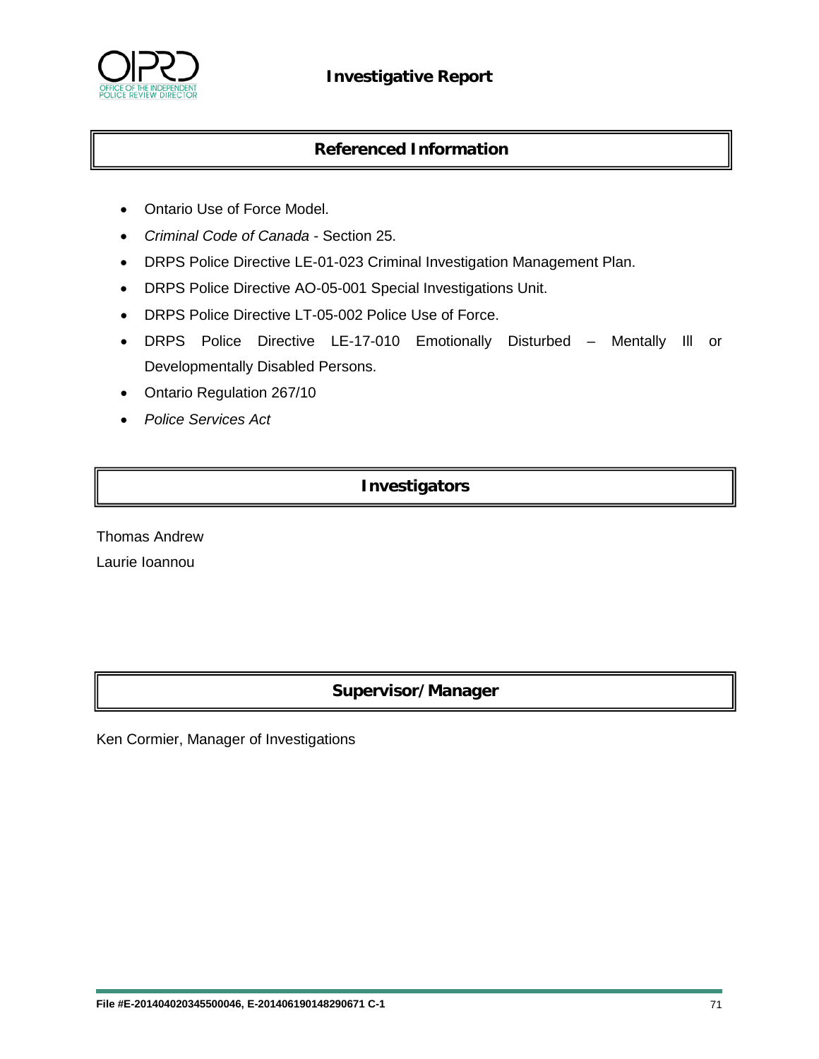## Referenced Information

- Ontario Use of Force Model.
- *Criminal Code of Canada* - Section 25.
- DRPS Police Directive LE-01-023 Criminal Investigation Management Plan.
- DRPS Police Directive AO-05-001 Special Investigations Unit.
- DRPS Police Directive LT-05-002 Police Use of Force.
- DRPS Police Directive LE-17-010 Emotionally Disturbed – Mentally Ill or Developmentally Disabled Persons.
- Ontario Regulation 267/10
- *Police Services Act*

## Investigators

Thomas Andrew

Laurie Ioannou

## Supervisor/Manager

Ken Cormier, Manager of Investigations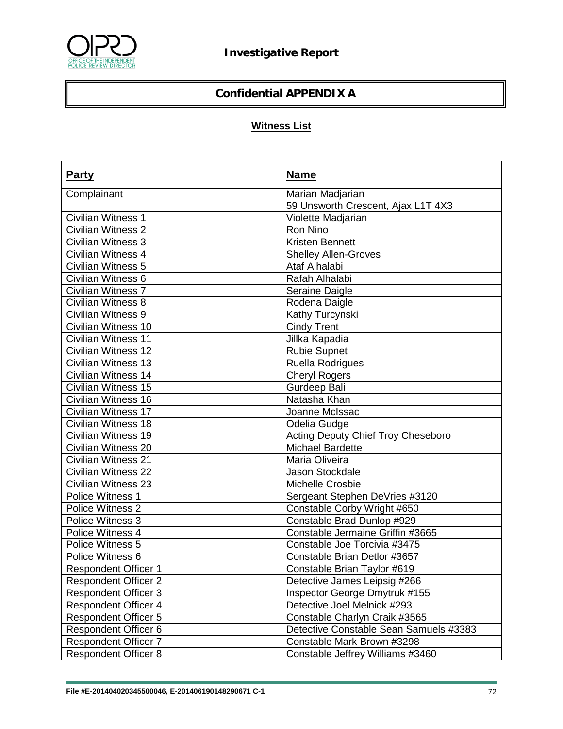# Investigative Report

## Confidential APPENDIX A

### Witness List

| **Party** | **Name** |
|---|---|
| Complainant | Marian Madjarian<br>59 Unsworth Crescent, Ajax L1T 4X3 |
| Civilian Witness 1 | Violette Madjarian |
| Civilian Witness 2 | Ron Nino |
| Civilian Witness 3 | Kristen Bennett |
| Civilian Witness 4 | Shelley Allen-Groves |
| Civilian Witness 5 | Ataf Alhalabi |
| Civilian Witness 6 | Rafah Alhalabi |
| Civilian Witness 7 | Seraine Daigle |
| Civilian Witness 8 | Rodena Daigle |
| Civilian Witness 9 | Kathy Turcynski |
| Civilian Witness 10 | Cindy Trent |
| Civilian Witness 11 | Jillka Kapadia |
| Civilian Witness 12 | Rubie Supnet |
| Civilian Witness 13 | Ruella Rodrigues |
| Civilian Witness 14 | Cheryl Rogers |
| Civilian Witness 15 | Gurdeep Bali |
| Civilian Witness 16 | Natasha Khan |
| Civilian Witness 17 | Joanne McIssac |
| Civilian Witness 18 | Odelia Gudge |
| Civilian Witness 19 | Acting Deputy Chief Troy Cheseboro |
| Civilian Witness 20 | Michael Bardette |
| Civilian Witness 21 | Maria Oliveira |
| Civilian Witness 22 | Jason Stockdale |
| Civilian Witness 23 | Michelle Crosbie |
| Police Witness 1 | Sergeant Stephen DeVries #3120 |
| Police Witness 2 | Constable Corby Wright #650 |
| Police Witness 3 | Constable Brad Dunlop #929 |
| Police Witness 4 | Constable Jermaine Griffin #3665 |
| Police Witness 5 | Constable Joe Torcivia #3475 |
| Police Witness 6 | Constable Brian Detlor #3657 |
| Respondent Officer 1 | Constable Brian Taylor #619 |
| Respondent Officer 2 | Detective James Leipsig #266 |
| Respondent Officer 3 | Inspector George Dmytruk #155 |
| Respondent Officer 4 | Detective Joel Melnick #293 |
| Respondent Officer 5 | Constable Charlyn Craik #3565 |
| Respondent Officer 6 | Detective Constable Sean Samuels #3383 |
| Respondent Officer 7 | Constable Mark Brown #3298 |
| Respondent Officer 8 | Constable Jeffrey Williams #3460 |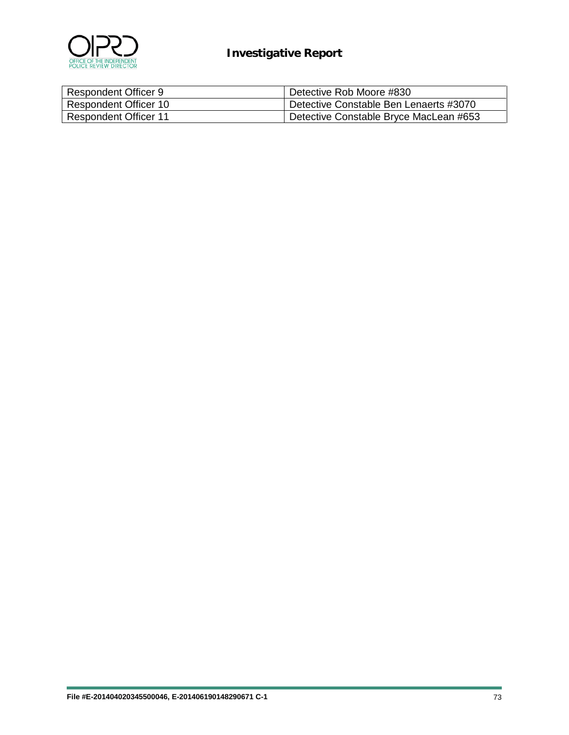| Respondent Officer 9 | Detective Rob Moore #830 |
|---|---|
| Respondent Officer 10 | Detective Constable Ben Lenaerts #3070 |
| Respondent Officer 11 | Detective Constable Bryce MacLean #653 |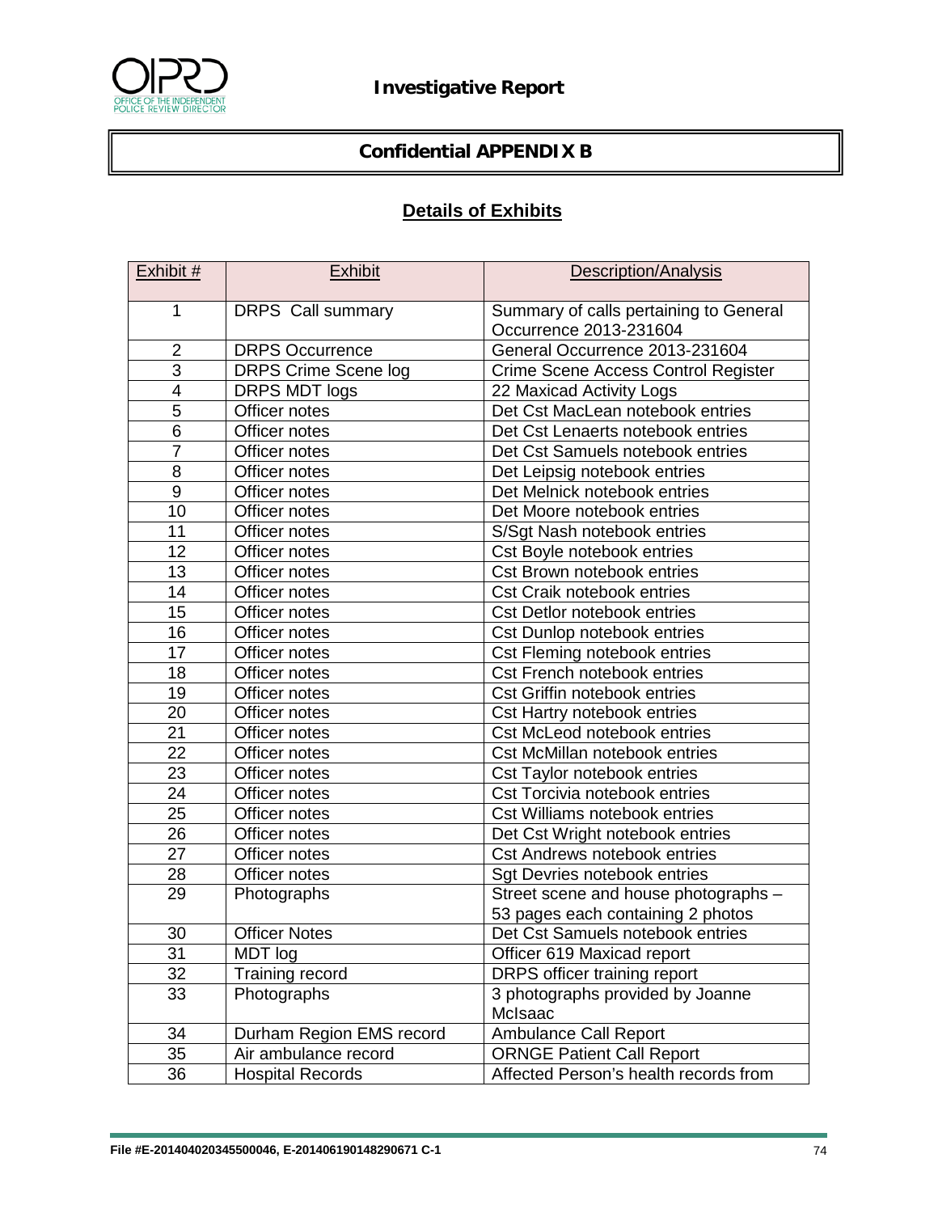## Confidential APPENDIX B

### Details of Exhibits

| Exhibit # | Exhibit | Description/Analysis |
|---|---|---|
| 1 | DRPS Call summary | Summary of calls pertaining to General Occurrence 2013-231604 |
| 2 | DRPS Occurrence | General Occurrence 2013-231604 |
| 3 | DRPS Crime Scene log | Crime Scene Access Control Register |
| 4 | DRPS MDT logs | 22 Maxicad Activity Logs |
| 5 | Officer notes | Det Cst MacLean notebook entries |
| 6 | Officer notes | Det Cst Lenaerts notebook entries |
| 7 | Officer notes | Det Cst Samuels notebook entries |
| 8 | Officer notes | Det Leipsig notebook entries |
| 9 | Officer notes | Det Melnick notebook entries |
| 10 | Officer notes | Det Moore notebook entries |
| 11 | Officer notes | S/Sgt Nash notebook entries |
| 12 | Officer notes | Cst Boyle notebook entries |
| 13 | Officer notes | Cst Brown notebook entries |
| 14 | Officer notes | Cst Craik notebook entries |
| 15 | Officer notes | Cst Detlor notebook entries |
| 16 | Officer notes | Cst Dunlop notebook entries |
| 17 | Officer notes | Cst Fleming notebook entries |
| 18 | Officer notes | Cst French notebook entries |
| 19 | Officer notes | Cst Griffin notebook entries |
| 20 | Officer notes | Cst Hartry notebook entries |
| 21 | Officer notes | Cst McLeod notebook entries |
| 22 | Officer notes | Cst McMillan notebook entries |
| 23 | Officer notes | Cst Taylor notebook entries |
| 24 | Officer notes | Cst Torcivia notebook entries |
| 25 | Officer notes | Cst Williams notebook entries |
| 26 | Officer notes | Det Cst Wright notebook entries |
| 27 | Officer notes | Cst Andrews notebook entries |
| 28 | Officer notes | Sgt Devries notebook entries |
| 29 | Photographs | Street scene and house photographs – 53 pages each containing 2 photos |
| 30 | Officer Notes | Det Cst Samuels notebook entries |
| 31 | MDT log | Officer 619 Maxicad report |
| 32 | Training record | DRPS officer training report |
| 33 | Photographs | 3 photographs provided by Joanne McIsaac |
| 34 | Durham Region EMS record | Ambulance Call Report |
| 35 | Air ambulance record | ORNGE Patient Call Report |
| 36 | Hospital Records | Affected Person's health records from |

File #E-201404020345500046, E-201406190148290671 C-1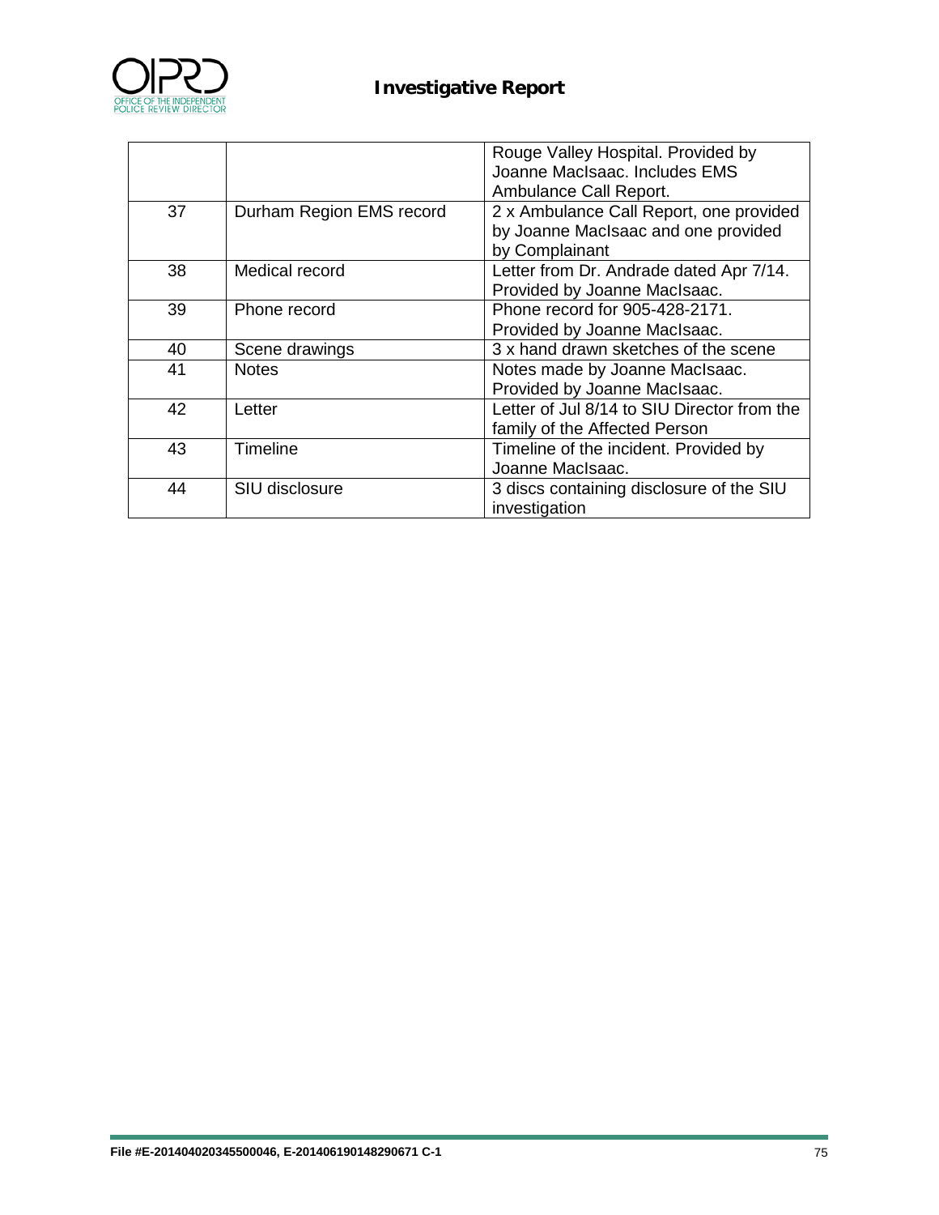| | | |
|---|---|---|
| | | Rouge Valley Hospital. Provided by Joanne MacIsaac. Includes EMS Ambulance Call Report. |
| 37 | Durham Region EMS record | 2 x Ambulance Call Report, one provided by Joanne MacIsaac and one provided by Complainant |
| 38 | Medical record | Letter from Dr. Andrade dated Apr 7/14. Provided by Joanne MacIsaac. |
| 39 | Phone record | Phone record for 905-428-2171. Provided by Joanne MacIsaac. |
| 40 | Scene drawings | 3 x hand drawn sketches of the scene |
| 41 | Notes | Notes made by Joanne MacIsaac. Provided by Joanne MacIsaac. |
| 42 | Letter | Letter of Jul 8/14 to SIU Director from the family of the Affected Person |
| 43 | Timeline | Timeline of the incident. Provided by Joanne MacIsaac. |
| 44 | SIU disclosure | 3 discs containing disclosure of the SIU investigation |